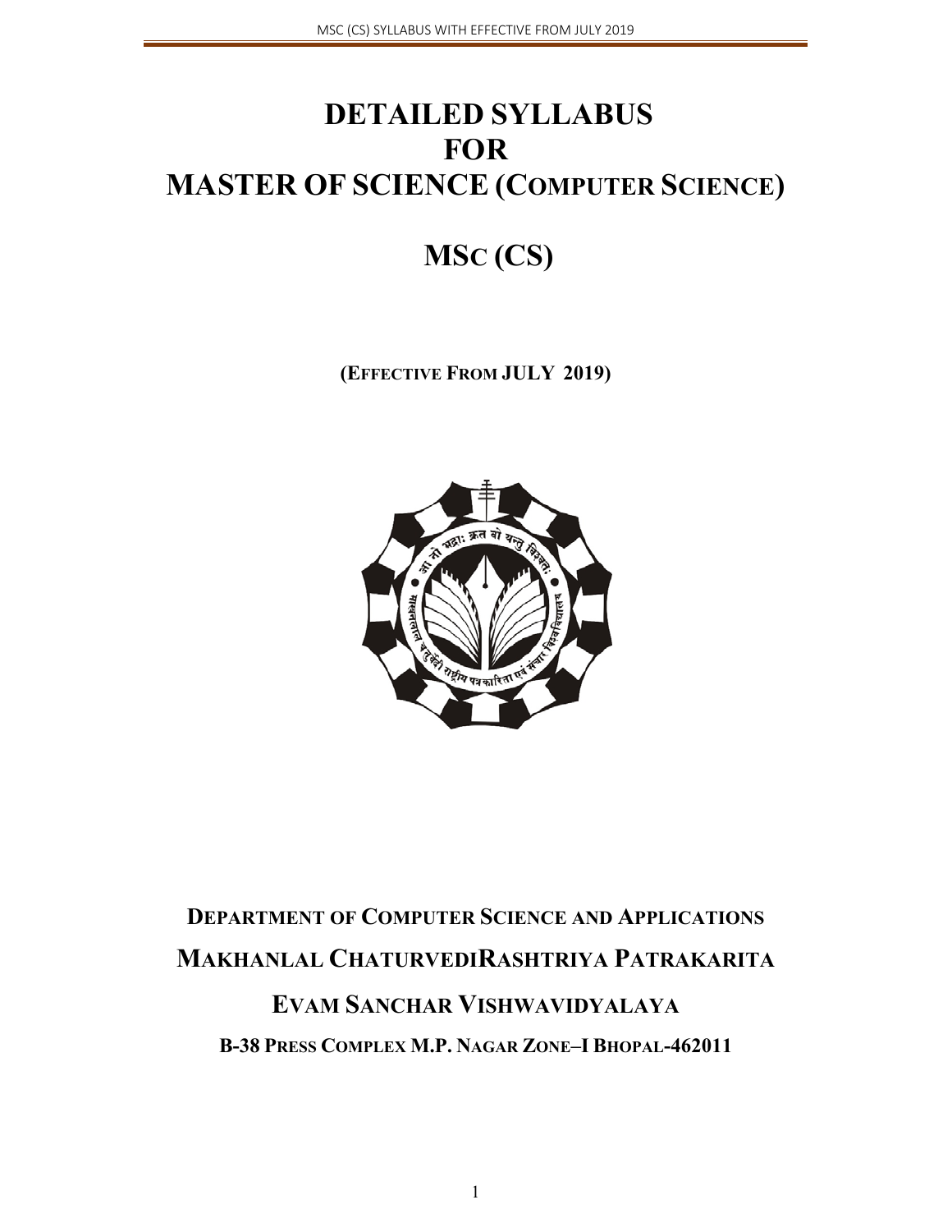# DETAILED SYLLABUS FOR MASTER OF SCIENCE (COMPUTER SCIENCE)

# MSc (CS)

**(EFFECTIVE FROM JULY 2019)**

**DEPARTMENT OF COMPUTER SCIENCE AND APPLICATIONS**

**MAKHANLAL CHATURVEDIRASHTRIYA PATRAKARITA**

**EVAM SANCHAR VISHWAVIDYALAYA**

**B-38 PRESS COMPLEX M.P. NAGAR ZONE–I BHOPAL-462011**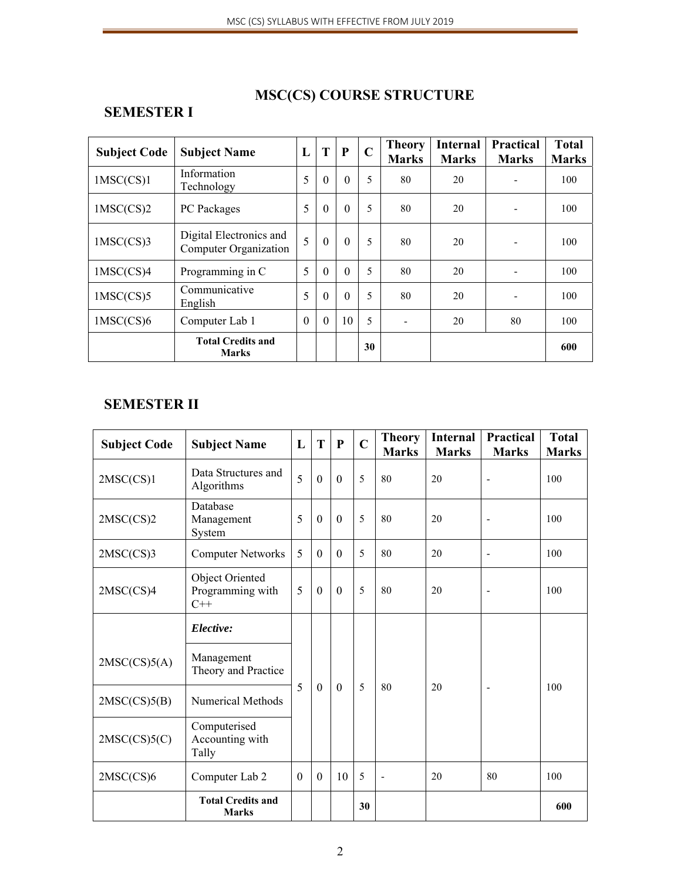# MSC(CS) COURSE STRUCTURE

## SEMESTER I

| Subject Code | Subject Name | L | T | P | C | Theory Marks | Internal Marks | Practical Marks | Total Marks |
|---|---|---|---|---|---|---|---|---|---|
| 1MSC(CS)1 | Information Technology | 5 | 0 | 0 | 5 | 80 | 20 | - | 100 |
| 1MSC(CS)2 | PC Packages | 5 | 0 | 0 | 5 | 80 | 20 | - | 100 |
| 1MSC(CS)3 | Digital Electronics and Computer Organization | 5 | 0 | 0 | 5 | 80 | 20 | - | 100 |
| 1MSC(CS)4 | Programming in C | 5 | 0 | 0 | 5 | 80 | 20 | - | 100 |
| 1MSC(CS)5 | Communicative English | 5 | 0 | 0 | 5 | 80 | 20 | - | 100 |
| 1MSC(CS)6 | Computer Lab 1 | 0 | 0 | 10 | 5 | - | 20 | 80 | 100 |
| | **Total Credits and Marks** | | | | **30** | | | | **600** |

## SEMESTER II

| Subject Code | Subject Name | L | T | P | C | Theory Marks | Internal Marks | Practical Marks | Total Marks |
|---|---|---|---|---|---|---|---|---|---|
| 2MSC(CS)1 | Data Structures and Algorithms | 5 | 0 | 0 | 5 | 80 | 20 | - | 100 |
| 2MSC(CS)2 | Database Management System | 5 | 0 | 0 | 5 | 80 | 20 | - | 100 |
| 2MSC(CS)3 | Computer Networks | 5 | 0 | 0 | 5 | 80 | 20 | - | 100 |
| 2MSC(CS)4 | Object Oriented Programming with C++ | 5 | 0 | 0 | 5 | 80 | 20 | - | 100 |
| | ***Elective:*** | 5 | 0 | 0 | 5 | 80 | 20 | - | 100 |
| 2MSC(CS)5(A) | Management Theory and Practice | | | | | | | | |
| 2MSC(CS)5(B) | Numerical Methods | | | | | | | | |
| 2MSC(CS)5(C) | Computerised Accounting with Tally | | | | | | | | |
| 2MSC(CS)6 | Computer Lab 2 | 0 | 0 | 10 | 5 | - | 20 | 80 | 100 |
| | **Total Credits and Marks** | | | | **30** | | | | **600** |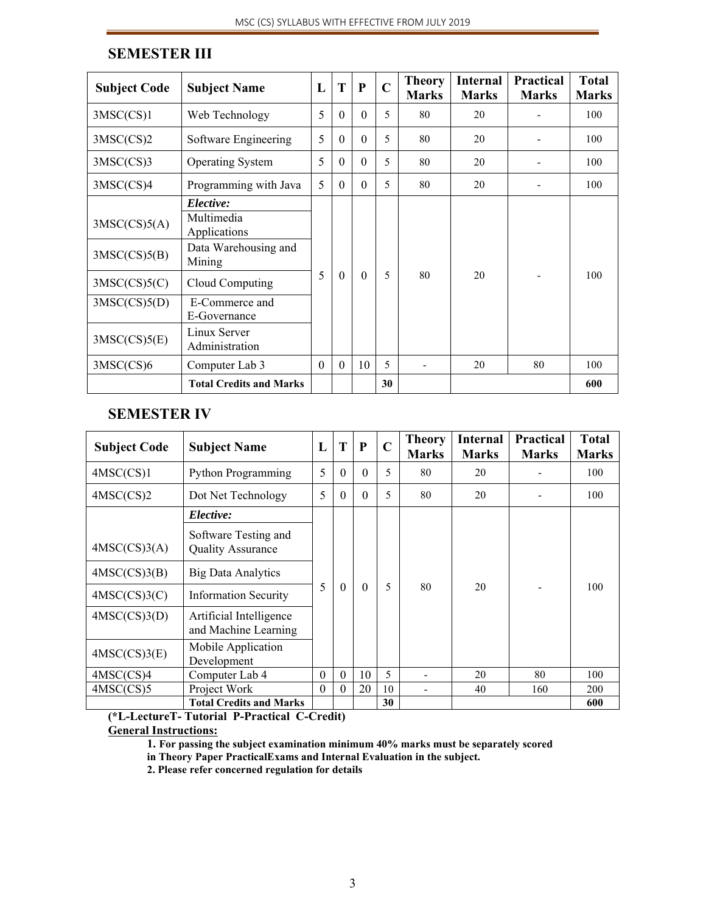## SEMESTER III

| Subject Code | Subject Name | L | T | P | C | Theory Marks | Internal Marks | Practical Marks | Total Marks |
|---|---|---|---|---|---|---|---|---|---|
| 3MSC(CS)1 | Web Technology | 5 | 0 | 0 | 5 | 80 | 20 | - | 100 |
| 3MSC(CS)2 | Software Engineering | 5 | 0 | 0 | 5 | 80 | 20 | - | 100 |
| 3MSC(CS)3 | Operating System | 5 | 0 | 0 | 5 | 80 | 20 | - | 100 |
| 3MSC(CS)4 | Programming with Java | 5 | 0 | 0 | 5 | 80 | 20 | - | 100 |
| | ***Elective:*** | 5 | 0 | 0 | 5 | 80 | 20 | - | 100 |
| 3MSC(CS)5(A) | Multimedia Applications | | | | | | | | |
| 3MSC(CS)5(B) | Data Warehousing and Mining | | | | | | | | |
| 3MSC(CS)5(C) | Cloud Computing | | | | | | | | |
| 3MSC(CS)5(D) | E-Commerce and E-Governance | | | | | | | | |
| 3MSC(CS)5(E) | Linux Server Administration | | | | | | | | |
| 3MSC(CS)6 | Computer Lab 3 | 0 | 0 | 10 | 5 | - | 20 | 80 | 100 |
| | **Total Credits and Marks** | | | | **30** | | | | **600** |

## SEMESTER IV

| Subject Code | Subject Name | L | T | P | C | Theory Marks | Internal Marks | Practical Marks | Total Marks |
|---|---|---|---|---|---|---|---|---|---|
| 4MSC(CS)1 | Python Programming | 5 | 0 | 0 | 5 | 80 | 20 | - | 100 |
| 4MSC(CS)2 | Dot Net Technology | 5 | 0 | 0 | 5 | 80 | 20 | - | 100 |
| | ***Elective:*** | 5 | 0 | 0 | 5 | 80 | 20 | - | 100 |
| 4MSC(CS)3(A) | Software Testing and Quality Assurance | | | | | | | | |
| 4MSC(CS)3(B) | Big Data Analytics | | | | | | | | |
| 4MSC(CS)3(C) | Information Security | | | | | | | | |
| 4MSC(CS)3(D) | Artificial Intelligence and Machine Learning | | | | | | | | |
| 4MSC(CS)3(E) | Mobile Application Development | | | | | | | | |
| 4MSC(CS)4 | Computer Lab 4 | 0 | 0 | 10 | 5 | - | 20 | 80 | 100 |
| 4MSC(CS)5 | Project Work | 0 | 0 | 20 | 10 | - | 40 | 160 | 200 |
| | **Total Credits and Marks** | | | | **30** | | | | **600** |

**(*L-LectureT- Tutorial P-Practical C-Credit)**

**General Instructions:**

**1. For passing the subject examination minimum 40% marks must be separately scored in Theory Paper PracticalExams and Internal Evaluation in the subject.**

**2. Please refer concerned regulation for details**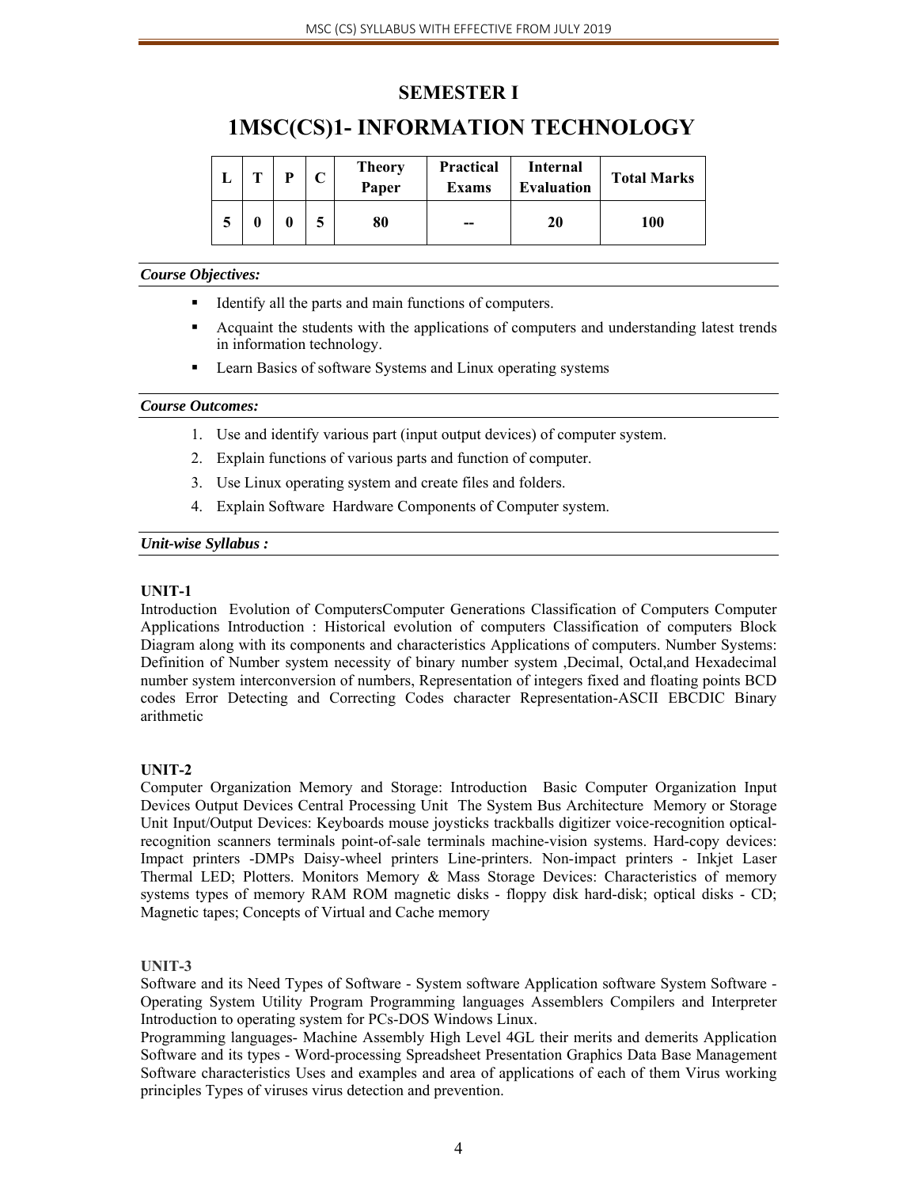## SEMESTER I

# 1MSC(CS)1- INFORMATION TECHNOLOGY

| L | T | P | C | Theory Paper | Practical Exams | Internal Evaluation | Total Marks |
|---|---|---|---|---|---|---|---|
| 5 | 0 | 0 | 5 | 80 | -- | 20 | 100 |

***Course Objectives:***

- Identify all the parts and main functions of computers.
- Acquaint the students with the applications of computers and understanding latest trends in information technology.
- Learn Basics of software Systems and Linux operating systems

***Course Outcomes:***

1. Use and identify various part (input output devices) of computer system.
2. Explain functions of various parts and function of computer.
3. Use Linux operating system and create files and folders.
4. Explain Software Hardware Components of Computer system.

***Unit-wise Syllabus :***

**UNIT-1**

Introduction Evolution of ComputersComputer Generations Classification of Computers Computer Applications Introduction : Historical evolution of computers Classification of computers Block Diagram along with its components and characteristics Applications of computers. Number Systems: Definition of Number system necessity of binary number system ,Decimal, Octal,and Hexadecimal number system interconversion of numbers, Representation of integers fixed and floating points BCD codes Error Detecting and Correcting Codes character Representation-ASCII EBCDIC Binary arithmetic

**UNIT-2**

Computer Organization Memory and Storage: Introduction Basic Computer Organization Input Devices Output Devices Central Processing Unit The System Bus Architecture Memory or Storage Unit Input/Output Devices: Keyboards mouse joysticks trackballs digitizer voice-recognition optical-recognition scanners terminals point-of-sale terminals machine-vision systems. Hard-copy devices: Impact printers -DMPs Daisy-wheel printers Line-printers. Non-impact printers - Inkjet Laser Thermal LED; Plotters. Monitors Memory & Mass Storage Devices: Characteristics of memory systems types of memory RAM ROM magnetic disks - floppy disk hard-disk; optical disks - CD; Magnetic tapes; Concepts of Virtual and Cache memory

**UNIT-3**

Software and its Need Types of Software - System software Application software System Software - Operating System Utility Program Programming languages Assemblers Compilers and Interpreter Introduction to operating system for PCs-DOS Windows Linux.

Programming languages- Machine Assembly High Level 4GL their merits and demerits Application Software and its types - Word-processing Spreadsheet Presentation Graphics Data Base Management Software characteristics Uses and examples and area of applications of each of them Virus working principles Types of viruses virus detection and prevention.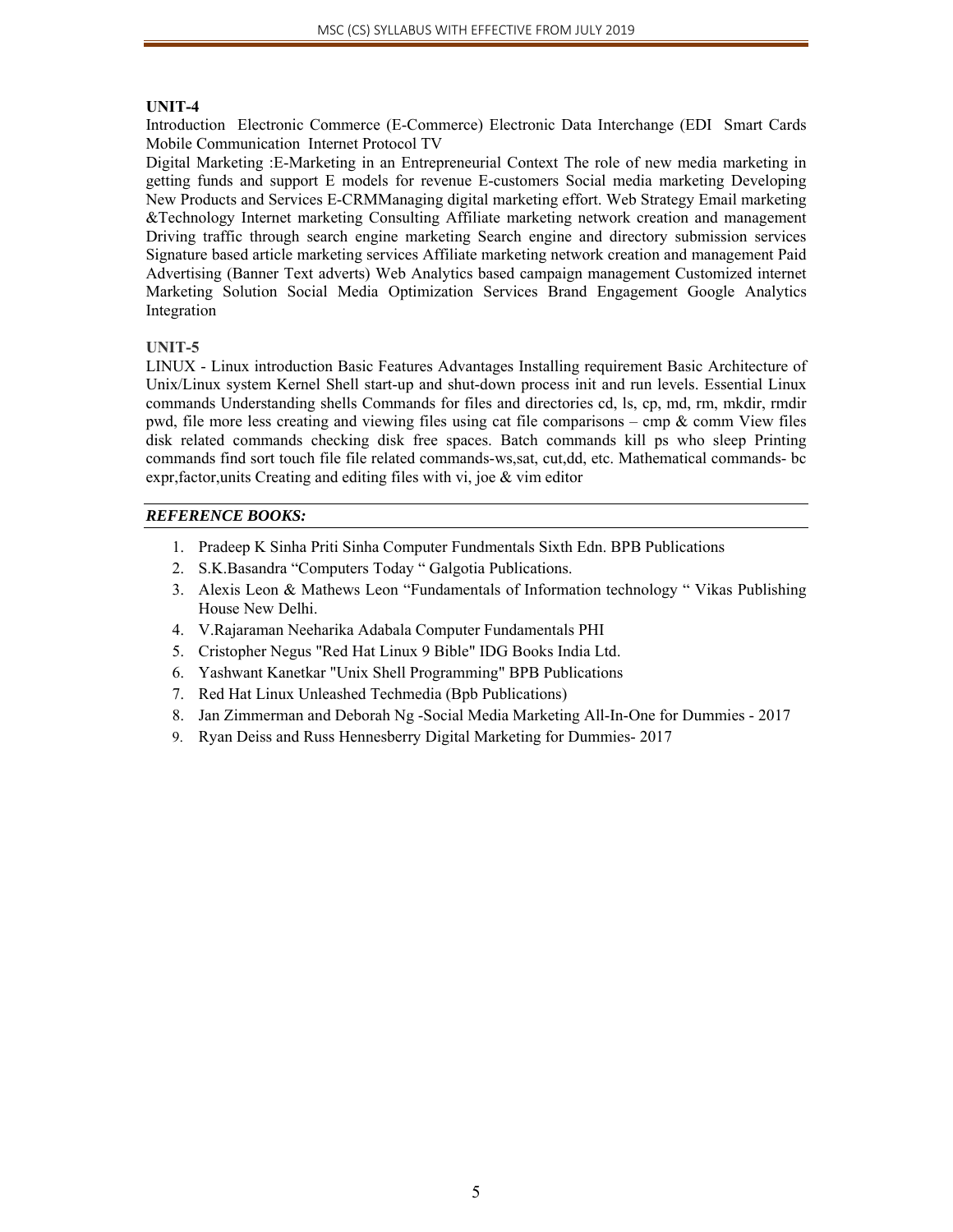## UNIT-4

Introduction Electronic Commerce (E-Commerce) Electronic Data Interchange (EDI Smart Cards Mobile Communication Internet Protocol TV

Digital Marketing :E-Marketing in an Entrepreneurial Context The role of new media marketing in getting funds and support E models for revenue E-customers Social media marketing Developing New Products and Services E-CRMManaging digital marketing effort. Web Strategy Email marketing &Technology Internet marketing Consulting Affiliate marketing network creation and management Driving traffic through search engine marketing Search engine and directory submission services Signature based article marketing services Affiliate marketing network creation and management Paid Advertising (Banner Text adverts) Web Analytics based campaign management Customized internet Marketing Solution Social Media Optimization Services Brand Engagement Google Analytics Integration

## UNIT-5

LINUX - Linux introduction Basic Features Advantages Installing requirement Basic Architecture of Unix/Linux system Kernel Shell start-up and shut-down process init and run levels. Essential Linux commands Understanding shells Commands for files and directories cd, ls, cp, md, rm, mkdir, rmdir pwd, file more less creating and viewing files using cat file comparisons – cmp & comm View files disk related commands checking disk free spaces. Batch commands kill ps who sleep Printing commands find sort touch file file related commands-ws,sat, cut,dd, etc. Mathematical commands- bc expr,factor,units Creating and editing files with vi, joe & vim editor

### *REFERENCE BOOKS:*

1. Pradeep K Sinha Priti Sinha Computer Fundmentals Sixth Edn. BPB Publications
2. S.K.Basandra "Computers Today " Galgotia Publications.
3. Alexis Leon & Mathews Leon "Fundamentals of Information technology " Vikas Publishing House New Delhi.
4. V.Rajaraman Neeharika Adabala Computer Fundamentals PHI
5. Cristopher Negus "Red Hat Linux 9 Bible" IDG Books India Ltd.
6. Yashwant Kanetkar "Unix Shell Programming" BPB Publications
7. Red Hat Linux Unleashed Techmedia (Bpb Publications)
8. Jan Zimmerman and Deborah Ng -Social Media Marketing All-In-One for Dummies - 2017
9. Ryan Deiss and Russ Hennesberry Digital Marketing for Dummies- 2017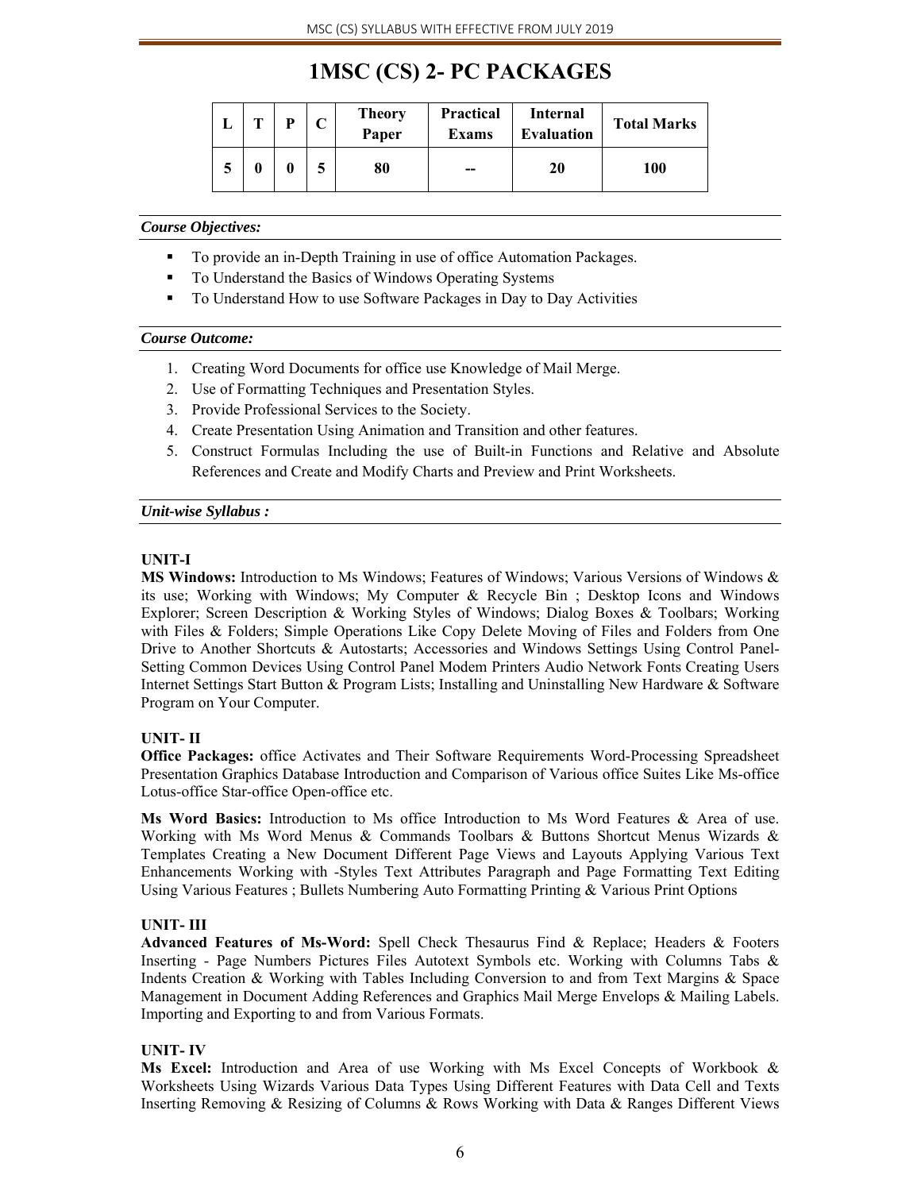# 1MSC (CS) 2- PC PACKAGES

| L | T | P | C | Theory Paper | Practical Exams | Internal Evaluation | Total Marks |
|---|---|---|---|---|---|---|---|
| 5 | 0 | 0 | 5 | 80 | -- | 20 | 100 |

***Course Objectives:***

- To provide an in-Depth Training in use of office Automation Packages.
- To Understand the Basics of Windows Operating Systems
- To Understand How to use Software Packages in Day to Day Activities

***Course Outcome:***

1. Creating Word Documents for office use Knowledge of Mail Merge.
2. Use of Formatting Techniques and Presentation Styles.
3. Provide Professional Services to the Society.
4. Create Presentation Using Animation and Transition and other features.
5. Construct Formulas Including the use of Built-in Functions and Relative and Absolute References and Create and Modify Charts and Preview and Print Worksheets.

***Unit-wise Syllabus :***

**UNIT-I**

**MS Windows:** Introduction to Ms Windows; Features of Windows; Various Versions of Windows & its use; Working with Windows; My Computer & Recycle Bin ; Desktop Icons and Windows Explorer; Screen Description & Working Styles of Windows; Dialog Boxes & Toolbars; Working with Files & Folders; Simple Operations Like Copy Delete Moving of Files and Folders from One Drive to Another Shortcuts & Autostarts; Accessories and Windows Settings Using Control Panel- Setting Common Devices Using Control Panel Modem Printers Audio Network Fonts Creating Users Internet Settings Start Button & Program Lists; Installing and Uninstalling New Hardware & Software Program on Your Computer.

**UNIT- II**

**Office Packages:** office Activates and Their Software Requirements Word-Processing Spreadsheet Presentation Graphics Database Introduction and Comparison of Various office Suites Like Ms-office Lotus-office Star-office Open-office etc.

**Ms Word Basics:** Introduction to Ms office Introduction to Ms Word Features & Area of use. Working with Ms Word Menus & Commands Toolbars & Buttons Shortcut Menus Wizards & Templates Creating a New Document Different Page Views and Layouts Applying Various Text Enhancements Working with -Styles Text Attributes Paragraph and Page Formatting Text Editing Using Various Features ; Bullets Numbering Auto Formatting Printing & Various Print Options

**UNIT- III**

**Advanced Features of Ms-Word:** Spell Check Thesaurus Find & Replace; Headers & Footers Inserting - Page Numbers Pictures Files Autotext Symbols etc. Working with Columns Tabs & Indents Creation & Working with Tables Including Conversion to and from Text Margins & Space Management in Document Adding References and Graphics Mail Merge Envelops & Mailing Labels. Importing and Exporting to and from Various Formats.

**UNIT- IV**

**Ms Excel:** Introduction and Area of use Working with Ms Excel Concepts of Workbook & Worksheets Using Wizards Various Data Types Using Different Features with Data Cell and Texts Inserting Removing & Resizing of Columns & Rows Working with Data & Ranges Different Views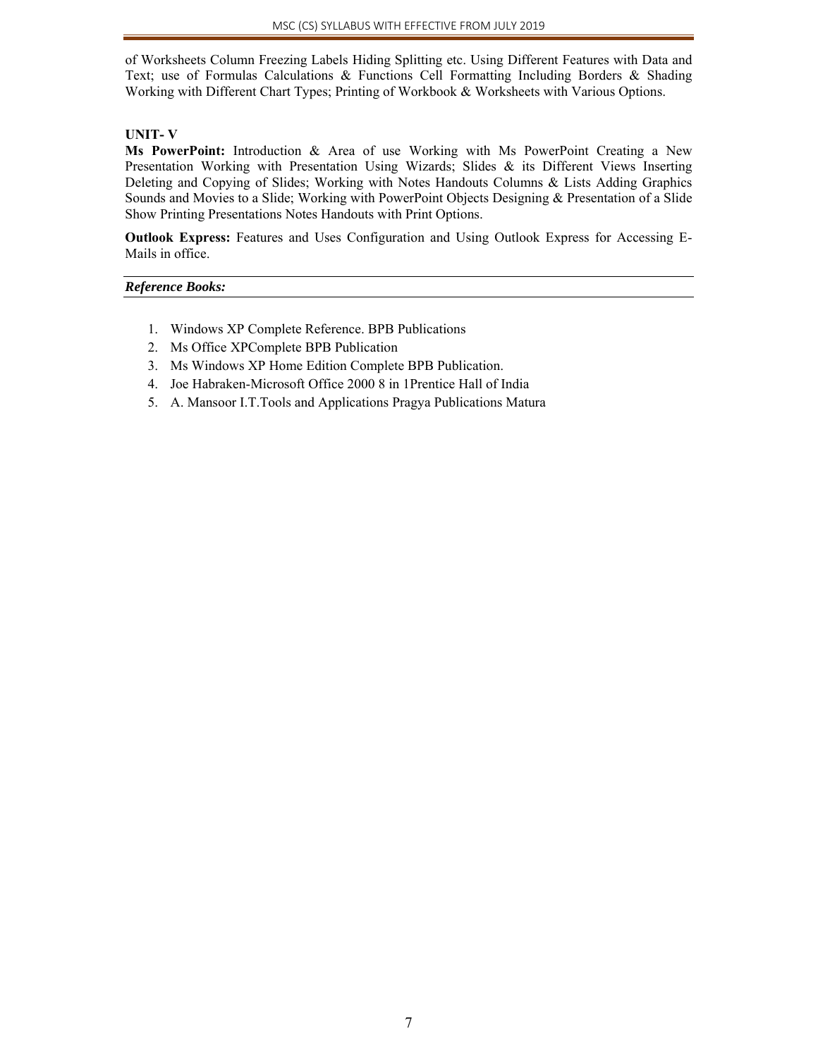of Worksheets Column Freezing Labels Hiding Splitting etc. Using Different Features with Data and Text; use of Formulas Calculations & Functions Cell Formatting Including Borders & Shading Working with Different Chart Types; Printing of Workbook & Worksheets with Various Options.

**UNIT- V**

**Ms PowerPoint:** Introduction & Area of use Working with Ms PowerPoint Creating a New Presentation Working with Presentation Using Wizards; Slides & its Different Views Inserting Deleting and Copying of Slides; Working with Notes Handouts Columns & Lists Adding Graphics Sounds and Movies to a Slide; Working with PowerPoint Objects Designing & Presentation of a Slide Show Printing Presentations Notes Handouts with Print Options.

**Outlook Express:** Features and Uses Configuration and Using Outlook Express for Accessing E-Mails in office.

***Reference Books:***

1. Windows XP Complete Reference. BPB Publications
2. Ms Office XPComplete BPB Publication
3. Ms Windows XP Home Edition Complete BPB Publication.
4. Joe Habraken-Microsoft Office 2000 8 in 1Prentice Hall of India
5. A. Mansoor I.T.Tools and Applications Pragya Publications Matura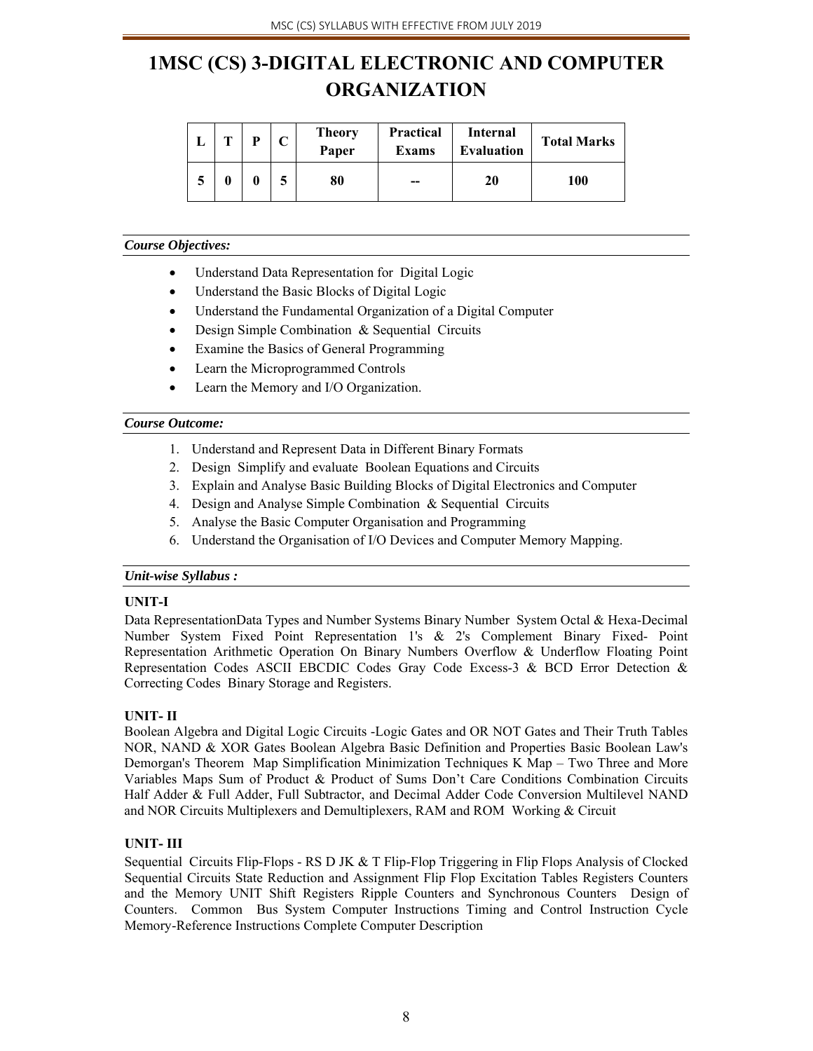# 1MSC (CS) 3-DIGITAL ELECTRONIC AND COMPUTER ORGANIZATION

| L | T | P | C | Theory Paper | Practical Exams | Internal Evaluation | Total Marks |
|---|---|---|---|---|---|---|---|
| 5 | 0 | 0 | 5 | 80 | -- | 20 | 100 |

***Course Objectives:***

- Understand Data Representation for Digital Logic
- Understand the Basic Blocks of Digital Logic
- Understand the Fundamental Organization of a Digital Computer
- Design Simple Combination & Sequential Circuits
- Examine the Basics of General Programming
- Learn the Microprogrammed Controls
- Learn the Memory and I/O Organization.

***Course Outcome:***

1. Understand and Represent Data in Different Binary Formats
2. Design Simplify and evaluate Boolean Equations and Circuits
3. Explain and Analyse Basic Building Blocks of Digital Electronics and Computer
4. Design and Analyse Simple Combination & Sequential Circuits
5. Analyse the Basic Computer Organisation and Programming
6. Understand the Organisation of I/O Devices and Computer Memory Mapping.

***Unit-wise Syllabus :***

**UNIT-I**

Data RepresentationData Types and Number Systems Binary Number System Octal & Hexa-Decimal Number System Fixed Point Representation 1's & 2's Complement Binary Fixed- Point Representation Arithmetic Operation On Binary Numbers Overflow & Underflow Floating Point Representation Codes ASCII EBCDIC Codes Gray Code Excess-3 & BCD Error Detection & Correcting Codes Binary Storage and Registers.

**UNIT- II**

Boolean Algebra and Digital Logic Circuits -Logic Gates and OR NOT Gates and Their Truth Tables NOR, NAND & XOR Gates Boolean Algebra Basic Definition and Properties Basic Boolean Law's Demorgan's Theorem Map Simplification Minimization Techniques K Map – Two Three and More Variables Maps Sum of Product & Product of Sums Don't Care Conditions Combination Circuits Half Adder & Full Adder, Full Subtractor, and Decimal Adder Code Conversion Multilevel NAND and NOR Circuits Multiplexers and Demultiplexers, RAM and ROM Working & Circuit

**UNIT- III**

Sequential Circuits Flip-Flops - RS D JK & T Flip-Flop Triggering in Flip Flops Analysis of Clocked Sequential Circuits State Reduction and Assignment Flip Flop Excitation Tables Registers Counters and the Memory UNIT Shift Registers Ripple Counters and Synchronous Counters Design of Counters. Common Bus System Computer Instructions Timing and Control Instruction Cycle Memory-Reference Instructions Complete Computer Description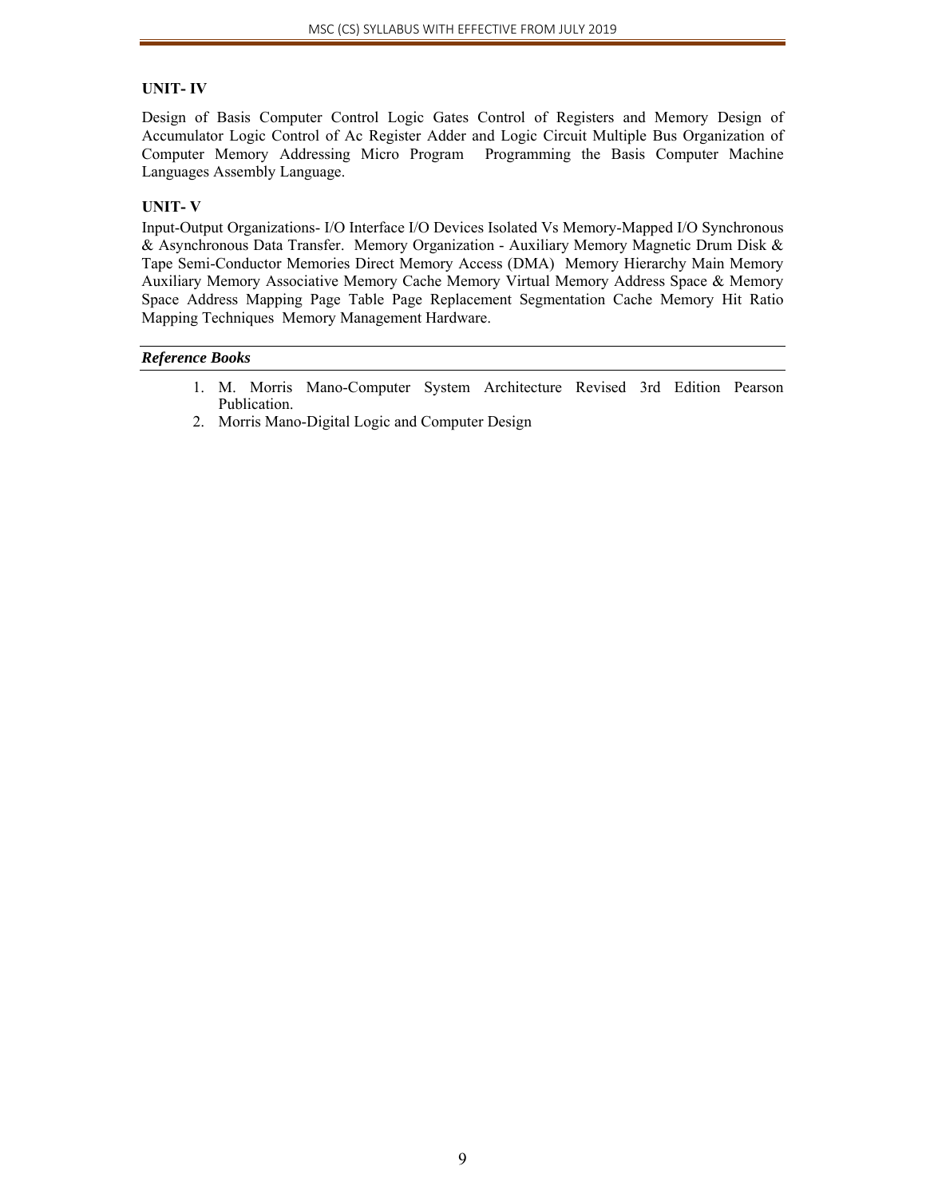**UNIT- IV**

Design of Basis Computer Control Logic Gates Control of Registers and Memory Design of Accumulator Logic Control of Ac Register Adder and Logic Circuit Multiple Bus Organization of Computer Memory Addressing Micro Program  Programming the Basis Computer Machine Languages Assembly Language.

**UNIT- V**

Input-Output Organizations- I/O Interface I/O Devices Isolated Vs Memory-Mapped I/O Synchronous & Asynchronous Data Transfer.  Memory Organization - Auxiliary Memory Magnetic Drum Disk & Tape Semi-Conductor Memories Direct Memory Access (DMA)  Memory Hierarchy Main Memory Auxiliary Memory Associative Memory Cache Memory Virtual Memory Address Space & Memory Space Address Mapping Page Table Page Replacement Segmentation Cache Memory Hit Ratio Mapping Techniques  Memory Management Hardware.

***Reference Books***

1. M. Morris Mano-Computer System Architecture Revised 3rd Edition Pearson Publication.
2. Morris Mano-Digital Logic and Computer Design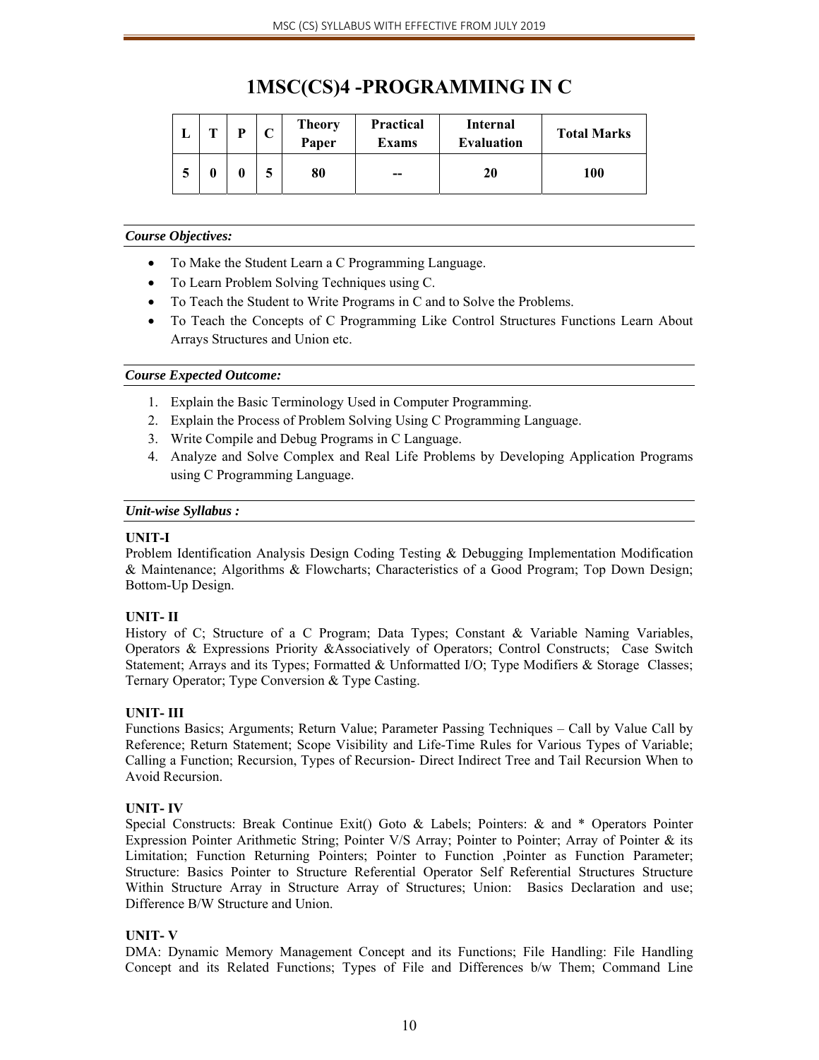# 1MSC(CS)4 -PROGRAMMING IN C

| L | T | P | C | Theory Paper | Practical Exams | Internal Evaluation | Total Marks |
|---|---|---|---|---|---|---|---|
| 5 | 0 | 0 | 5 | 80 | -- | 20 | 100 |

***Course Objectives:***

- To Make the Student Learn a C Programming Language.
- To Learn Problem Solving Techniques using C.
- To Teach the Student to Write Programs in C and to Solve the Problems.
- To Teach the Concepts of C Programming Like Control Structures Functions Learn About Arrays Structures and Union etc.

***Course Expected Outcome:***

1. Explain the Basic Terminology Used in Computer Programming.
2. Explain the Process of Problem Solving Using C Programming Language.
3. Write Compile and Debug Programs in C Language.
4. Analyze and Solve Complex and Real Life Problems by Developing Application Programs using C Programming Language.

***Unit-wise Syllabus :***

**UNIT-I**
Problem Identification Analysis Design Coding Testing & Debugging Implementation Modification & Maintenance; Algorithms & Flowcharts; Characteristics of a Good Program; Top Down Design; Bottom-Up Design.

**UNIT- II**
History of C; Structure of a C Program; Data Types; Constant & Variable Naming Variables, Operators & Expressions Priority &Associatively of Operators; Control Constructs; Case Switch Statement; Arrays and its Types; Formatted & Unformatted I/O; Type Modifiers & Storage Classes; Ternary Operator; Type Conversion & Type Casting.

**UNIT- III**
Functions Basics; Arguments; Return Value; Parameter Passing Techniques – Call by Value Call by Reference; Return Statement; Scope Visibility and Life-Time Rules for Various Types of Variable; Calling a Function; Recursion, Types of Recursion- Direct Indirect Tree and Tail Recursion When to Avoid Recursion.

**UNIT- IV**
Special Constructs: Break Continue Exit() Goto & Labels; Pointers: & and * Operators Pointer Expression Pointer Arithmetic String; Pointer V/S Array; Pointer to Pointer; Array of Pointer & its Limitation; Function Returning Pointers; Pointer to Function ,Pointer as Function Parameter; Structure: Basics Pointer to Structure Referential Operator Self Referential Structures Structure Within Structure Array in Structure Array of Structures; Union: Basics Declaration and use; Difference B/W Structure and Union.

**UNIT- V**
DMA: Dynamic Memory Management Concept and its Functions; File Handling: File Handling Concept and its Related Functions; Types of File and Differences b/w Them; Command Line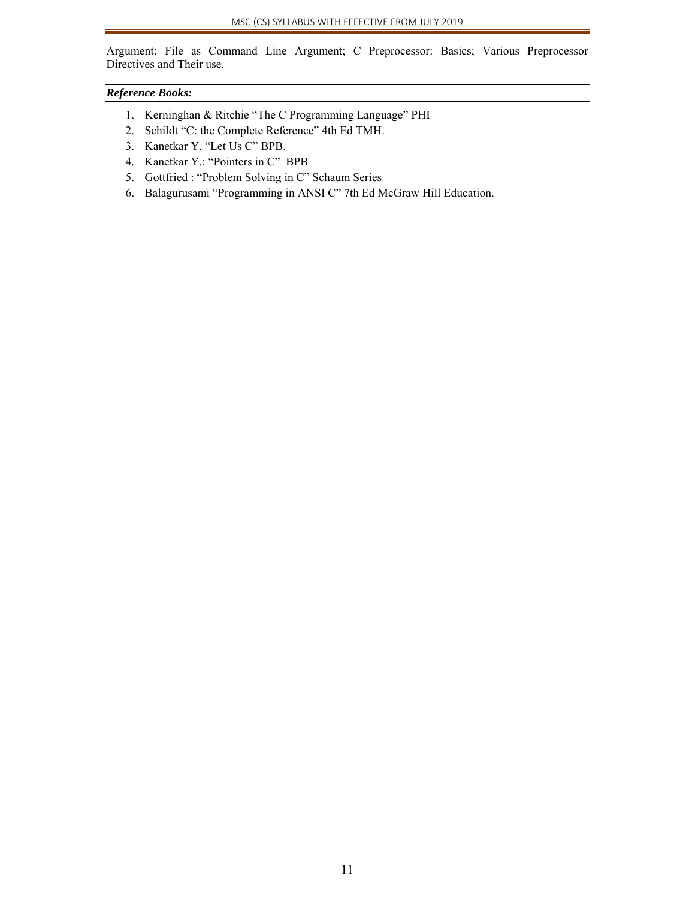Argument; File as Command Line Argument; C Preprocessor: Basics; Various Preprocessor Directives and Their use.

***Reference Books:***

1. Kerninghan & Ritchie "The C Programming Language" PHI
2. Schildt "C: the Complete Reference" 4th Ed TMH.
3. Kanetkar Y. "Let Us C" BPB.
4. Kanetkar Y.: "Pointers in C" BPB
5. Gottfried : "Problem Solving in C" Schaum Series
6. Balagurusami "Programming in ANSI C" 7th Ed McGraw Hill Education.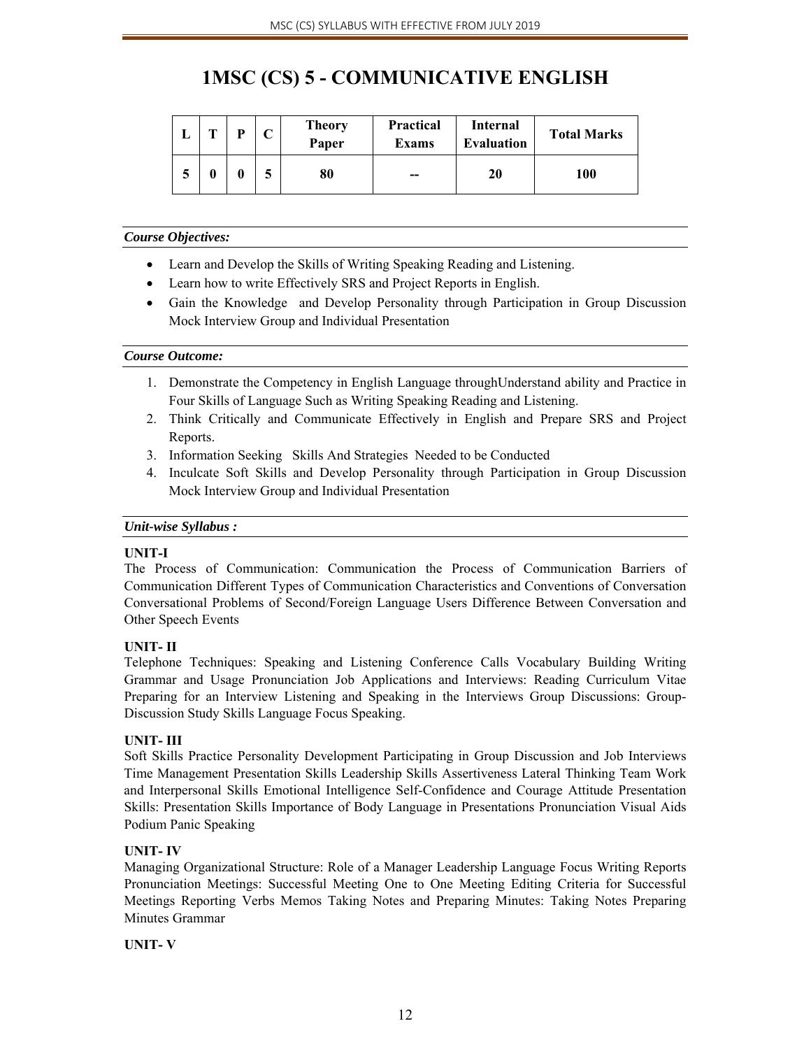# 1MSC (CS) 5 - COMMUNICATIVE ENGLISH

| L | T | P | C | Theory Paper | Practical Exams | Internal Evaluation | Total Marks |
|---|---|---|---|---|---|---|---|
| 5 | 0 | 0 | 5 | 80 | -- | 20 | 100 |

***Course Objectives:***

- Learn and Develop the Skills of Writing Speaking Reading and Listening.
- Learn how to write Effectively SRS and Project Reports in English.
- Gain the Knowledge and Develop Personality through Participation in Group Discussion Mock Interview Group and Individual Presentation

***Course Outcome:***

1. Demonstrate the Competency in English Language throughUnderstand ability and Practice in Four Skills of Language Such as Writing Speaking Reading and Listening.
2. Think Critically and Communicate Effectively in English and Prepare SRS and Project Reports.
3. Information Seeking Skills And Strategies Needed to be Conducted
4. Inculcate Soft Skills and Develop Personality through Participation in Group Discussion Mock Interview Group and Individual Presentation

***Unit-wise Syllabus :***

**UNIT-I**

The Process of Communication: Communication the Process of Communication Barriers of Communication Different Types of Communication Characteristics and Conventions of Conversation Conversational Problems of Second/Foreign Language Users Difference Between Conversation and Other Speech Events

**UNIT- II**

Telephone Techniques: Speaking and Listening Conference Calls Vocabulary Building Writing Grammar and Usage Pronunciation Job Applications and Interviews: Reading Curriculum Vitae Preparing for an Interview Listening and Speaking in the Interviews Group Discussions: Group-Discussion Study Skills Language Focus Speaking.

**UNIT- III**

Soft Skills Practice Personality Development Participating in Group Discussion and Job Interviews Time Management Presentation Skills Leadership Skills Assertiveness Lateral Thinking Team Work and Interpersonal Skills Emotional Intelligence Self-Confidence and Courage Attitude Presentation Skills: Presentation Skills Importance of Body Language in Presentations Pronunciation Visual Aids Podium Panic Speaking

**UNIT- IV**

Managing Organizational Structure: Role of a Manager Leadership Language Focus Writing Reports Pronunciation Meetings: Successful Meeting One to One Meeting Editing Criteria for Successful Meetings Reporting Verbs Memos Taking Notes and Preparing Minutes: Taking Notes Preparing Minutes Grammar

**UNIT- V**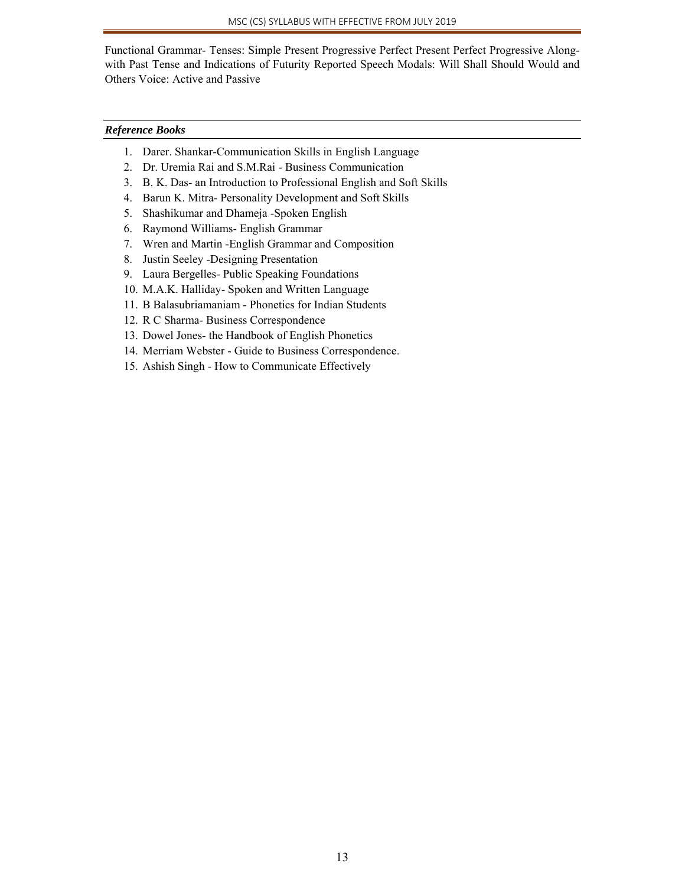Functional Grammar- Tenses: Simple Present Progressive Perfect Present Perfect Progressive Along-with Past Tense and Indications of Futurity Reported Speech Modals: Will Shall Should Would and Others Voice: Active and Passive

### *Reference Books*

1. Darer. Shankar-Communication Skills in English Language
2. Dr. Uremia Rai and S.M.Rai - Business Communication
3. B. K. Das- an Introduction to Professional English and Soft Skills
4. Barun K. Mitra- Personality Development and Soft Skills
5. Shashikumar and Dhameja -Spoken English
6. Raymond Williams- English Grammar
7. Wren and Martin -English Grammar and Composition
8. Justin Seeley -Designing Presentation
9. Laura Bergelles- Public Speaking Foundations
10. M.A.K. Halliday- Spoken and Written Language
11. B Balasubriamaniam - Phonetics for Indian Students
12. R C Sharma- Business Correspondence
13. Dowel Jones- the Handbook of English Phonetics
14. Merriam Webster - Guide to Business Correspondence.
15. Ashish Singh - How to Communicate Effectively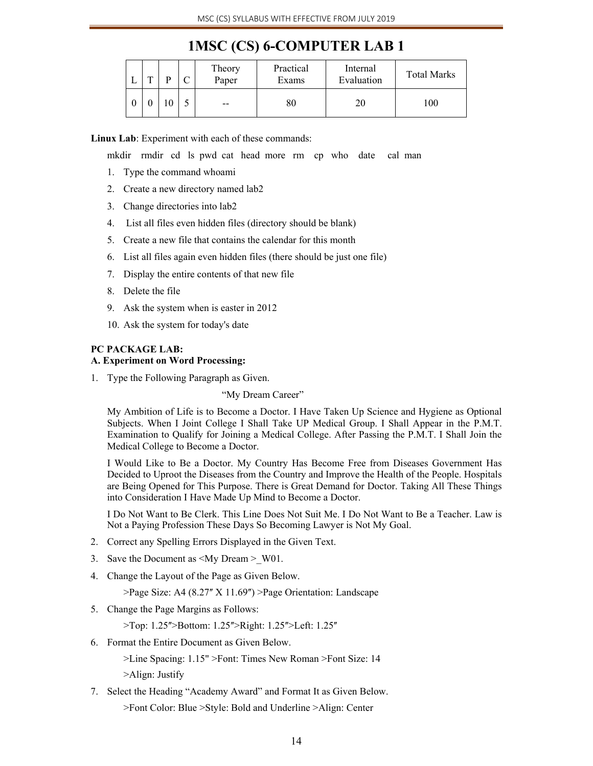# 1MSC (CS) 6-COMPUTER LAB 1

| L | T | P | C | Theory Paper | Practical Exams | Internal Evaluation | Total Marks |
|---|---|---|---|---|---|---|---|
| 0 | 0 | 10 | 5 | -- | 80 | 20 | 100 |

**Linux Lab**: Experiment with each of these commands:

mkdir rmdir cd ls pwd cat head more rm cp who date cal man

1. Type the command whoami
2. Create a new directory named lab2
3. Change directories into lab2
4. List all files even hidden files (directory should be blank)
5. Create a new file that contains the calendar for this month
6. List all files again even hidden files (there should be just one file)
7. Display the entire contents of that new file
8. Delete the file
9. Ask the system when is easter in 2012
10. Ask the system for today's date

**PC PACKAGE LAB:**
**A. Experiment on Word Processing:**

1. Type the Following Paragraph as Given.

   "My Dream Career"

   My Ambition of Life is to Become a Doctor. I Have Taken Up Science and Hygiene as Optional Subjects. When I Joint College I Shall Take UP Medical Group. I Shall Appear in the P.M.T. Examination to Qualify for Joining a Medical College. After Passing the P.M.T. I Shall Join the Medical College to Become a Doctor.

   I Would Like to Be a Doctor. My Country Has Become Free from Diseases Government Has Decided to Uproot the Diseases from the Country and Improve the Health of the People. Hospitals are Being Opened for This Purpose. There is Great Demand for Doctor. Taking All These Things into Consideration I Have Made Up Mind to Become a Doctor.

   I Do Not Want to Be Clerk. This Line Does Not Suit Me. I Do Not Want to Be a Teacher. Law is Not a Paying Profession These Days So Becoming Lawyer is Not My Goal.

2. Correct any Spelling Errors Displayed in the Given Text.
3. Save the Document as <My Dream >_W01.
4. Change the Layout of the Page as Given Below.

   >Page Size: A4 (8.27″ X 11.69″) >Page Orientation: Landscape

5. Change the Page Margins as Follows:

   >Top: 1.25″>Bottom: 1.25″>Right: 1.25″>Left: 1.25″

6. Format the Entire Document as Given Below.

   >Line Spacing: 1.15" >Font: Times New Roman >Font Size: 14

   >Align: Justify

7. Select the Heading "Academy Award" and Format It as Given Below.

   >Font Color: Blue >Style: Bold and Underline >Align: Center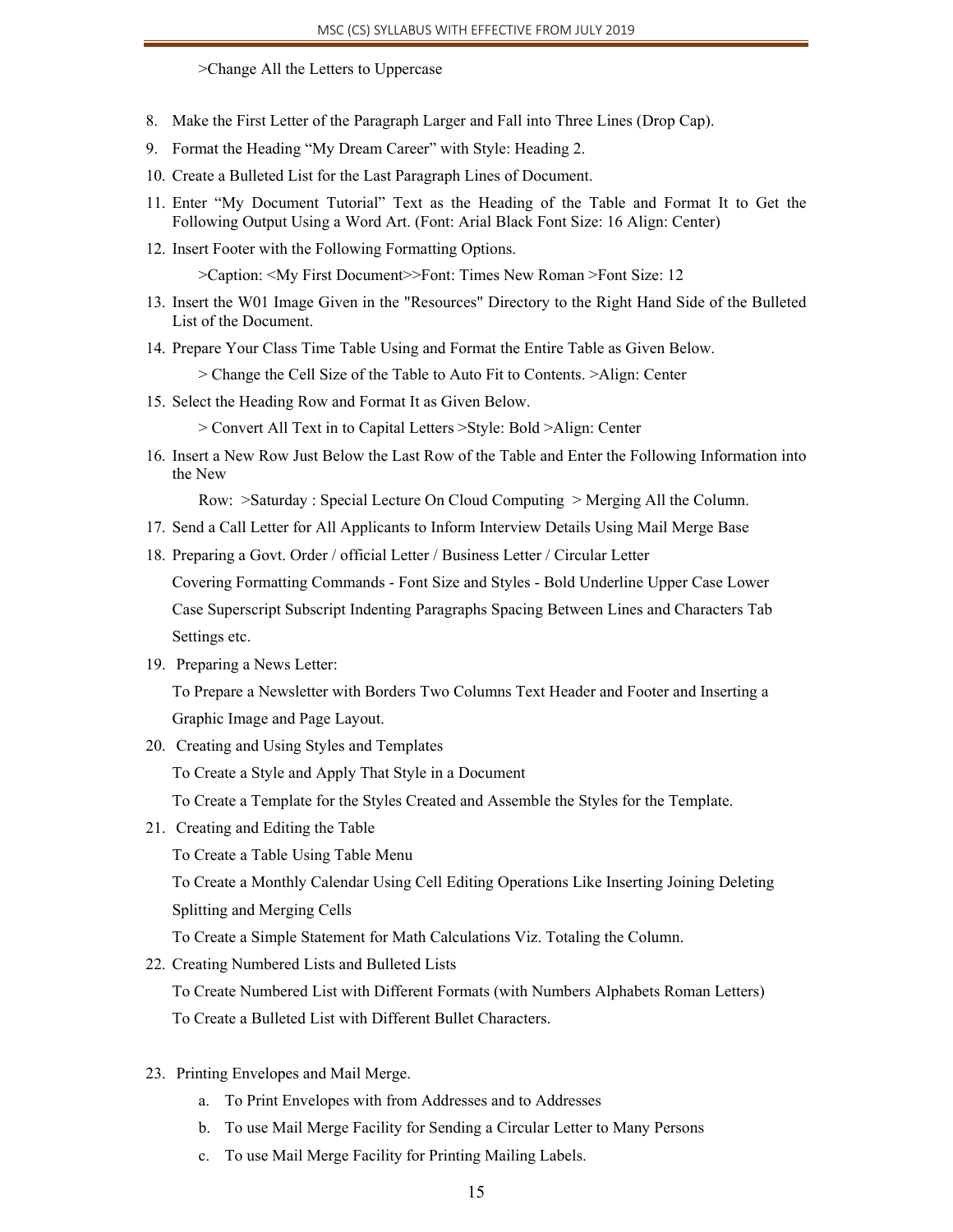>Change All the Letters to Uppercase

8. Make the First Letter of the Paragraph Larger and Fall into Three Lines (Drop Cap).
9. Format the Heading "My Dream Career" with Style: Heading 2.
10. Create a Bulleted List for the Last Paragraph Lines of Document.
11. Enter "My Document Tutorial" Text as the Heading of the Table and Format It to Get the Following Output Using a Word Art. (Font: Arial Black Font Size: 16 Align: Center)
12. Insert Footer with the Following Formatting Options.

    >Caption: <My First Document>>Font: Times New Roman >Font Size: 12

13. Insert the W01 Image Given in the "Resources" Directory to the Right Hand Side of the Bulleted List of the Document.
14. Prepare Your Class Time Table Using and Format the Entire Table as Given Below.

    > Change the Cell Size of the Table to Auto Fit to Contents. >Align: Center

15. Select the Heading Row and Format It as Given Below.

    > Convert All Text in to Capital Letters >Style: Bold >Align: Center

16. Insert a New Row Just Below the Last Row of the Table and Enter the Following Information into the New

    Row: >Saturday : Special Lecture On Cloud Computing > Merging All the Column.

17. Send a Call Letter for All Applicants to Inform Interview Details Using Mail Merge Base
18. Preparing a Govt. Order / official Letter / Business Letter / Circular Letter

    Covering Formatting Commands - Font Size and Styles - Bold Underline Upper Case Lower Case Superscript Subscript Indenting Paragraphs Spacing Between Lines and Characters Tab Settings etc.

19. Preparing a News Letter:

    To Prepare a Newsletter with Borders Two Columns Text Header and Footer and Inserting a Graphic Image and Page Layout.

20. Creating and Using Styles and Templates

    To Create a Style and Apply That Style in a Document

    To Create a Template for the Styles Created and Assemble the Styles for the Template.

21. Creating and Editing the Table

    To Create a Table Using Table Menu

    To Create a Monthly Calendar Using Cell Editing Operations Like Inserting Joining Deleting Splitting and Merging Cells

    To Create a Simple Statement for Math Calculations Viz. Totaling the Column.

22. Creating Numbered Lists and Bulleted Lists

    To Create Numbered List with Different Formats (with Numbers Alphabets Roman Letters)

    To Create a Bulleted List with Different Bullet Characters.

23. Printing Envelopes and Mail Merge.

    a. To Print Envelopes with from Addresses and to Addresses
    b. To use Mail Merge Facility for Sending a Circular Letter to Many Persons
    c. To use Mail Merge Facility for Printing Mailing Labels.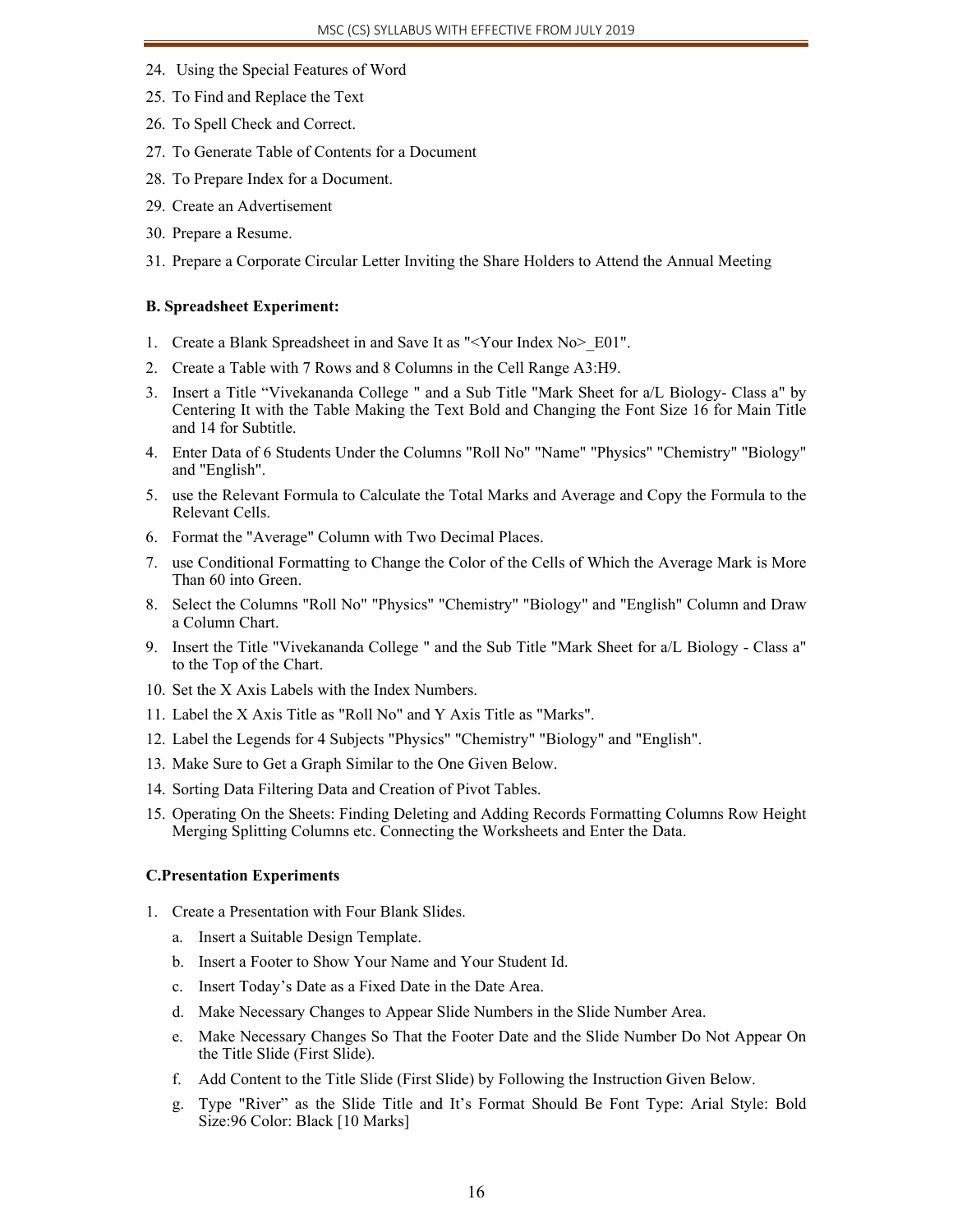24. Using the Special Features of Word
25. To Find and Replace the Text
26. To Spell Check and Correct.
27. To Generate Table of Contents for a Document
28. To Prepare Index for a Document.
29. Create an Advertisement
30. Prepare a Resume.
31. Prepare a Corporate Circular Letter Inviting the Share Holders to Attend the Annual Meeting

**B. Spreadsheet Experiment:**

1. Create a Blank Spreadsheet in and Save It as "<Your Index No>_E01".
2. Create a Table with 7 Rows and 8 Columns in the Cell Range A3:H9.
3. Insert a Title "Vivekananda College " and a Sub Title "Mark Sheet for a/L Biology- Class a" by Centering It with the Table Making the Text Bold and Changing the Font Size 16 for Main Title and 14 for Subtitle.
4. Enter Data of 6 Students Under the Columns "Roll No" "Name" "Physics" "Chemistry" "Biology" and "English".
5. use the Relevant Formula to Calculate the Total Marks and Average and Copy the Formula to the Relevant Cells.
6. Format the "Average" Column with Two Decimal Places.
7. use Conditional Formatting to Change the Color of the Cells of Which the Average Mark is More Than 60 into Green.
8. Select the Columns "Roll No" "Physics" "Chemistry" "Biology" and "English" Column and Draw a Column Chart.
9. Insert the Title "Vivekananda College " and the Sub Title "Mark Sheet for a/L Biology - Class a" to the Top of the Chart.
10. Set the X Axis Labels with the Index Numbers.
11. Label the X Axis Title as "Roll No" and Y Axis Title as "Marks".
12. Label the Legends for 4 Subjects "Physics" "Chemistry" "Biology" and "English".
13. Make Sure to Get a Graph Similar to the One Given Below.
14. Sorting Data Filtering Data and Creation of Pivot Tables.
15. Operating On the Sheets: Finding Deleting and Adding Records Formatting Columns Row Height Merging Splitting Columns etc. Connecting the Worksheets and Enter the Data.

**C.Presentation Experiments**

1. Create a Presentation with Four Blank Slides.
   a. Insert a Suitable Design Template.
   b. Insert a Footer to Show Your Name and Your Student Id.
   c. Insert Today's Date as a Fixed Date in the Date Area.
   d. Make Necessary Changes to Appear Slide Numbers in the Slide Number Area.
   e. Make Necessary Changes So That the Footer Date and the Slide Number Do Not Appear On the Title Slide (First Slide).
   f. Add Content to the Title Slide (First Slide) by Following the Instruction Given Below.
   g. Type "River" as the Slide Title and It's Format Should Be Font Type: Arial Style: Bold Size:96 Color: Black [10 Marks]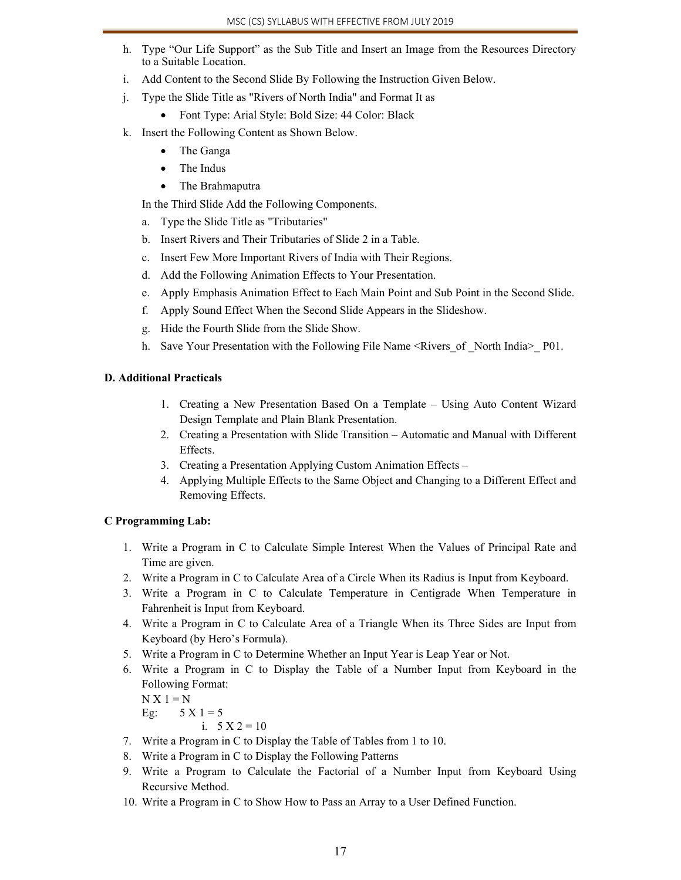h. Type "Our Life Support" as the Sub Title and Insert an Image from the Resources Directory to a Suitable Location.

i. Add Content to the Second Slide By Following the Instruction Given Below.

j. Type the Slide Title as "Rivers of North India" and Format It as

   - Font Type: Arial Style: Bold Size: 44 Color: Black

k. Insert the Following Content as Shown Below.

   - The Ganga
   - The Indus
   - The Brahmaputra

In the Third Slide Add the Following Components.

a. Type the Slide Title as "Tributaries"

b. Insert Rivers and Their Tributaries of Slide 2 in a Table.

c. Insert Few More Important Rivers of India with Their Regions.

d. Add the Following Animation Effects to Your Presentation.

e. Apply Emphasis Animation Effect to Each Main Point and Sub Point in the Second Slide.

f. Apply Sound Effect When the Second Slide Appears in the Slideshow.

g. Hide the Fourth Slide from the Slide Show.

h. Save Your Presentation with the Following File Name <Rivers_of _North India>_ P01.

**D. Additional Practicals**

1. Creating a New Presentation Based On a Template – Using Auto Content Wizard Design Template and Plain Blank Presentation.
2. Creating a Presentation with Slide Transition – Automatic and Manual with Different Effects.
3. Creating a Presentation Applying Custom Animation Effects –
4. Applying Multiple Effects to the Same Object and Changing to a Different Effect and Removing Effects.

**C Programming Lab:**

1. Write a Program in C to Calculate Simple Interest When the Values of Principal Rate and Time are given.
2. Write a Program in C to Calculate Area of a Circle When its Radius is Input from Keyboard.
3. Write a Program in C to Calculate Temperature in Centigrade When Temperature in Fahrenheit is Input from Keyboard.
4. Write a Program in C to Calculate Area of a Triangle When its Three Sides are Input from Keyboard (by Hero's Formula).
5. Write a Program in C to Determine Whether an Input Year is Leap Year or Not.
6. Write a Program in C to Display the Table of a Number Input from Keyboard in the Following Format:
   N X 1 = N
   Eg: 5 X 1 = 5
   i. 5 X 2 = 10
7. Write a Program in C to Display the Table of Tables from 1 to 10.
8. Write a Program in C to Display the Following Patterns
9. Write a Program to Calculate the Factorial of a Number Input from Keyboard Using Recursive Method.
10. Write a Program in C to Show How to Pass an Array to a User Defined Function.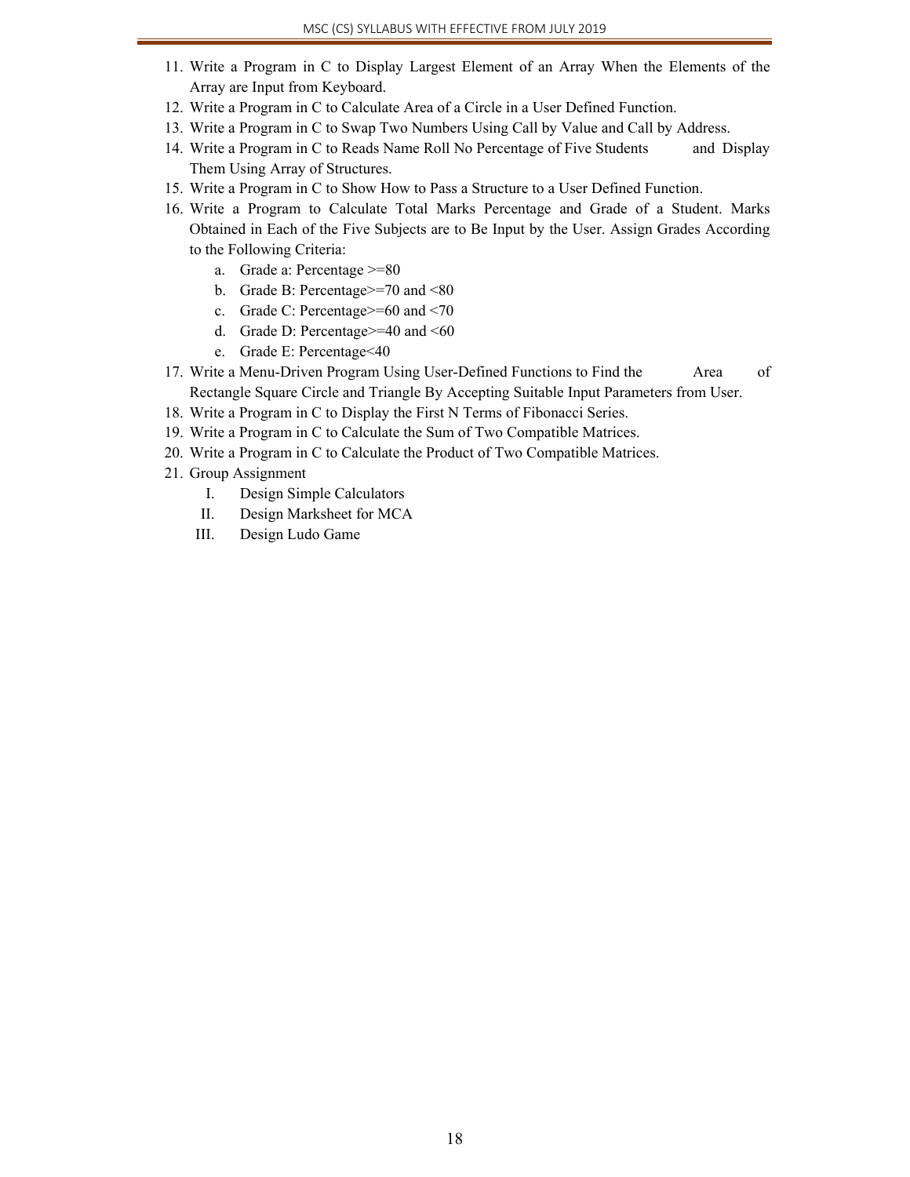11. Write a Program in C to Display Largest Element of an Array When the Elements of the Array are Input from Keyboard.
12. Write a Program in C to Calculate Area of a Circle in a User Defined Function.
13. Write a Program in C to Swap Two Numbers Using Call by Value and Call by Address.
14. Write a Program in C to Reads Name Roll No Percentage of Five Students and Display Them Using Array of Structures.
15. Write a Program in C to Show How to Pass a Structure to a User Defined Function.
16. Write a Program to Calculate Total Marks Percentage and Grade of a Student. Marks Obtained in Each of the Five Subjects are to Be Input by the User. Assign Grades According to the Following Criteria:
    a. Grade a: Percentage >=80
    b. Grade B: Percentage>=70 and <80
    c. Grade C: Percentage>=60 and <70
    d. Grade D: Percentage>=40 and <60
    e. Grade E: Percentage<40
17. Write a Menu-Driven Program Using User-Defined Functions to Find the Area of Rectangle Square Circle and Triangle By Accepting Suitable Input Parameters from User.
18. Write a Program in C to Display the First N Terms of Fibonacci Series.
19. Write a Program in C to Calculate the Sum of Two Compatible Matrices.
20. Write a Program in C to Calculate the Product of Two Compatible Matrices.
21. Group Assignment
    I. Design Simple Calculators
    II. Design Marksheet for MCA
    III. Design Ludo Game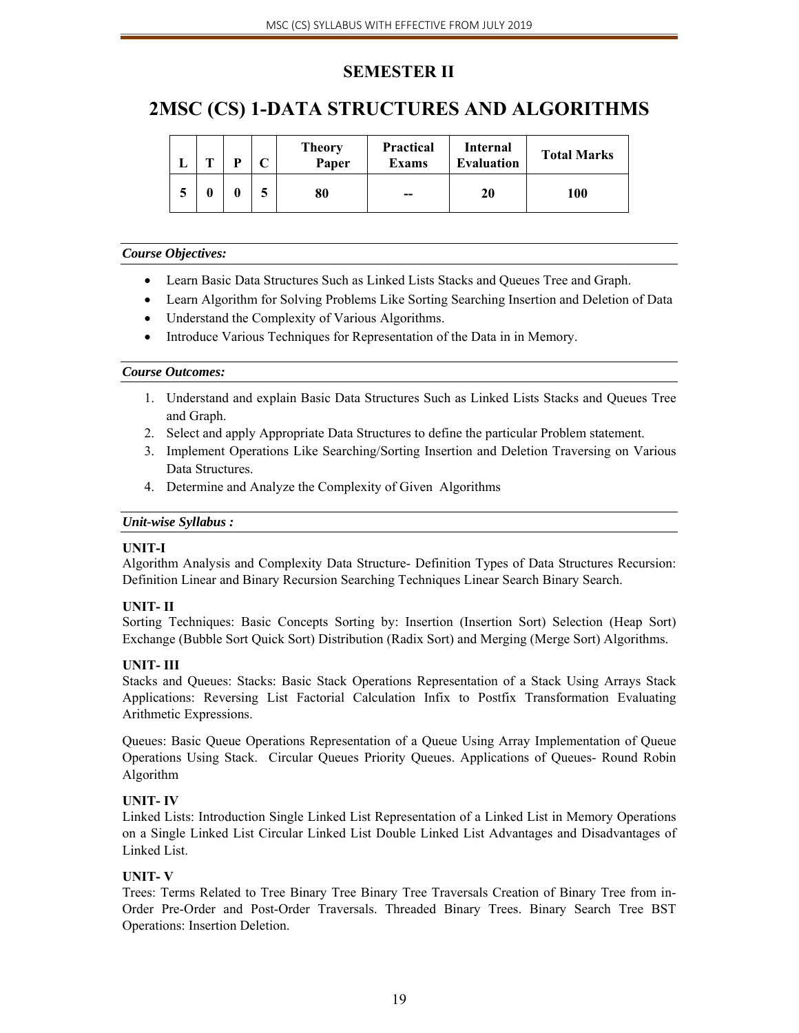# SEMESTER II

# 2MSC (CS) 1-DATA STRUCTURES AND ALGORITHMS

| L | T | P | C | Theory Paper | Practical Exams | Internal Evaluation | Total Marks |
|---|---|---|---|---|---|---|---|
| 5 | 0 | 0 | 5 | 80 | -- | 20 | 100 |

***Course Objectives:***

- Learn Basic Data Structures Such as Linked Lists Stacks and Queues Tree and Graph.
- Learn Algorithm for Solving Problems Like Sorting Searching Insertion and Deletion of Data
- Understand the Complexity of Various Algorithms.
- Introduce Various Techniques for Representation of the Data in in Memory.

***Course Outcomes:***

1. Understand and explain Basic Data Structures Such as Linked Lists Stacks and Queues Tree and Graph.
2. Select and apply Appropriate Data Structures to define the particular Problem statement.
3. Implement Operations Like Searching/Sorting Insertion and Deletion Traversing on Various Data Structures.
4. Determine and Analyze the Complexity of Given Algorithms

***Unit-wise Syllabus :***

**UNIT-I**

Algorithm Analysis and Complexity Data Structure- Definition Types of Data Structures Recursion: Definition Linear and Binary Recursion Searching Techniques Linear Search Binary Search.

**UNIT- II**

Sorting Techniques: Basic Concepts Sorting by: Insertion (Insertion Sort) Selection (Heap Sort) Exchange (Bubble Sort Quick Sort) Distribution (Radix Sort) and Merging (Merge Sort) Algorithms.

**UNIT- III**

Stacks and Queues: Stacks: Basic Stack Operations Representation of a Stack Using Arrays Stack Applications: Reversing List Factorial Calculation Infix to Postfix Transformation Evaluating Arithmetic Expressions.

Queues: Basic Queue Operations Representation of a Queue Using Array Implementation of Queue Operations Using Stack. Circular Queues Priority Queues. Applications of Queues- Round Robin Algorithm

**UNIT- IV**

Linked Lists: Introduction Single Linked List Representation of a Linked List in Memory Operations on a Single Linked List Circular Linked List Double Linked List Advantages and Disadvantages of Linked List.

**UNIT- V**

Trees: Terms Related to Tree Binary Tree Binary Tree Traversals Creation of Binary Tree from in-Order Pre-Order and Post-Order Traversals. Threaded Binary Trees. Binary Search Tree BST Operations: Insertion Deletion.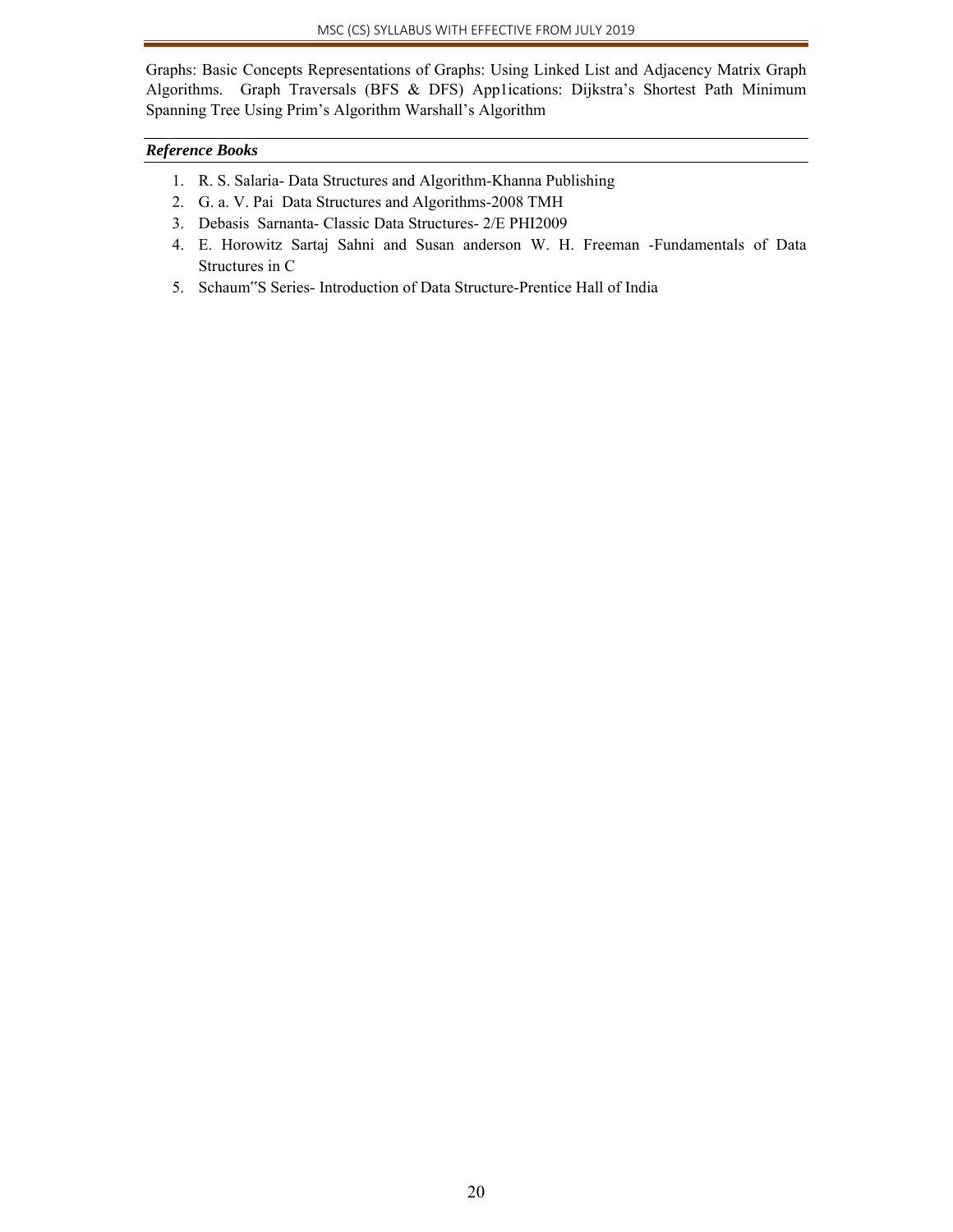Graphs: Basic Concepts Representations of Graphs: Using Linked List and Adjacency Matrix Graph Algorithms. Graph Traversals (BFS & DFS) App1ications: Dijkstra's Shortest Path Minimum Spanning Tree Using Prim's Algorithm Warshall's Algorithm

***Reference Books***

1. R. S. Salaria- Data Structures and Algorithm-Khanna Publishing
2. G. a. V. Pai Data Structures and Algorithms-2008 TMH
3. Debasis Sarnanta- Classic Data Structures- 2/E PHI2009
4. E. Horowitz Sartaj Sahni and Susan anderson W. H. Freeman -Fundamentals of Data Structures in C
5. Schaum"S Series- Introduction of Data Structure-Prentice Hall of India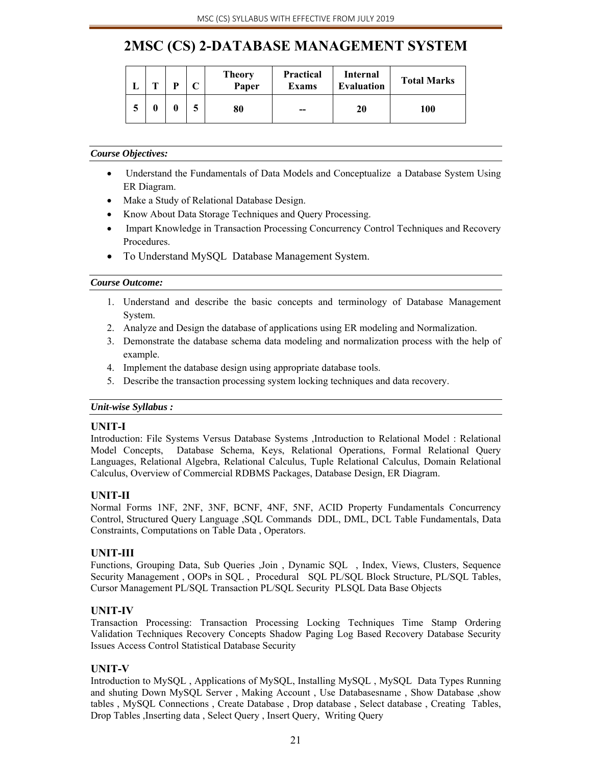# 2MSC (CS) 2-DATABASE MANAGEMENT SYSTEM

| L | T | P | C | Theory Paper | Practical Exams | Internal Evaluation | Total Marks |
|---|---|---|---|---|---|---|---|
| 5 | 0 | 0 | 5 | 80 | -- | 20 | 100 |

***Course Objectives:***

- Understand the Fundamentals of Data Models and Conceptualize a Database System Using ER Diagram.
- Make a Study of Relational Database Design.
- Know About Data Storage Techniques and Query Processing.
- Impart Knowledge in Transaction Processing Concurrency Control Techniques and Recovery Procedures.
- To Understand MySQL Database Management System.

***Course Outcome:***

1. Understand and describe the basic concepts and terminology of Database Management System.
2. Analyze and Design the database of applications using ER modeling and Normalization.
3. Demonstrate the database schema data modeling and normalization process with the help of example.
4. Implement the database design using appropriate database tools.
5. Describe the transaction processing system locking techniques and data recovery.

***Unit-wise Syllabus :***

### UNIT-I

Introduction: File Systems Versus Database Systems ,Introduction to Relational Model : Relational Model Concepts, Database Schema, Keys, Relational Operations, Formal Relational Query Languages, Relational Algebra, Relational Calculus, Tuple Relational Calculus, Domain Relational Calculus, Overview of Commercial RDBMS Packages, Database Design, ER Diagram.

### UNIT-II

Normal Forms 1NF, 2NF, 3NF, BCNF, 4NF, 5NF, ACID Property Fundamentals Concurrency Control, Structured Query Language ,SQL Commands DDL, DML, DCL Table Fundamentals, Data Constraints, Computations on Table Data , Operators.

### UNIT-III

Functions, Grouping Data, Sub Queries ,Join , Dynamic SQL , Index, Views, Clusters, Sequence Security Management , OOPs in SQL , Procedural SQL PL/SQL Block Structure, PL/SQL Tables, Cursor Management PL/SQL Transaction PL/SQL Security PLSQL Data Base Objects

### UNIT-IV

Transaction Processing: Transaction Processing Locking Techniques Time Stamp Ordering Validation Techniques Recovery Concepts Shadow Paging Log Based Recovery Database Security Issues Access Control Statistical Database Security

### UNIT-V

Introduction to MySQL , Applications of MySQL, Installing MySQL , MySQL Data Types Running and shuting Down MySQL Server , Making Account , Use Databasesname , Show Database ,show tables , MySQL Connections , Create Database , Drop database , Select database , Creating Tables, Drop Tables ,Inserting data , Select Query , Insert Query, Writing Query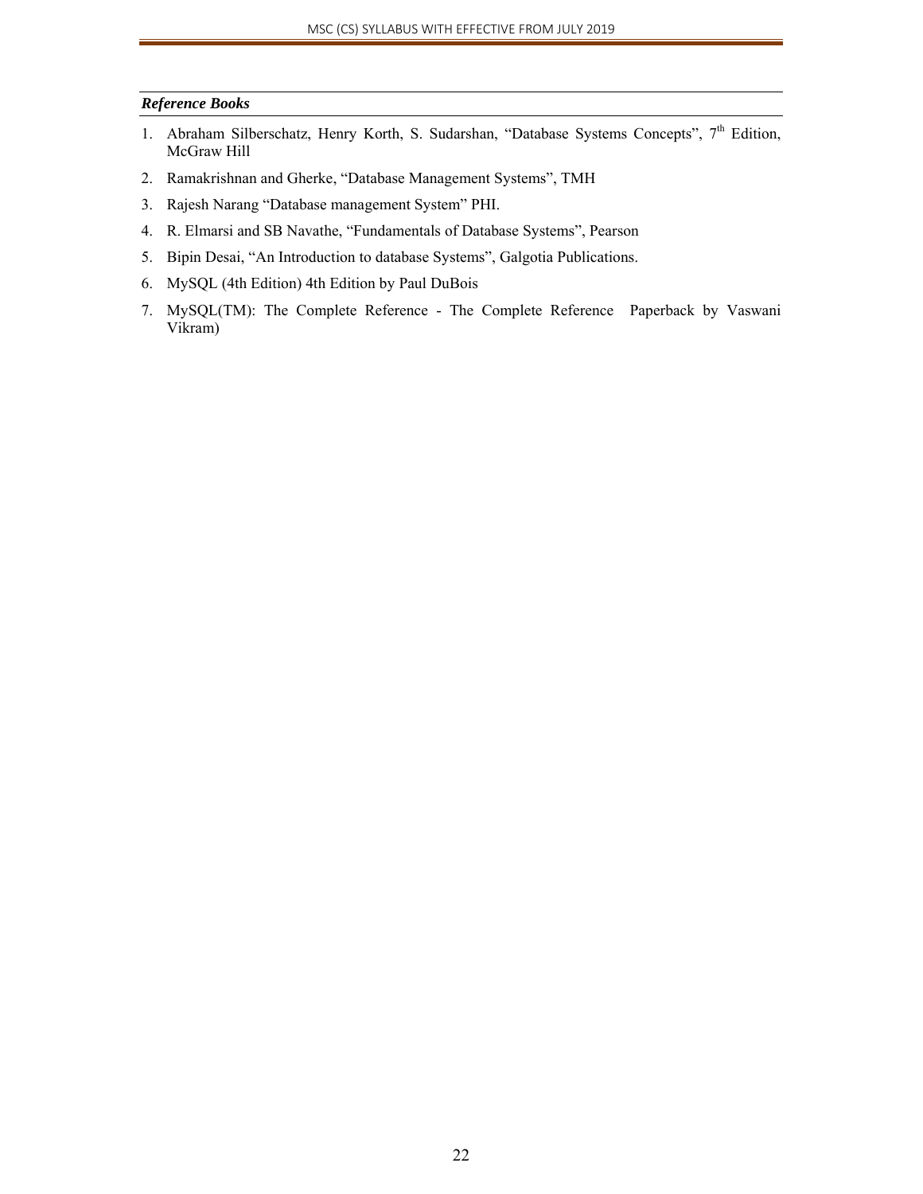***Reference Books***

1. Abraham Silberschatz, Henry Korth, S. Sudarshan, “Database Systems Concepts”, 7th Edition, McGraw Hill
2. Ramakrishnan and Gherke, “Database Management Systems”, TMH
3. Rajesh Narang “Database management System” PHI.
4. R. Elmarsi and SB Navathe, “Fundamentals of Database Systems”, Pearson
5. Bipin Desai, “An Introduction to database Systems”, Galgotia Publications.
6. MySQL (4th Edition) 4th Edition by Paul DuBois
7. MySQL(TM): The Complete Reference - The Complete Reference  Paperback by Vaswani Vikram)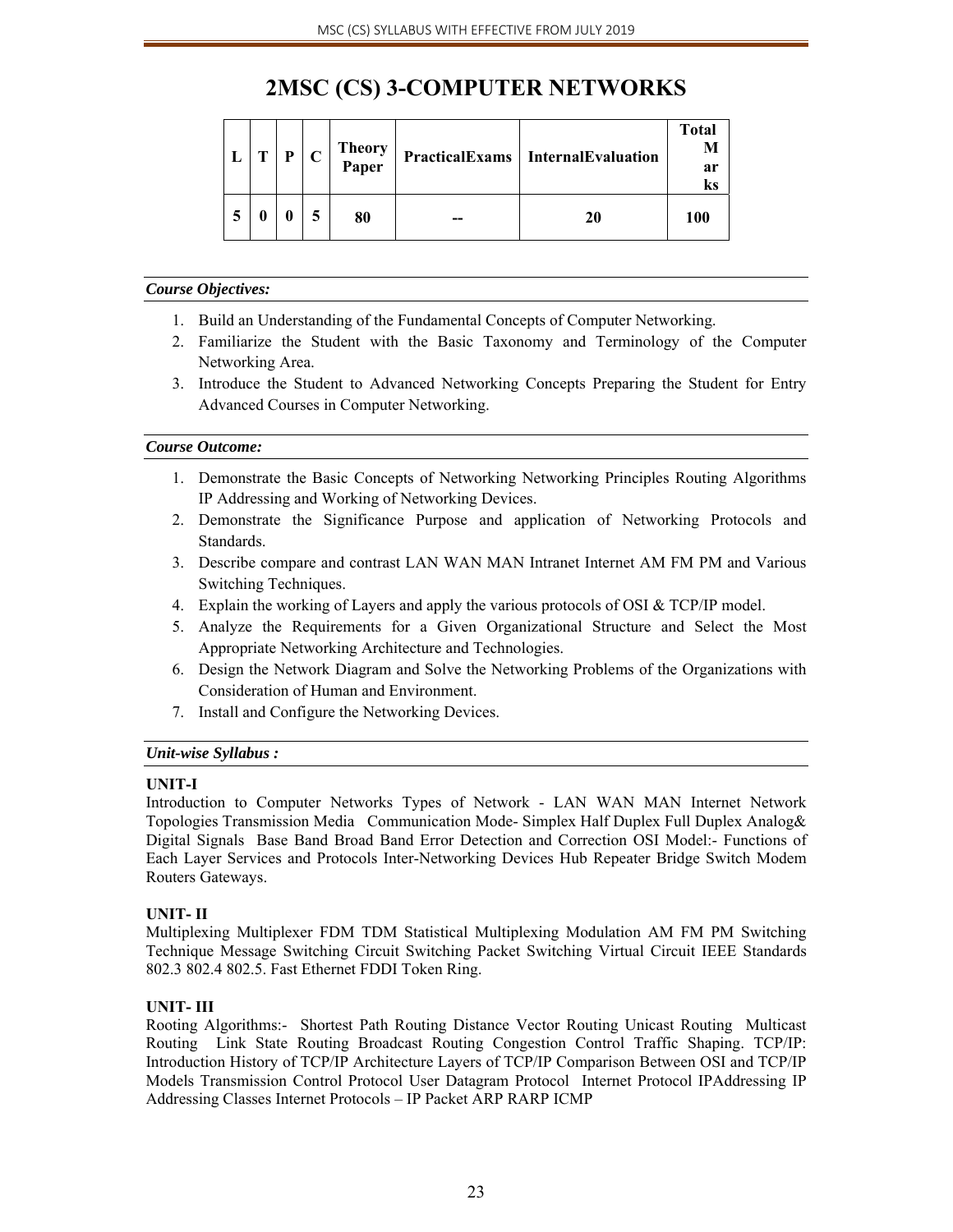# 2MSC (CS) 3-COMPUTER NETWORKS

| L | T | P | C | Theory Paper | PracticalExams | InternalEvaluation | Total Marks |
|---|---|---|---|---|---|---|---|
| 5 | 0 | 0 | 5 | 80 | -- | 20 | 100 |

***Course Objectives:***

1. Build an Understanding of the Fundamental Concepts of Computer Networking.
2. Familiarize the Student with the Basic Taxonomy and Terminology of the Computer Networking Area.
3. Introduce the Student to Advanced Networking Concepts Preparing the Student for Entry Advanced Courses in Computer Networking.

***Course Outcome:***

1. Demonstrate the Basic Concepts of Networking Networking Principles Routing Algorithms IP Addressing and Working of Networking Devices.
2. Demonstrate the Significance Purpose and application of Networking Protocols and Standards.
3. Describe compare and contrast LAN WAN MAN Intranet Internet AM FM PM and Various Switching Techniques.
4. Explain the working of Layers and apply the various protocols of OSI & TCP/IP model.
5. Analyze the Requirements for a Given Organizational Structure and Select the Most Appropriate Networking Architecture and Technologies.
6. Design the Network Diagram and Solve the Networking Problems of the Organizations with Consideration of Human and Environment.
7. Install and Configure the Networking Devices.

***Unit-wise Syllabus :***

**UNIT-I**

Introduction to Computer Networks Types of Network - LAN WAN MAN Internet Network Topologies Transmission Media Communication Mode- Simplex Half Duplex Full Duplex Analog& Digital Signals Base Band Broad Band Error Detection and Correction OSI Model:- Functions of Each Layer Services and Protocols Inter-Networking Devices Hub Repeater Bridge Switch Modem Routers Gateways.

**UNIT- II**

Multiplexing Multiplexer FDM TDM Statistical Multiplexing Modulation AM FM PM Switching Technique Message Switching Circuit Switching Packet Switching Virtual Circuit IEEE Standards 802.3 802.4 802.5. Fast Ethernet FDDI Token Ring.

**UNIT- III**

Rooting Algorithms:- Shortest Path Routing Distance Vector Routing Unicast Routing Multicast Routing Link State Routing Broadcast Routing Congestion Control Traffic Shaping. TCP/IP: Introduction History of TCP/IP Architecture Layers of TCP/IP Comparison Between OSI and TCP/IP Models Transmission Control Protocol User Datagram Protocol Internet Protocol IPAddressing IP Addressing Classes Internet Protocols – IP Packet ARP RARP ICMP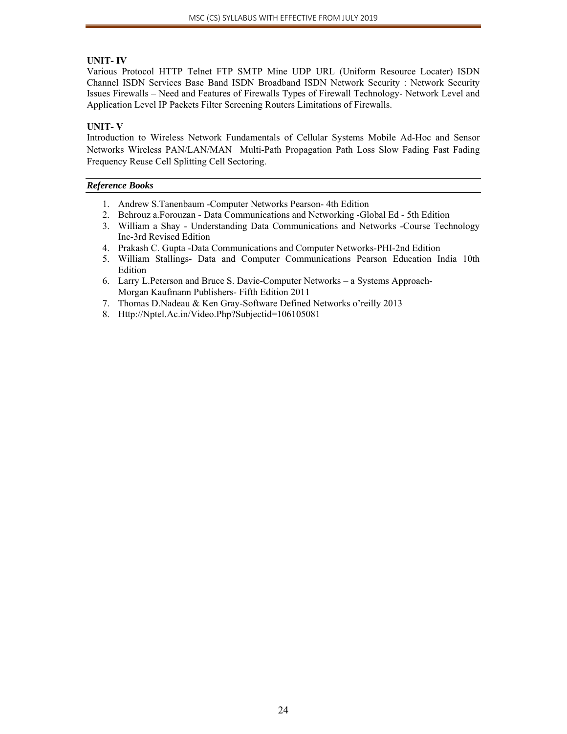## UNIT- IV

Various Protocol HTTP Telnet FTP SMTP Mine UDP URL (Uniform Resource Locater) ISDN Channel ISDN Services Base Band ISDN Broadband ISDN Network Security : Network Security Issues Firewalls – Need and Features of Firewalls Types of Firewall Technology- Network Level and Application Level IP Packets Filter Screening Routers Limitations of Firewalls.

## UNIT- V

Introduction to Wireless Network Fundamentals of Cellular Systems Mobile Ad-Hoc and Sensor Networks Wireless PAN/LAN/MAN Multi-Path Propagation Path Loss Slow Fading Fast Fading Frequency Reuse Cell Splitting Cell Sectoring.

***Reference Books***

1. Andrew S.Tanenbaum -Computer Networks Pearson- 4th Edition
2. Behrouz a.Forouzan - Data Communications and Networking -Global Ed - 5th Edition
3. William a Shay - Understanding Data Communications and Networks -Course Technology Inc-3rd Revised Edition
4. Prakash C. Gupta -Data Communications and Computer Networks-PHI-2nd Edition
5. William Stallings- Data and Computer Communications Pearson Education India 10th Edition
6. Larry L.Peterson and Bruce S. Davie-Computer Networks – a Systems Approach- Morgan Kaufmann Publishers- Fifth Edition 2011
7. Thomas D.Nadeau & Ken Gray-Software Defined Networks o'reilly 2013
8. Http://Nptel.Ac.in/Video.Php?Subjectid=106105081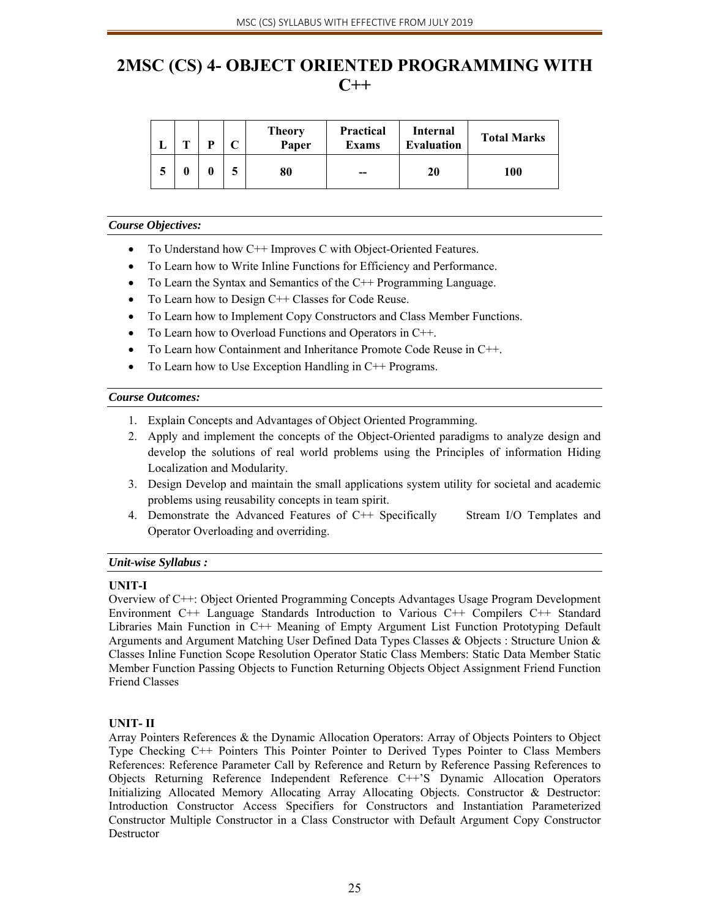# 2MSC (CS) 4- OBJECT ORIENTED PROGRAMMING WITH C++

| L | T | P | C | Theory Paper | Practical Exams | Internal Evaluation | Total Marks |
|---|---|---|---|---|---|---|---|
| 5 | 0 | 0 | 5 | 80 | -- | 20 | 100 |

***Course Objectives:***

- To Understand how C++ Improves C with Object-Oriented Features.
- To Learn how to Write Inline Functions for Efficiency and Performance.
- To Learn the Syntax and Semantics of the C++ Programming Language.
- To Learn how to Design C++ Classes for Code Reuse.
- To Learn how to Implement Copy Constructors and Class Member Functions.
- To Learn how to Overload Functions and Operators in C++.
- To Learn how Containment and Inheritance Promote Code Reuse in C++.
- To Learn how to Use Exception Handling in C++ Programs.

***Course Outcomes:***

1. Explain Concepts and Advantages of Object Oriented Programming.
2. Apply and implement the concepts of the Object-Oriented paradigms to analyze design and develop the solutions of real world problems using the Principles of information Hiding Localization and Modularity.
3. Design Develop and maintain the small applications system utility for societal and academic problems using reusability concepts in team spirit.
4. Demonstrate the Advanced Features of C++ Specifically Stream I/O Templates and Operator Overloading and overriding.

***Unit-wise Syllabus :***

**UNIT-I**

Overview of C++: Object Oriented Programming Concepts Advantages Usage Program Development Environment C++ Language Standards Introduction to Various C++ Compilers C++ Standard Libraries Main Function in C++ Meaning of Empty Argument List Function Prototyping Default Arguments and Argument Matching User Defined Data Types Classes & Objects : Structure Union & Classes Inline Function Scope Resolution Operator Static Class Members: Static Data Member Static Member Function Passing Objects to Function Returning Objects Object Assignment Friend Function Friend Classes

**UNIT- II**

Array Pointers References & the Dynamic Allocation Operators: Array of Objects Pointers to Object Type Checking C++ Pointers This Pointer Pointer to Derived Types Pointer to Class Members References: Reference Parameter Call by Reference and Return by Reference Passing References to Objects Returning Reference Independent Reference C++'S Dynamic Allocation Operators Initializing Allocated Memory Allocating Array Allocating Objects. Constructor & Destructor: Introduction Constructor Access Specifiers for Constructors and Instantiation Parameterized Constructor Multiple Constructor in a Class Constructor with Default Argument Copy Constructor Destructor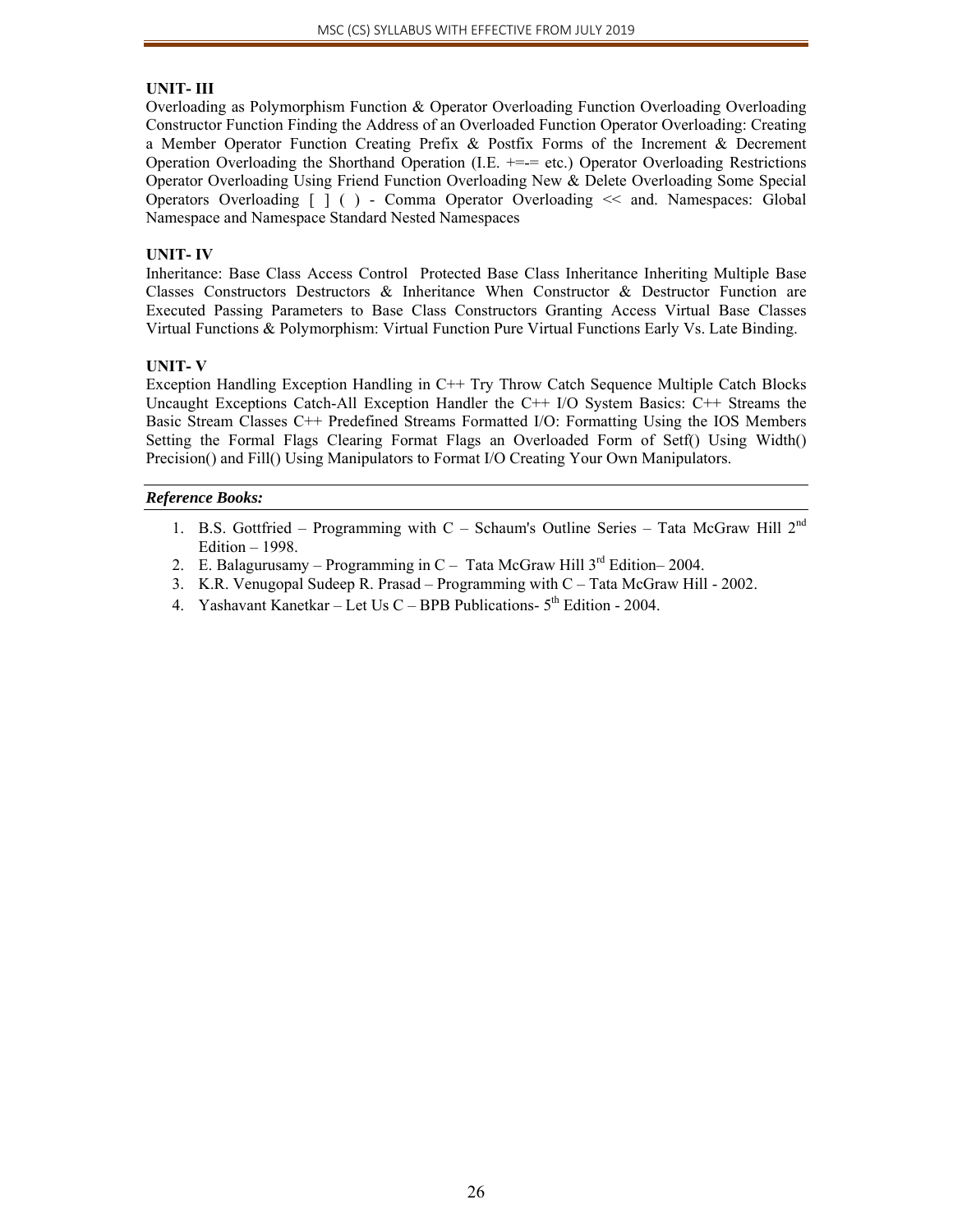**UNIT- III**

Overloading as Polymorphism Function & Operator Overloading Function Overloading Overloading Constructor Function Finding the Address of an Overloaded Function Operator Overloading: Creating a Member Operator Function Creating Prefix & Postfix Forms of the Increment & Decrement Operation Overloading the Shorthand Operation (I.E. +=-= etc.) Operator Overloading Restrictions Operator Overloading Using Friend Function Overloading New & Delete Overloading Some Special Operators Overloading [ ] ( ) - Comma Operator Overloading << and. Namespaces: Global Namespace and Namespace Standard Nested Namespaces

**UNIT- IV**

Inheritance: Base Class Access Control Protected Base Class Inheritance Inheriting Multiple Base Classes Constructors Destructors & Inheritance When Constructor & Destructor Function are Executed Passing Parameters to Base Class Constructors Granting Access Virtual Base Classes Virtual Functions & Polymorphism: Virtual Function Pure Virtual Functions Early Vs. Late Binding.

**UNIT- V**

Exception Handling Exception Handling in C++ Try Throw Catch Sequence Multiple Catch Blocks Uncaught Exceptions Catch-All Exception Handler the C++ I/O System Basics: C++ Streams the Basic Stream Classes C++ Predefined Streams Formatted I/O: Formatting Using the IOS Members Setting the Formal Flags Clearing Format Flags an Overloaded Form of Setf() Using Width() Precision() and Fill() Using Manipulators to Format I/O Creating Your Own Manipulators.

***Reference Books:***

1. B.S. Gottfried – Programming with C – Schaum's Outline Series – Tata McGraw Hill 2nd Edition – 1998.
2. E. Balagurusamy – Programming in C – Tata McGraw Hill 3rd Edition– 2004.
3. K.R. Venugopal Sudeep R. Prasad – Programming with C – Tata McGraw Hill - 2002.
4. Yashavant Kanetkar – Let Us C – BPB Publications- 5th Edition - 2004.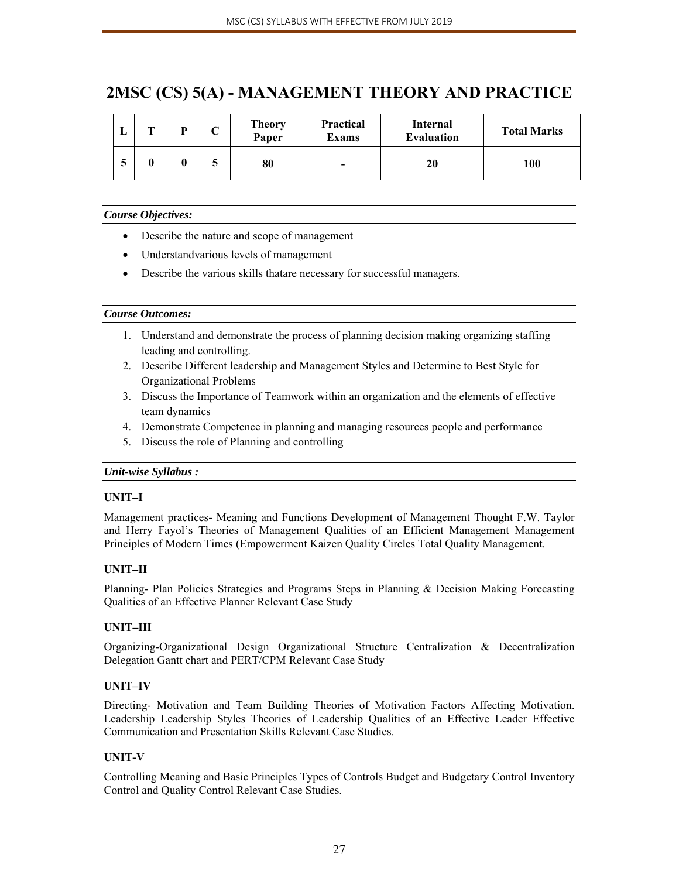# 2MSC (CS) 5(A) - MANAGEMENT THEORY AND PRACTICE

| L | T | P | C | Theory Paper | Practical Exams | Internal Evaluation | Total Marks |
|---|---|---|---|---|---|---|---|
| 5 | 0 | 0 | 5 | 80 | - | 20 | 100 |

***Course Objectives:***

- Describe the nature and scope of management
- Understandvarious levels of management
- Describe the various skills thatare necessary for successful managers.

***Course Outcomes:***

1. Understand and demonstrate the process of planning decision making organizing staffing leading and controlling.
2. Describe Different leadership and Management Styles and Determine to Best Style for Organizational Problems
3. Discuss the Importance of Teamwork within an organization and the elements of effective team dynamics
4. Demonstrate Competence in planning and managing resources people and performance
5. Discuss the role of Planning and controlling

***Unit-wise Syllabus :***

**UNIT–I**

Management practices- Meaning and Functions Development of Management Thought F.W. Taylor and Herry Fayol's Theories of Management Qualities of an Efficient Management Management Principles of Modern Times (Empowerment Kaizen Quality Circles Total Quality Management.

**UNIT–II**

Planning- Plan Policies Strategies and Programs Steps in Planning & Decision Making Forecasting Qualities of an Effective Planner Relevant Case Study

**UNIT–III**

Organizing-Organizational Design Organizational Structure Centralization & Decentralization Delegation Gantt chart and PERT/CPM Relevant Case Study

**UNIT–IV**

Directing- Motivation and Team Building Theories of Motivation Factors Affecting Motivation. Leadership Leadership Styles Theories of Leadership Qualities of an Effective Leader Effective Communication and Presentation Skills Relevant Case Studies.

**UNIT-V**

Controlling Meaning and Basic Principles Types of Controls Budget and Budgetary Control Inventory Control and Quality Control Relevant Case Studies.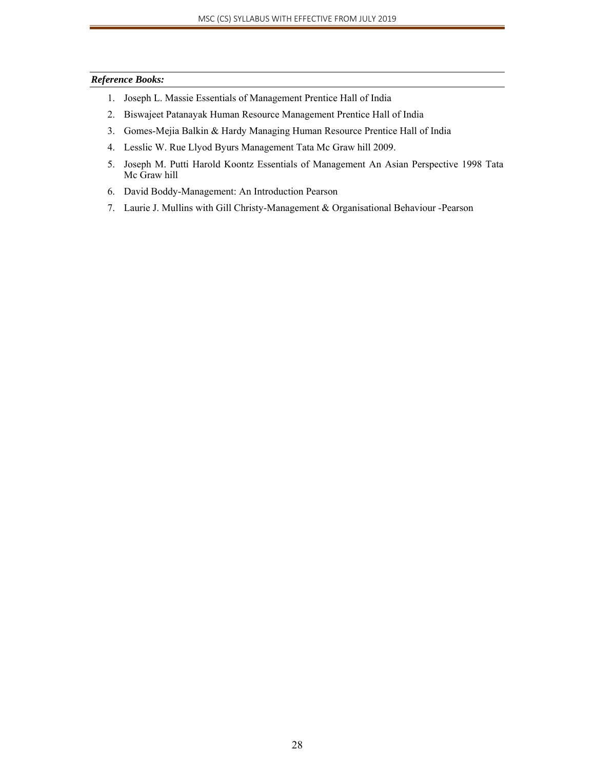***Reference Books:***

1. Joseph L. Massie Essentials of Management Prentice Hall of India
2. Biswajeet Patanayak Human Resource Management Prentice Hall of India
3. Gomes-Mejia Balkin & Hardy Managing Human Resource Prentice Hall of India
4. Lesslic W. Rue Llyod Byurs Management Tata Mc Graw hill 2009.
5. Joseph M. Putti Harold Koontz Essentials of Management An Asian Perspective 1998 Tata Mc Graw hill
6. David Boddy-Management: An Introduction Pearson
7. Laurie J. Mullins with Gill Christy-Management & Organisational Behaviour -Pearson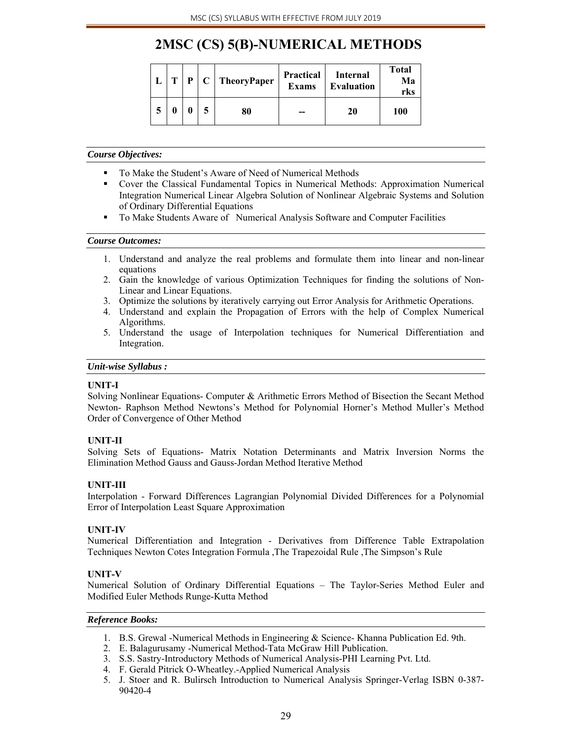# 2MSC (CS) 5(B)-NUMERICAL METHODS

| L | T | P | C | TheoryPaper | Practical Exams | Internal Evaluation | Total Marks |
|---|---|---|---|---|---|---|---|
| 5 | 0 | 0 | 5 | 80 | -- | 20 | 100 |

***Course Objectives:***

- To Make the Student's Aware of Need of Numerical Methods
- Cover the Classical Fundamental Topics in Numerical Methods: Approximation Numerical Integration Numerical Linear Algebra Solution of Nonlinear Algebraic Systems and Solution of Ordinary Differential Equations
- To Make Students Aware of Numerical Analysis Software and Computer Facilities

***Course Outcomes:***

1. Understand and analyze the real problems and formulate them into linear and non-linear equations
2. Gain the knowledge of various Optimization Techniques for finding the solutions of Non-Linear and Linear Equations.
3. Optimize the solutions by iteratively carrying out Error Analysis for Arithmetic Operations.
4. Understand and explain the Propagation of Errors with the help of Complex Numerical Algorithms.
5. Understand the usage of Interpolation techniques for Numerical Differentiation and Integration.

***Unit-wise Syllabus :***

**UNIT-I**

Solving Nonlinear Equations- Computer & Arithmetic Errors Method of Bisection the Secant Method Newton- Raphson Method Newtons's Method for Polynomial Horner's Method Muller's Method Order of Convergence of Other Method

**UNIT-II**

Solving Sets of Equations- Matrix Notation Determinants and Matrix Inversion Norms the Elimination Method Gauss and Gauss-Jordan Method Iterative Method

**UNIT-III**

Interpolation - Forward Differences Lagrangian Polynomial Divided Differences for a Polynomial Error of Interpolation Least Square Approximation

**UNIT-IV**

Numerical Differentiation and Integration - Derivatives from Difference Table Extrapolation Techniques Newton Cotes Integration Formula ,The Trapezoidal Rule ,The Simpson's Rule

**UNIT-V**

Numerical Solution of Ordinary Differential Equations – The Taylor-Series Method Euler and Modified Euler Methods Runge-Kutta Method

***Reference Books:***

1. B.S. Grewal -Numerical Methods in Engineering & Science- Khanna Publication Ed. 9th.
2. E. Balagurusamy -Numerical Method-Tata McGraw Hill Publication.
3. S.S. Sastry-Introductory Methods of Numerical Analysis-PHI Learning Pvt. Ltd.
4. F. Gerald Pitrick O-Wheatley.-Applied Numerical Analysis
5. J. Stoer and R. Bulirsch Introduction to Numerical Analysis Springer-Verlag ISBN 0-387-90420-4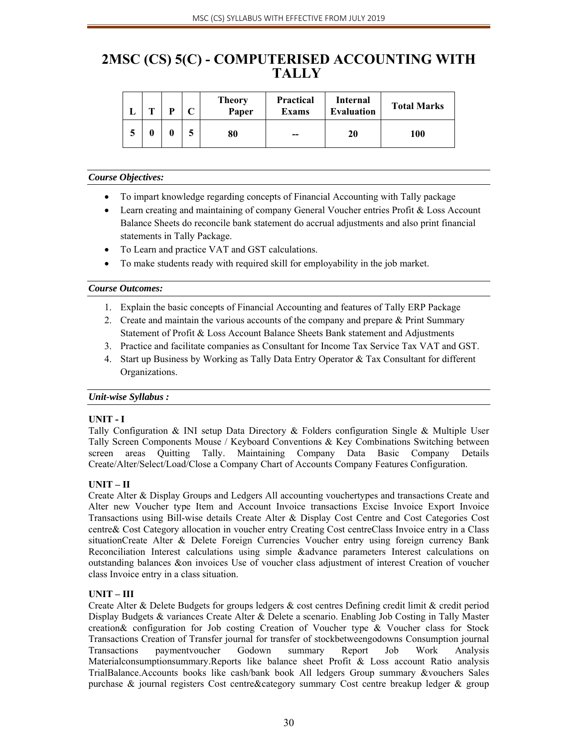# 2MSC (CS) 5(C) - COMPUTERISED ACCOUNTING WITH TALLY

| L | T | P | C | Theory Paper | Practical Exams | Internal Evaluation | Total Marks |
|---|---|---|---|---|---|---|---|
| 5 | 0 | 0 | 5 | 80 | -- | 20 | 100 |

***Course Objectives:***

- To impart knowledge regarding concepts of Financial Accounting with Tally package
- Learn creating and maintaining of company General Voucher entries Profit & Loss Account Balance Sheets do reconcile bank statement do accrual adjustments and also print financial statements in Tally Package.
- To Learn and practice VAT and GST calculations.
- To make students ready with required skill for employability in the job market.

***Course Outcomes:***

1. Explain the basic concepts of Financial Accounting and features of Tally ERP Package
2. Create and maintain the various accounts of the company and prepare & Print Summary Statement of Profit & Loss Account Balance Sheets Bank statement and Adjustments
3. Practice and facilitate companies as Consultant for Income Tax Service Tax VAT and GST.
4. Start up Business by Working as Tally Data Entry Operator & Tax Consultant for different Organizations.

***Unit-wise Syllabus :***

**UNIT - I**

Tally Configuration & INI setup Data Directory & Folders configuration Single & Multiple User Tally Screen Components Mouse / Keyboard Conventions & Key Combinations Switching between screen areas Quitting Tally. Maintaining Company Data Basic Company Details Create/Alter/Select/Load/Close a Company Chart of Accounts Company Features Configuration.

**UNIT – II**

Create Alter & Display Groups and Ledgers All accounting vouchertypes and transactions Create and Alter new Voucher type Item and Account Invoice transactions Excise Invoice Export Invoice Transactions using Bill-wise details Create Alter & Display Cost Centre and Cost Categories Cost centre& Cost Category allocation in voucher entry Creating Cost centreClass Invoice entry in a Class situationCreate Alter & Delete Foreign Currencies Voucher entry using foreign currency Bank Reconciliation Interest calculations using simple &advance parameters Interest calculations on outstanding balances &on invoices Use of voucher class adjustment of interest Creation of voucher class Invoice entry in a class situation.

**UNIT – III**

Create Alter & Delete Budgets for groups ledgers & cost centres Defining credit limit & credit period Display Budgets & variances Create Alter & Delete a scenario. Enabling Job Costing in Tally Master creation& configuration for Job costing Creation of Voucher type & Voucher class for Stock Transactions Creation of Transfer journal for transfer of stockbetweengodowns Consumption journal Transactions paymentvoucher Godown summary Report Job Work Analysis Materialconsumptionsummary.Reports like balance sheet Profit & Loss account Ratio analysis TrialBalance.Accounts books like cash/bank book All ledgers Group summary &vouchers Sales purchase & journal registers Cost centre&category summary Cost centre breakup ledger & group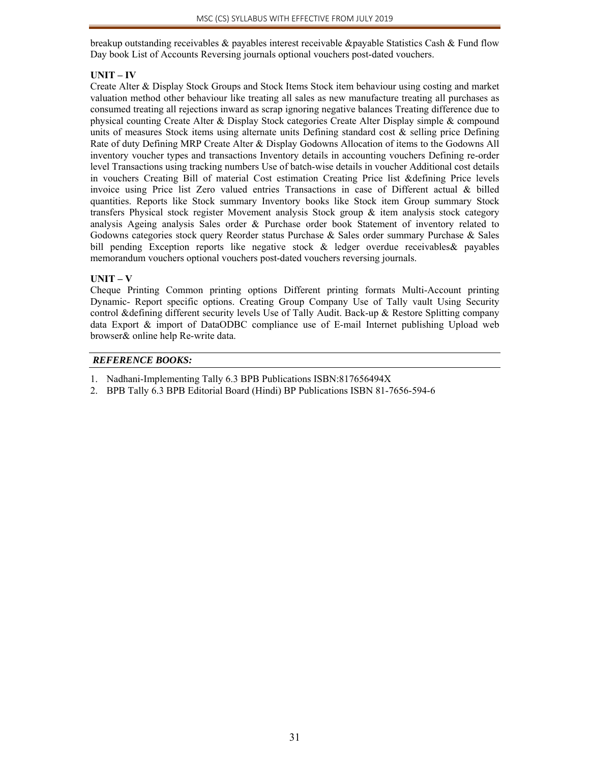breakup outstanding receivables & payables interest receivable &payable Statistics Cash & Fund flow Day book List of Accounts Reversing journals optional vouchers post-dated vouchers.

**UNIT – IV**

Create Alter & Display Stock Groups and Stock Items Stock item behaviour using costing and market valuation method other behaviour like treating all sales as new manufacture treating all purchases as consumed treating all rejections inward as scrap ignoring negative balances Treating difference due to physical counting Create Alter & Display Stock categories Create Alter Display simple & compound units of measures Stock items using alternate units Defining standard cost & selling price Defining Rate of duty Defining MRP Create Alter & Display Godowns Allocation of items to the Godowns All inventory voucher types and transactions Inventory details in accounting vouchers Defining re-order level Transactions using tracking numbers Use of batch-wise details in voucher Additional cost details in vouchers Creating Bill of material Cost estimation Creating Price list &defining Price levels invoice using Price list Zero valued entries Transactions in case of Different actual & billed quantities. Reports like Stock summary Inventory books like Stock item Group summary Stock transfers Physical stock register Movement analysis Stock group & item analysis stock category analysis Ageing analysis Sales order & Purchase order book Statement of inventory related to Godowns categories stock query Reorder status Purchase & Sales order summary Purchase & Sales bill pending Exception reports like negative stock & ledger overdue receivables& payables memorandum vouchers optional vouchers post-dated vouchers reversing journals.

**UNIT – V**

Cheque Printing Common printing options Different printing formats Multi-Account printing Dynamic- Report specific options. Creating Group Company Use of Tally vault Using Security control &defining different security levels Use of Tally Audit. Back-up & Restore Splitting company data Export & import of DataODBC compliance use of E-mail Internet publishing Upload web browser& online help Re-write data.

***REFERENCE BOOKS:***

1. Nadhani-Implementing Tally 6.3 BPB Publications ISBN:817656494X
2. BPB Tally 6.3 BPB Editorial Board (Hindi) BP Publications ISBN 81-7656-594-6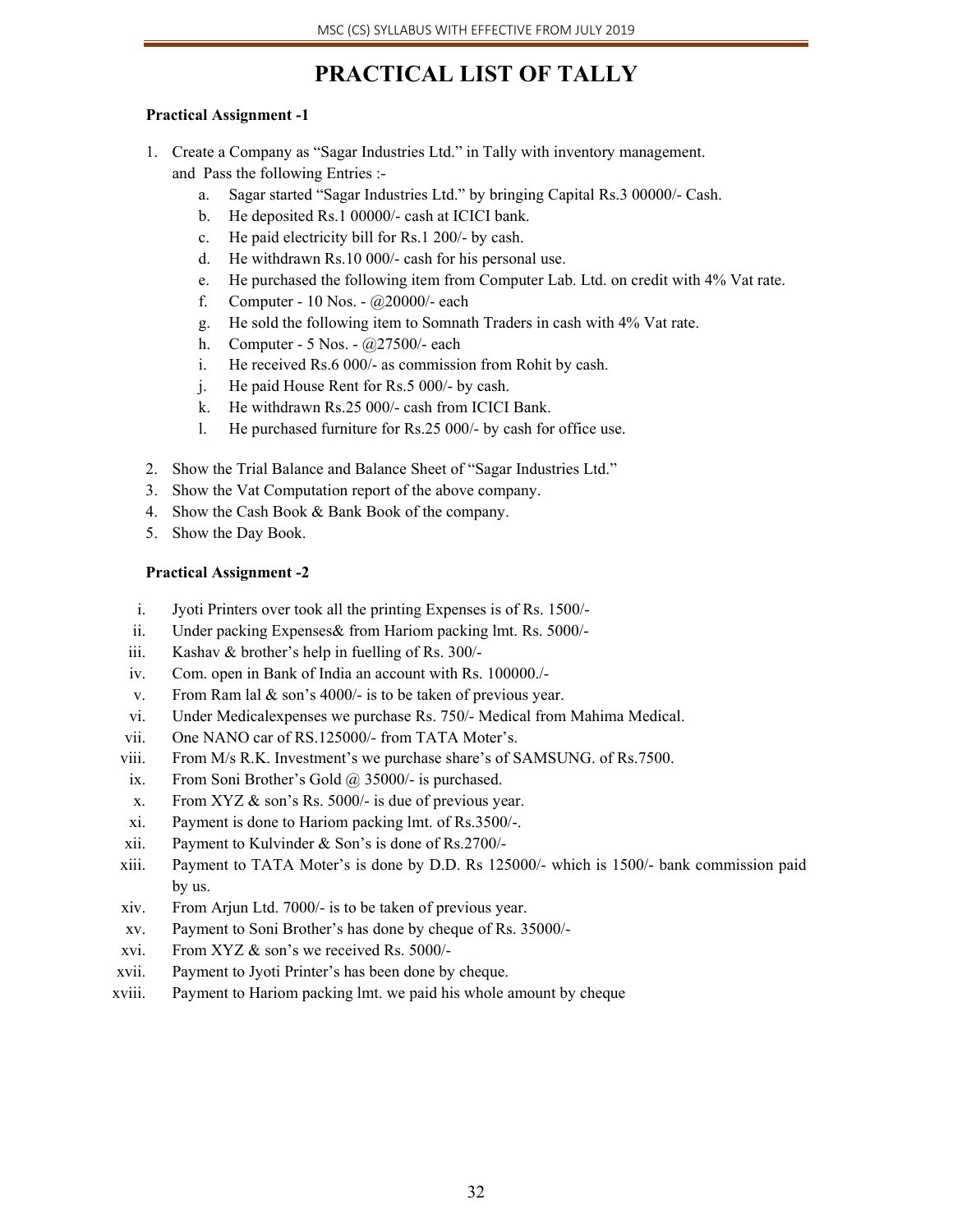# PRACTICAL LIST OF TALLY

**Practical Assignment -1**

1. Create a Company as "Sagar Industries Ltd." in Tally with inventory management. and Pass the following Entries :-
   a. Sagar started "Sagar Industries Ltd." by bringing Capital Rs.3 00000/- Cash.
   b. He deposited Rs.1 00000/- cash at ICICI bank.
   c. He paid electricity bill for Rs.1 200/- by cash.
   d. He withdrawn Rs.10 000/- cash for his personal use.
   e. He purchased the following item from Computer Lab. Ltd. on credit with 4% Vat rate.
   f. Computer - 10 Nos. - @20000/- each
   g. He sold the following item to Somnath Traders in cash with 4% Vat rate.
   h. Computer - 5 Nos. - @27500/- each
   i. He received Rs.6 000/- as commission from Rohit by cash.
   j. He paid House Rent for Rs.5 000/- by cash.
   k. He withdrawn Rs.25 000/- cash from ICICI Bank.
   l. He purchased furniture for Rs.25 000/- by cash for office use.
2. Show the Trial Balance and Balance Sheet of "Sagar Industries Ltd."
3. Show the Vat Computation report of the above company.
4. Show the Cash Book & Bank Book of the company.
5. Show the Day Book.

**Practical Assignment -2**

i. Jyoti Printers over took all the printing Expenses is of Rs. 1500/-
ii. Under packing Expenses& from Hariom packing lmt. Rs. 5000/-
iii. Kashav & brother's help in fuelling of Rs. 300/-
iv. Com. open in Bank of India an account with Rs. 100000./-
v. From Ram lal & son's 4000/- is to be taken of previous year.
vi. Under Medicalexpenses we purchase Rs. 750/- Medical from Mahima Medical.
vii. One NANO car of RS.125000/- from TATA Moter's.
viii. From M/s R.K. Investment's we purchase share's of SAMSUNG. of Rs.7500.
ix. From Soni Brother's Gold @ 35000/- is purchased.
x. From XYZ & son's Rs. 5000/- is due of previous year.
xi. Payment is done to Hariom packing lmt. of Rs.3500/-.
xii. Payment to Kulvinder & Son's is done of Rs.2700/-
xiii. Payment to TATA Moter's is done by D.D. Rs 125000/- which is 1500/- bank commission paid by us.
xiv. From Arjun Ltd. 7000/- is to be taken of previous year.
xv. Payment to Soni Brother's has done by cheque of Rs. 35000/-
xvi. From XYZ & son's we received Rs. 5000/-
xvii. Payment to Jyoti Printer's has been done by cheque.
xviii. Payment to Hariom packing lmt. we paid his whole amount by cheque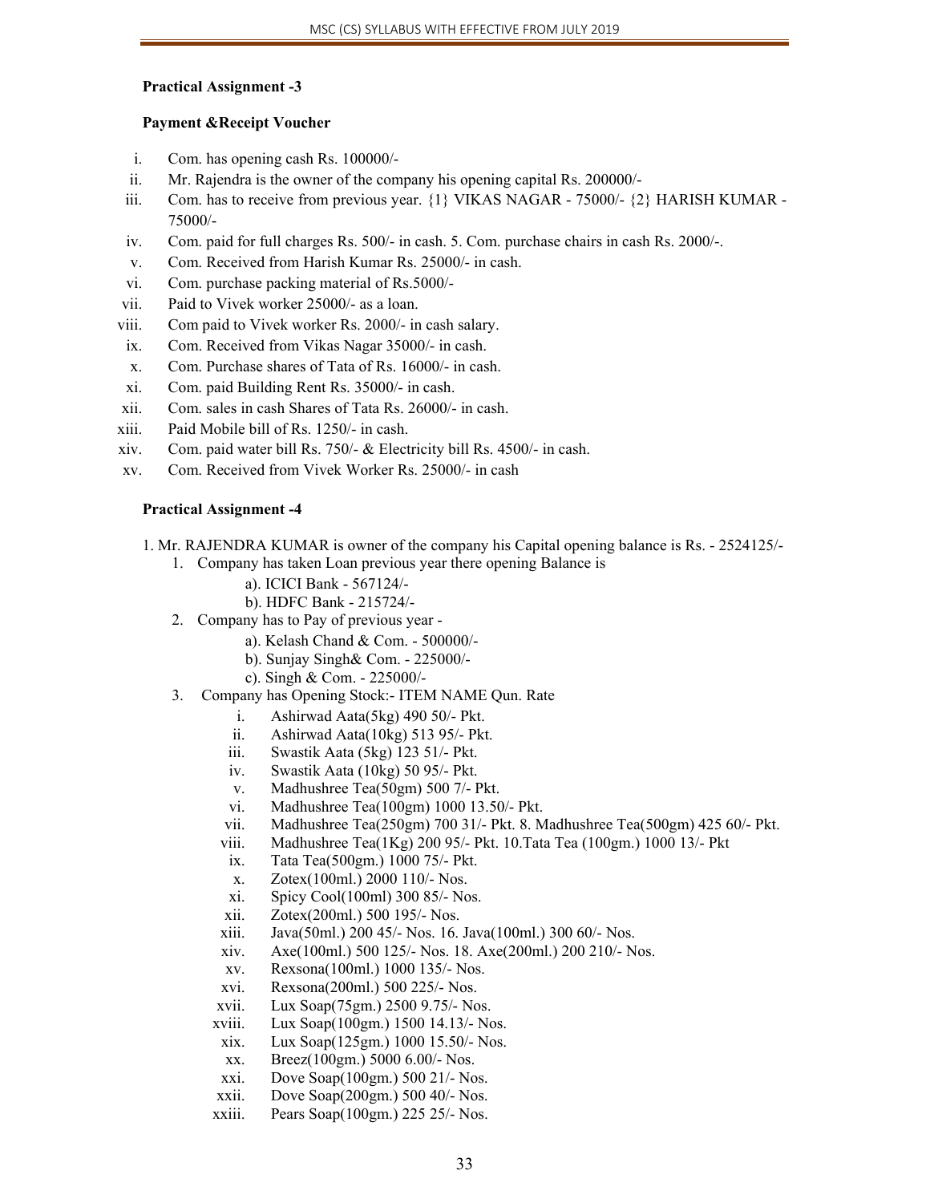**Practical Assignment -3**

**Payment &Receipt Voucher**

i. Com. has opening cash Rs. 100000/-
ii. Mr. Rajendra is the owner of the company his opening capital Rs. 200000/-
iii. Com. has to receive from previous year. {1} VIKAS NAGAR - 75000/- {2} HARISH KUMAR - 75000/-
iv. Com. paid for full charges Rs. 500/- in cash. 5. Com. purchase chairs in cash Rs. 2000/-.
v. Com. Received from Harish Kumar Rs. 25000/- in cash.
vi. Com. purchase packing material of Rs.5000/-
vii. Paid to Vivek worker 25000/- as a loan.
viii. Com paid to Vivek worker Rs. 2000/- in cash salary.
ix. Com. Received from Vikas Nagar 35000/- in cash.
x. Com. Purchase shares of Tata of Rs. 16000/- in cash.
xi. Com. paid Building Rent Rs. 35000/- in cash.
xii. Com. sales in cash Shares of Tata Rs. 26000/- in cash.
xiii. Paid Mobile bill of Rs. 1250/- in cash.
xiv. Com. paid water bill Rs. 750/- & Electricity bill Rs. 4500/- in cash.
xv. Com. Received from Vivek Worker Rs. 25000/- in cash

**Practical Assignment -4**

1. Mr. RAJENDRA KUMAR is owner of the company his Capital opening balance is Rs. - 2524125/-
   1. Company has taken Loan previous year there opening Balance is
      - a). ICICI Bank - 567124/-
      - b). HDFC Bank - 215724/-
   2. Company has to Pay of previous year -
      - a). Kelash Chand & Com. - 500000/-
      - b). Sunjay Singh& Com. - 225000/-
      - c). Singh & Com. - 225000/-
   3. Company has Opening Stock:- ITEM NAME Qun. Rate
      - i. Ashirwad Aata(5kg) 490 50/- Pkt.
      - ii. Ashirwad Aata(10kg) 513 95/- Pkt.
      - iii. Swastik Aata (5kg) 123 51/- Pkt.
      - iv. Swastik Aata (10kg) 50 95/- Pkt.
      - v. Madhushree Tea(50gm) 500 7/- Pkt.
      - vi. Madhushree Tea(100gm) 1000 13.50/- Pkt.
      - vii. Madhushree Tea(250gm) 700 31/- Pkt. 8. Madhushree Tea(500gm) 425 60/- Pkt.
      - viii. Madhushree Tea(1Kg) 200 95/- Pkt. 10.Tata Tea (100gm.) 1000 13/- Pkt
      - ix. Tata Tea(500gm.) 1000 75/- Pkt.
      - x. Zotex(100ml.) 2000 110/- Nos.
      - xi. Spicy Cool(100ml) 300 85/- Nos.
      - xii. Zotex(200ml.) 500 195/- Nos.
      - xiii. Java(50ml.) 200 45/- Nos. 16. Java(100ml.) 300 60/- Nos.
      - xiv. Axe(100ml.) 500 125/- Nos. 18. Axe(200ml.) 200 210/- Nos.
      - xv. Rexsona(100ml.) 1000 135/- Nos.
      - xvi. Rexsona(200ml.) 500 225/- Nos.
      - xvii. Lux Soap(75gm.) 2500 9.75/- Nos.
      - xviii. Lux Soap(100gm.) 1500 14.13/- Nos.
      - xix. Lux Soap(125gm.) 1000 15.50/- Nos.
      - xx. Breez(100gm.) 5000 6.00/- Nos.
      - xxi. Dove Soap(100gm.) 500 21/- Nos.
      - xxii. Dove Soap(200gm.) 500 40/- Nos.
      - xxiii. Pears Soap(100gm.) 225 25/- Nos.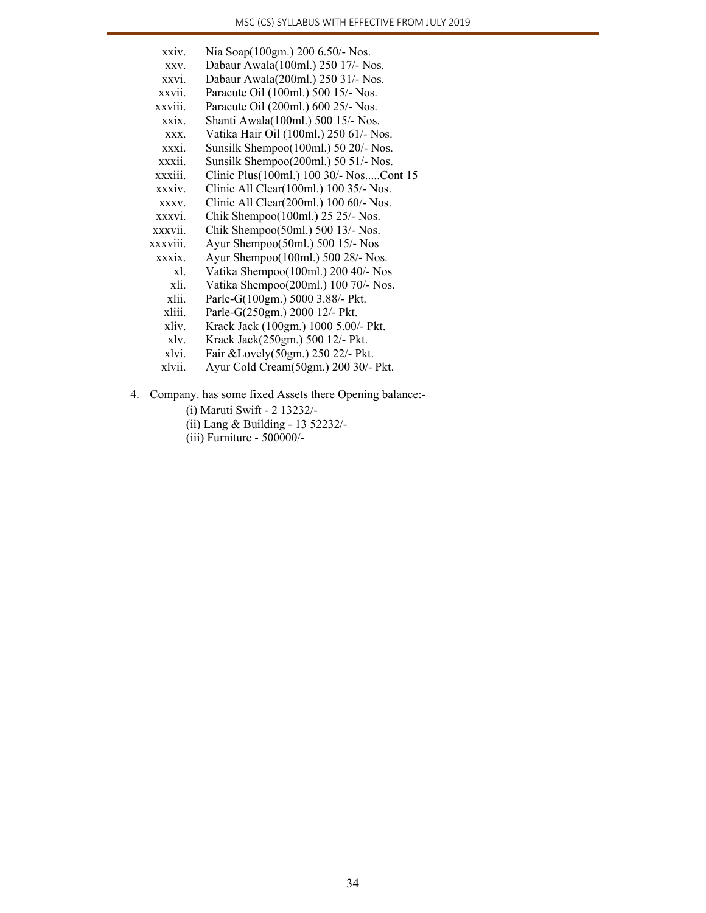xxiv. Nia Soap(100gm.) 200 6.50/- Nos.  
xxv. Dabaur Awala(100ml.) 250 17/- Nos.  
xxvi. Dabaur Awala(200ml.) 250 31/- Nos.  
xxvii. Paracute Oil (100ml.) 500 15/- Nos.  
xxviii. Paracute Oil (200ml.) 600 25/- Nos.  
xxix. Shanti Awala(100ml.) 500 15/- Nos.  
xxx. Vatika Hair Oil (100ml.) 250 61/- Nos.  
xxxi. Sunsilk Shempoo(100ml.) 50 20/- Nos.  
xxxii. Sunsilk Shempoo(200ml.) 50 51/- Nos.  
xxxiii. Clinic Plus(100ml.) 100 30/- Nos.....Cont 15  
xxxiv. Clinic All Clear(100ml.) 100 35/- Nos.  
xxxv. Clinic All Clear(200ml.) 100 60/- Nos.  
xxxvi. Chik Shempoo(100ml.) 25 25/- Nos.  
xxxvii. Chik Shempoo(50ml.) 500 13/- Nos.  
xxxviii. Ayur Shempoo(50ml.) 500 15/- Nos  
xxxix. Ayur Shempoo(100ml.) 500 28/- Nos.  
xl. Vatika Shempoo(100ml.) 200 40/- Nos  
xli. Vatika Shempoo(200ml.) 100 70/- Nos.  
xlii. Parle-G(100gm.) 5000 3.88/- Pkt.  
xliii. Parle-G(250gm.) 2000 12/- Pkt.  
xliv. Krack Jack (100gm.) 1000 5.00/- Pkt.  
xlv. Krack Jack(250gm.) 500 12/- Pkt.  
xlvi. Fair &Lovely(50gm.) 250 22/- Pkt.  
xlvii. Ayur Cold Cream(50gm.) 200 30/- Pkt.

4. Company. has some fixed Assets there Opening balance:-

   (i) Maruti Swift - 2 13232/-  
   (ii) Lang & Building - 13 52232/-  
   (iii) Furniture - 500000/-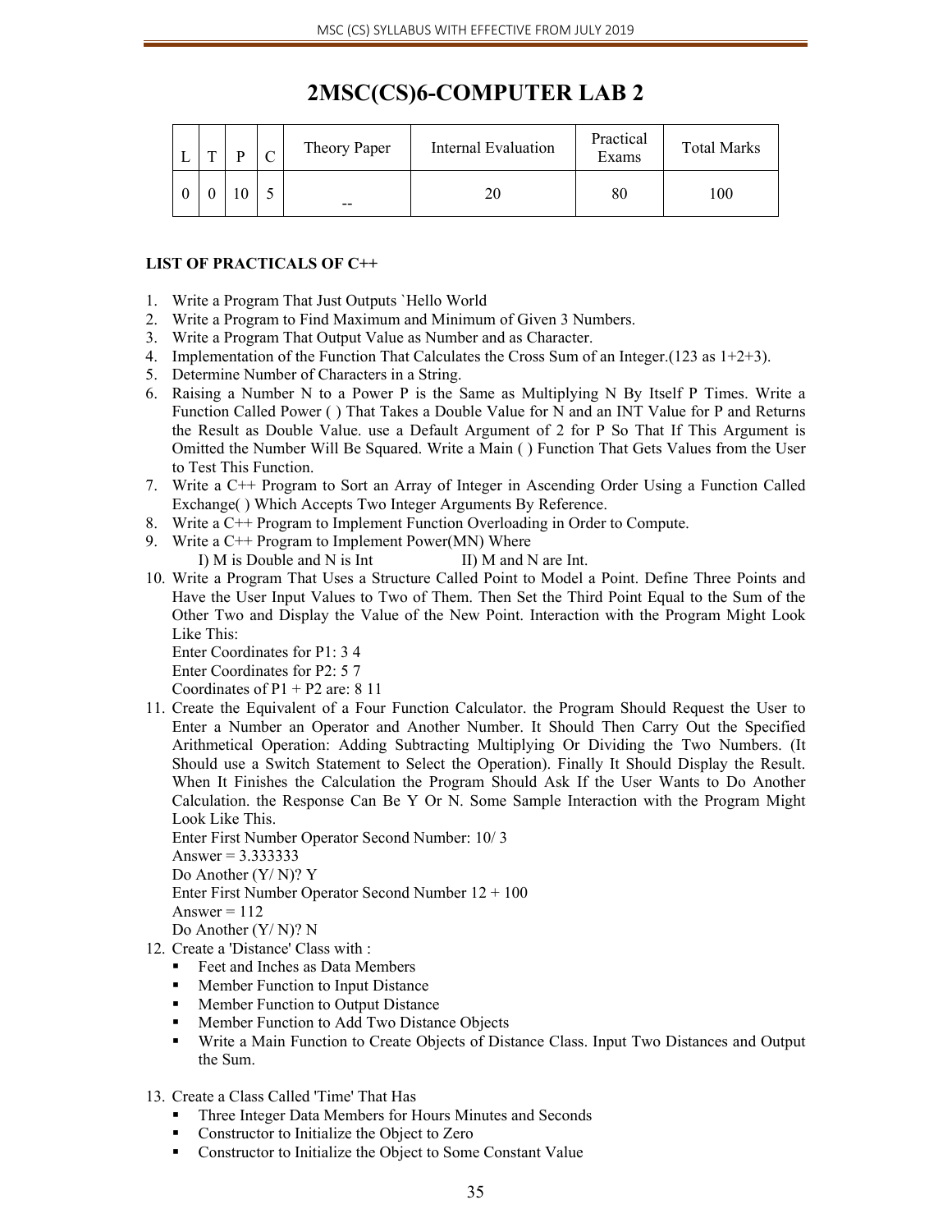# 2MSC(CS)6-COMPUTER LAB 2

| L | T | P | C | Theory Paper | Internal Evaluation | Practical Exams | Total Marks |
|---|---|---|---|---|---|---|---|
| 0 | 0 | 10 | 5 | -- | 20 | 80 | 100 |

**LIST OF PRACTICALS OF C++**

1. Write a Program That Just Outputs `Hello World
2. Write a Program to Find Maximum and Minimum of Given 3 Numbers.
3. Write a Program That Output Value as Number and as Character.
4. Implementation of the Function That Calculates the Cross Sum of an Integer.(123 as 1+2+3).
5. Determine Number of Characters in a String.
6. Raising a Number N to a Power P is the Same as Multiplying N By Itself P Times. Write a Function Called Power ( ) That Takes a Double Value for N and an INT Value for P and Returns the Result as Double Value. use a Default Argument of 2 for P So That If This Argument is Omitted the Number Will Be Squared. Write a Main ( ) Function That Gets Values from the User to Test This Function.
7. Write a C++ Program to Sort an Array of Integer in Ascending Order Using a Function Called Exchange( ) Which Accepts Two Integer Arguments By Reference.
8. Write a C++ Program to Implement Function Overloading in Order to Compute.
9. Write a C++ Program to Implement Power(MN) Where
   I) M is Double and N is Int II) M and N are Int.
10. Write a Program That Uses a Structure Called Point to Model a Point. Define Three Points and Have the User Input Values to Two of Them. Then Set the Third Point Equal to the Sum of the Other Two and Display the Value of the New Point. Interaction with the Program Might Look Like This:
    Enter Coordinates for P1: 3 4
    Enter Coordinates for P2: 5 7
    Coordinates of P1 + P2 are: 8 11
11. Create the Equivalent of a Four Function Calculator. the Program Should Request the User to Enter a Number an Operator and Another Number. It Should Then Carry Out the Specified Arithmetical Operation: Adding Subtracting Multiplying Or Dividing the Two Numbers. (It Should use a Switch Statement to Select the Operation). Finally It Should Display the Result. When It Finishes the Calculation the Program Should Ask If the User Wants to Do Another Calculation. the Response Can Be Y Or N. Some Sample Interaction with the Program Might Look Like This.
    Enter First Number Operator Second Number: 10/ 3
    Answer = 3.333333
    Do Another (Y/ N)? Y
    Enter First Number Operator Second Number 12 + 100
    Answer = 112
    Do Another (Y/ N)? N
12. Create a 'Distance' Class with :
    - Feet and Inches as Data Members
    - Member Function to Input Distance
    - Member Function to Output Distance
    - Member Function to Add Two Distance Objects
    - Write a Main Function to Create Objects of Distance Class. Input Two Distances and Output the Sum.
13. Create a Class Called 'Time' That Has
    - Three Integer Data Members for Hours Minutes and Seconds
    - Constructor to Initialize the Object to Zero
    - Constructor to Initialize the Object to Some Constant Value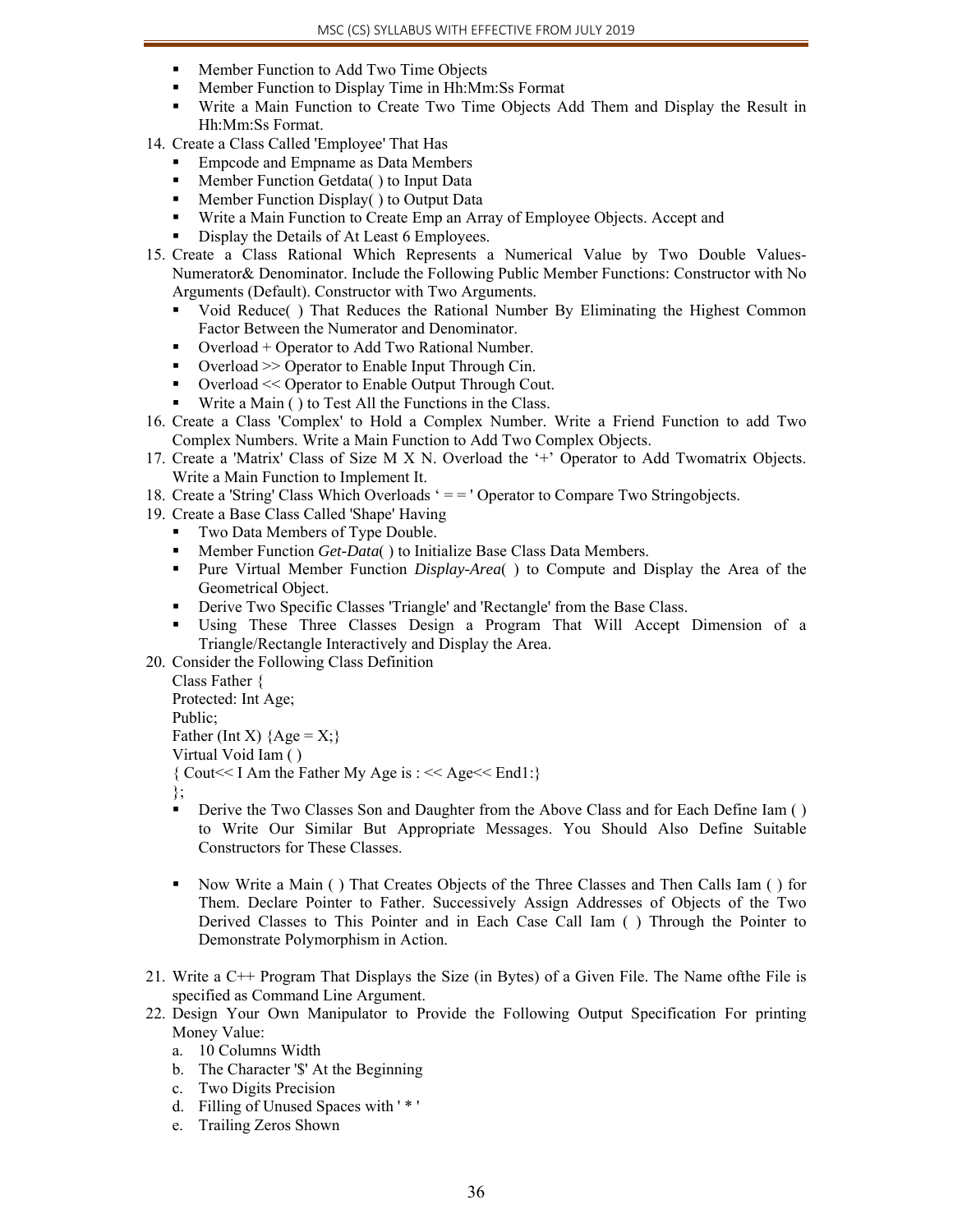- Member Function to Add Two Time Objects
- Member Function to Display Time in Hh:Mm:Ss Format
- Write a Main Function to Create Two Time Objects Add Them and Display the Result in Hh:Mm:Ss Format.

14. Create a Class Called 'Employee' That Has
    - Empcode and Empname as Data Members
    - Member Function Getdata( ) to Input Data
    - Member Function Display( ) to Output Data
    - Write a Main Function to Create Emp an Array of Employee Objects. Accept and
    - Display the Details of At Least 6 Employees.
15. Create a Class Rational Which Represents a Numerical Value by Two Double Values- Numerator& Denominator. Include the Following Public Member Functions: Constructor with No Arguments (Default). Constructor with Two Arguments.
    - Void Reduce( ) That Reduces the Rational Number By Eliminating the Highest Common Factor Between the Numerator and Denominator.
    - Overload + Operator to Add Two Rational Number.
    - Overload >> Operator to Enable Input Through Cin.
    - Overload << Operator to Enable Output Through Cout.
    - Write a Main ( ) to Test All the Functions in the Class.
16. Create a Class 'Complex' to Hold a Complex Number. Write a Friend Function to add Two Complex Numbers. Write a Main Function to Add Two Complex Objects.
17. Create a 'Matrix' Class of Size M X N. Overload the '+' Operator to Add Twomatrix Objects. Write a Main Function to Implement It.
18. Create a 'String' Class Which Overloads ' = = ' Operator to Compare Two Stringobjects.
19. Create a Base Class Called 'Shape' Having
    - Two Data Members of Type Double.
    - Member Function *Get-Data*( ) to Initialize Base Class Data Members.
    - Pure Virtual Member Function *Display-Area*( ) to Compute and Display the Area of the Geometrical Object.
    - Derive Two Specific Classes 'Triangle' and 'Rectangle' from the Base Class.
    - Using These Three Classes Design a Program That Will Accept Dimension of a Triangle/Rectangle Interactively and Display the Area.
20. Consider the Following Class Definition

    Class Father {
    Protected: Int Age;
    Public;
    Father (Int X) {Age = X;}
    Virtual Void Iam ( )
    { Cout<< I Am the Father My Age is : << Age<< End1:}
    };

    - Derive the Two Classes Son and Daughter from the Above Class and for Each Define Iam ( ) to Write Our Similar But Appropriate Messages. You Should Also Define Suitable Constructors for These Classes.

    - Now Write a Main ( ) That Creates Objects of the Three Classes and Then Calls Iam ( ) for Them. Declare Pointer to Father. Successively Assign Addresses of Objects of the Two Derived Classes to This Pointer and in Each Case Call Iam ( ) Through the Pointer to Demonstrate Polymorphism in Action.

21. Write a C++ Program That Displays the Size (in Bytes) of a Given File. The Name ofthe File is specified as Command Line Argument.
22. Design Your Own Manipulator to Provide the Following Output Specification For printing Money Value:
    a. 10 Columns Width
    b. The Character '$' At the Beginning
    c. Two Digits Precision
    d. Filling of Unused Spaces with ' * '
    e. Trailing Zeros Shown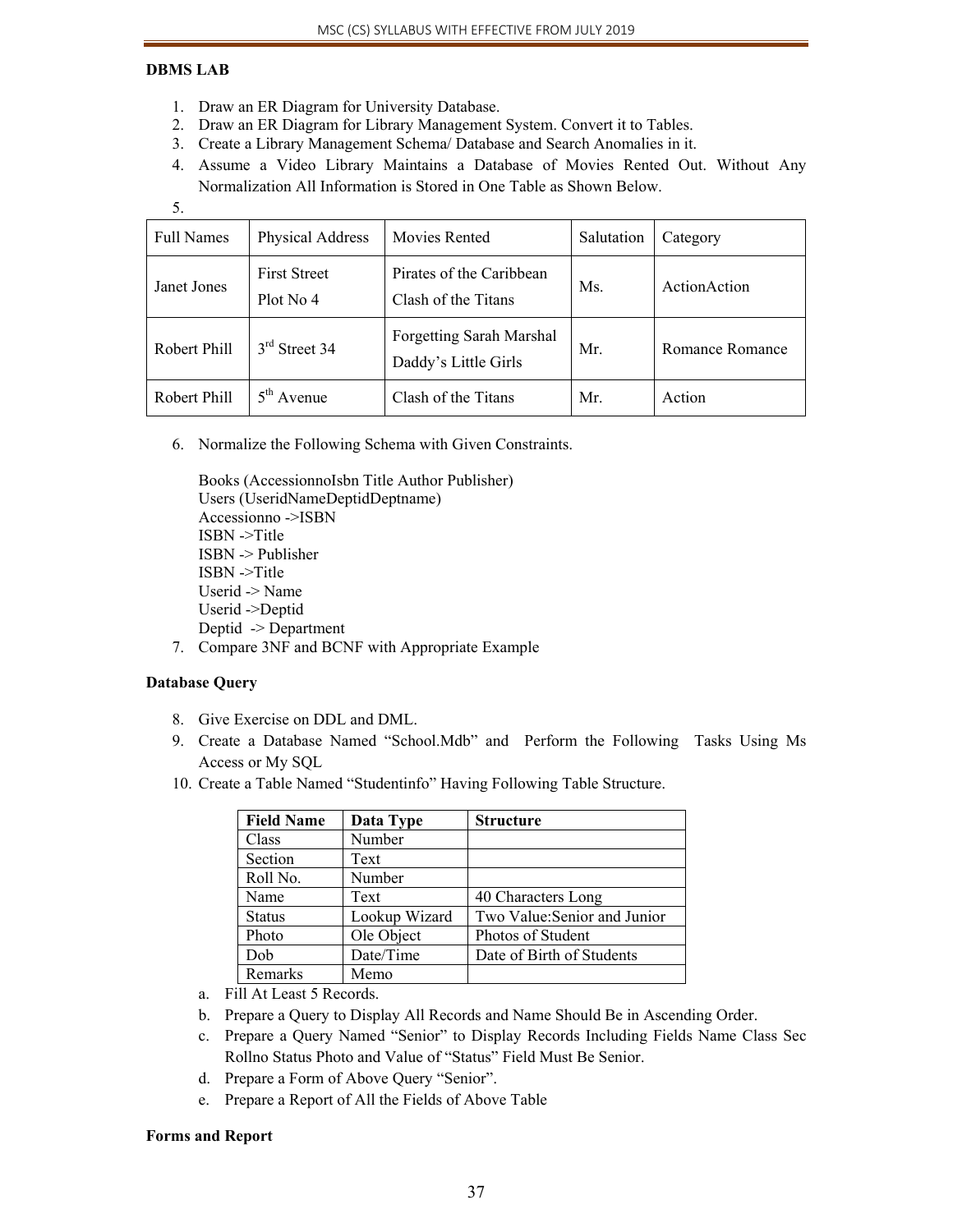**DBMS LAB**

1. Draw an ER Diagram for University Database.
2. Draw an ER Diagram for Library Management System. Convert it to Tables.
3. Create a Library Management Schema/ Database and Search Anomalies in it.
4. Assume a Video Library Maintains a Database of Movies Rented Out. Without Any Normalization All Information is Stored in One Table as Shown Below.
5.

| Full Names | Physical Address | Movies Rented | Salutation | Category |
|---|---|---|---|---|
| Janet Jones | First Street<br>Plot No 4 | Pirates of the Caribbean<br>Clash of the Titans | Ms. | ActionAction |
| Robert Phill | 3rd Street 34 | Forgetting Sarah Marshal<br>Daddy's Little Girls | Mr. | Romance Romance |
| Robert Phill | 5th Avenue | Clash of the Titans | Mr. | Action |

6. Normalize the Following Schema with Given Constraints.

   Books (AccessionnoIsbn Title Author Publisher)
   Users (UseridNameDeptidDeptname)
   Accessionno ->ISBN
   ISBN ->Title
   ISBN -> Publisher
   ISBN ->Title
   Userid -> Name
   Userid ->Deptid
   Deptid -> Department
7. Compare 3NF and BCNF with Appropriate Example

**Database Query**

8. Give Exercise on DDL and DML.
9. Create a Database Named "School.Mdb" and Perform the Following Tasks Using Ms Access or My SQL
10. Create a Table Named "Studentinfo" Having Following Table Structure.

| Field Name | Data Type | Structure |
|---|---|---|
| Class | Number | |
| Section | Text | |
| Roll No. | Number | |
| Name | Text | 40 Characters Long |
| Status | Lookup Wizard | Two Value:Senior and Junior |
| Photo | Ole Object | Photos of Student |
| Dob | Date/Time | Date of Birth of Students |
| Remarks | Memo | |

   a. Fill At Least 5 Records.
   b. Prepare a Query to Display All Records and Name Should Be in Ascending Order.
   c. Prepare a Query Named "Senior" to Display Records Including Fields Name Class Sec Rollno Status Photo and Value of "Status" Field Must Be Senior.
   d. Prepare a Form of Above Query "Senior".
   e. Prepare a Report of All the Fields of Above Table

**Forms and Report**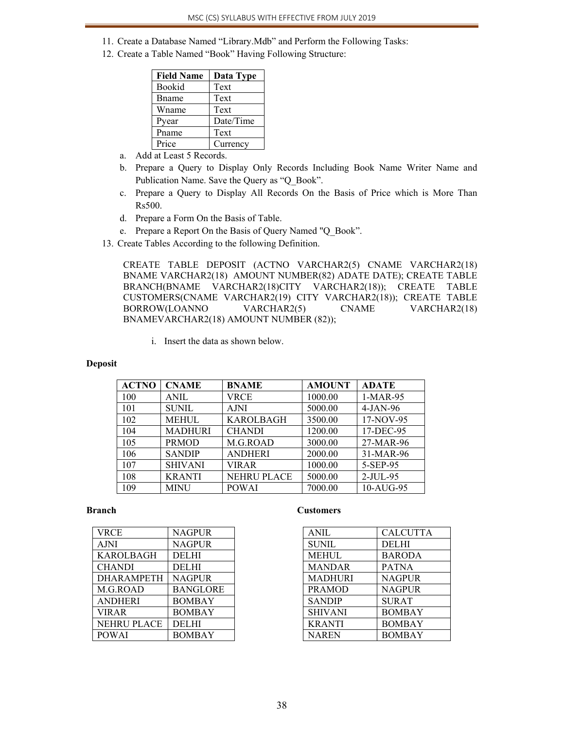11. Create a Database Named "Library.Mdb" and Perform the Following Tasks:
12. Create a Table Named "Book" Having Following Structure:

| Field Name | Data Type |
|---|---|
| Bookid | Text |
| Bname | Text |
| Wname | Text |
| Pyear | Date/Time |
| Pname | Text |
| Price | Currency |

   a. Add at Least 5 Records.
   b. Prepare a Query to Display Only Records Including Book Name Writer Name and Publication Name. Save the Query as "Q_Book".
   c. Prepare a Query to Display All Records On the Basis of Price which is More Than Rs500.
   d. Prepare a Form On the Basis of Table.
   e. Prepare a Report On the Basis of Query Named "Q_Book".

13. Create Tables According to the following Definition.

    CREATE TABLE DEPOSIT (ACTNO VARCHAR2(5) CNAME VARCHAR2(18) BNAME VARCHAR2(18) AMOUNT NUMBER(82) ADATE DATE); CREATE TABLE BRANCH(BNAME VARCHAR2(18)CITY VARCHAR2(18)); CREATE TABLE CUSTOMERS(CNAME VARCHAR2(19) CITY VARCHAR2(18)); CREATE TABLE BORROW(LOANNO VARCHAR2(5) CNAME VARCHAR2(18) BNAMEVARCHAR2(18) AMOUNT NUMBER (82));

    i. Insert the data as shown below.

**Deposit**

| ACTNO | CNAME | BNAME | AMOUNT | ADATE |
|---|---|---|---|---|
| 100 | ANIL | VRCE | 1000.00 | 1-MAR-95 |
| 101 | SUNIL | AJNI | 5000.00 | 4-JAN-96 |
| 102 | MEHUL | KAROLBAGH | 3500.00 | 17-NOV-95 |
| 104 | MADHURI | CHANDI | 1200.00 | 17-DEC-95 |
| 105 | PRMOD | M.G.ROAD | 3000.00 | 27-MAR-96 |
| 106 | SANDIP | ANDHERI | 2000.00 | 31-MAR-96 |
| 107 | SHIVANI | VIRAR | 1000.00 | 5-SEP-95 |
| 108 | KRANTI | NEHRU PLACE | 5000.00 | 2-JUL-95 |
| 109 | MINU | POWAI | 7000.00 | 10-AUG-95 |

**Branch**

| | |
|---|---|
| VRCE | NAGPUR |
| AJNI | NAGPUR |
| KAROLBAGH | DELHI |
| CHANDI | DELHI |
| DHARAMPETH | NAGPUR |
| M.G.ROAD | BANGLORE |
| ANDHERI | BOMBAY |
| VIRAR | BOMBAY |
| NEHRU PLACE | DELHI |
| POWAI | BOMBAY |

**Customers**

| | |
|---|---|
| ANIL | CALCUTTA |
| SUNIL | DELHI |
| MEHUL | BARODA |
| MANDAR | PATNA |
| MADHURI | NAGPUR |
| PRAMOD | NAGPUR |
| SANDIP | SURAT |
| SHIVANI | BOMBAY |
| KRANTI | BOMBAY |
| NAREN | BOMBAY |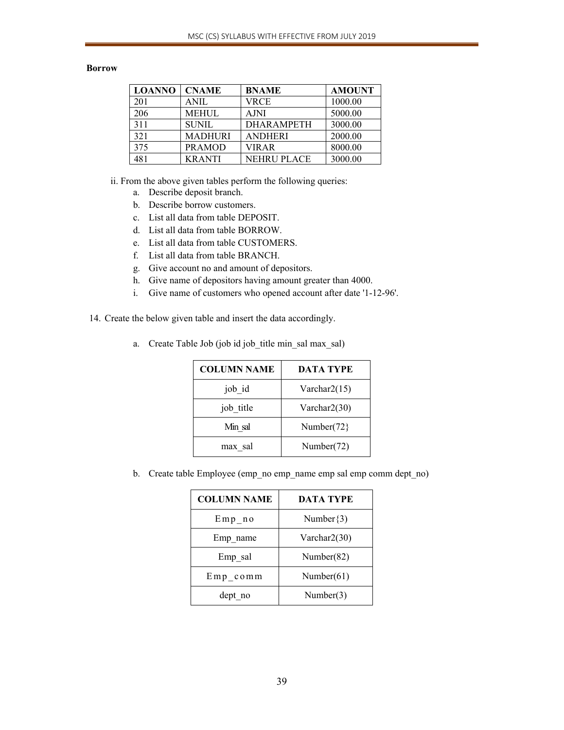**Borrow**

| LOANNO | CNAME | BNAME | AMOUNT |
|---|---|---|---|
| 201 | ANIL | VRCE | 1000.00 |
| 206 | MEHUL | AJNI | 5000.00 |
| 311 | SUNIL | DHARAMPETH | 3000.00 |
| 321 | MADHURI | ANDHERI | 2000.00 |
| 375 | PRAMOD | VIRAR | 8000.00 |
| 481 | KRANTI | NEHRU PLACE | 3000.00 |

ii. From the above given tables perform the following queries:

a. Describe deposit branch.
b. Describe borrow customers.
c. List all data from table DEPOSIT.
d. List all data from table BORROW.
e. List all data from table CUSTOMERS.
f. List all data from table BRANCH.
g. Give account no and amount of depositors.
h. Give name of depositors having amount greater than 4000.
i. Give name of customers who opened account after date '1-12-96'.

14. Create the below given table and insert the data accordingly.

a. Create Table Job (job id job_title min_sal max_sal)

| COLUMN NAME | DATA TYPE |
|---|---|
| job_id | Varchar2(15) |
| job_title | Varchar2(30) |
| Min_sal | Number(72} |
| max_sal | Number(72) |

b. Create table Employee (emp_no emp_name emp sal emp comm dept_no)

| COLUMN NAME | DATA TYPE |
|---|---|
| Emp_no | Number{3) |
| Emp_name | Varchar2(30) |
| Emp_sal | Number(82) |
| Emp_comm | Number(61) |
| dept_no | Number(3) |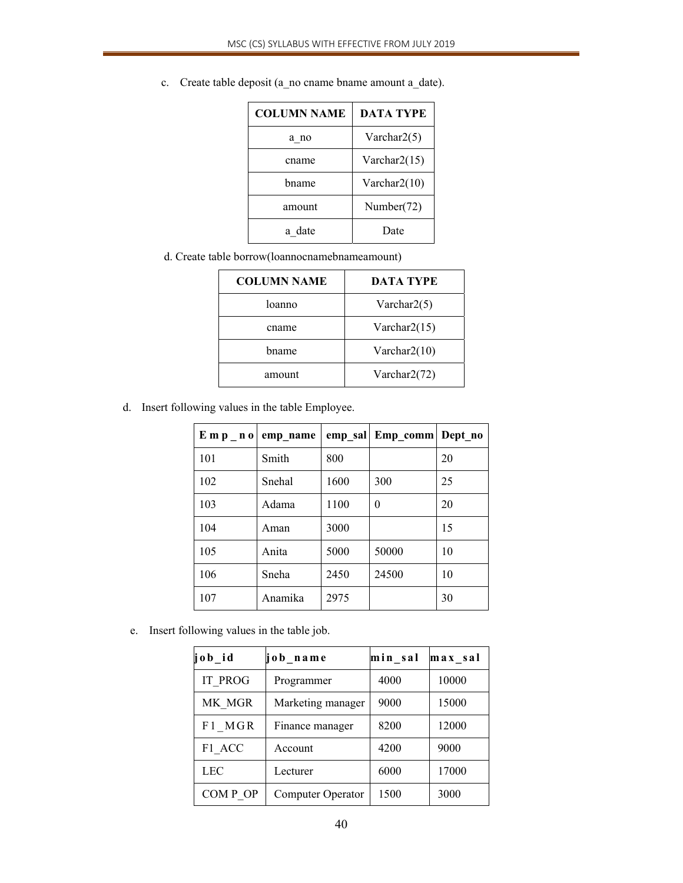c. Create table deposit (a_no cname bname amount a_date).

| COLUMN NAME | DATA TYPE |
| --- | --- |
| a_no | Varchar2(5) |
| cname | Varchar2(15) |
| bname | Varchar2(10) |
| amount | Number(72) |
| a_date | Date |

d. Create table borrow(loannocnamebnameamount)

| COLUMN NAME | DATA TYPE |
| --- | --- |
| loanno | Varchar2(5) |
| cname | Varchar2(15) |
| bname | Varchar2(10) |
| amount | Varchar2(72) |

d. Insert following values in the table Employee.

| Emp_no | emp_name | emp_sal | Emp_comm | Dept_no |
| --- | --- | --- | --- | --- |
| 101 | Smith | 800 | | 20 |
| 102 | Snehal | 1600 | 300 | 25 |
| 103 | Adama | 1100 | 0 | 20 |
| 104 | Aman | 3000 | | 15 |
| 105 | Anita | 5000 | 50000 | 10 |
| 106 | Sneha | 2450 | 24500 | 10 |
| 107 | Anamika | 2975 | | 30 |

e. Insert following values in the table job.

| job_id | job_name | min_sal | max_sal |
| --- | --- | --- | --- |
| IT_PROG | Programmer | 4000 | 10000 |
| MK_MGR | Marketing manager | 9000 | 15000 |
| F1_MGR | Finance manager | 8200 | 12000 |
| F1_ACC | Account | 4200 | 9000 |
| LEC | Lecturer | 6000 | 17000 |
| COM P_OP | Computer Operator | 1500 | 3000 |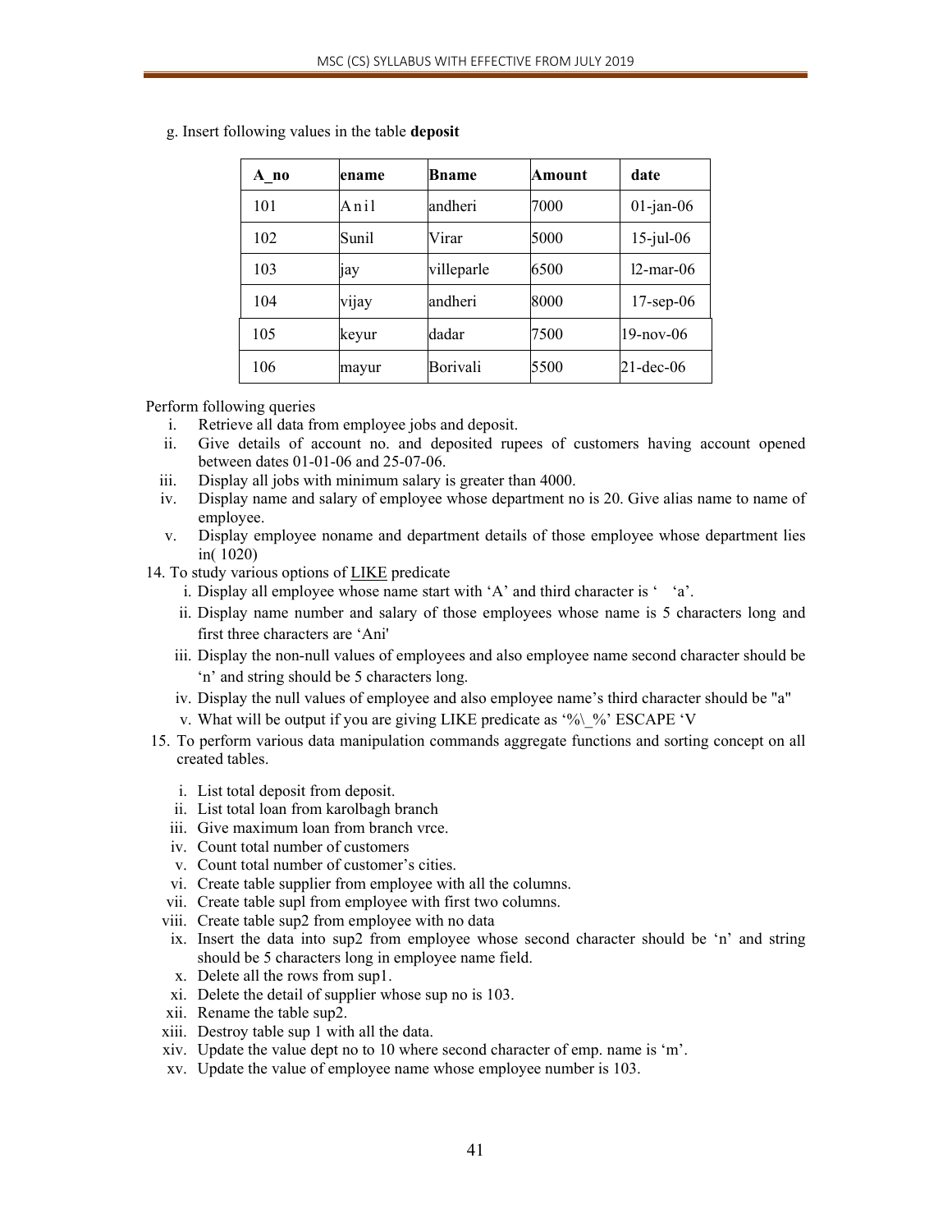g. Insert following values in the table **deposit**

| A_no | ename | Bname | Amount | date |
|---|---|---|---|---|
| 101 | A n i l | andheri | 7000 | 01-jan-06 |
| 102 | Sunil | Virar | 5000 | 15-jul-06 |
| 103 | jay | villeparle | 6500 | l2-mar-06 |
| 104 | vijay | andheri | 8000 | 17-sep-06 |
| 105 | keyur | dadar | 7500 | 19-nov-06 |
| 106 | mayur | Borivali | 5500 | 21-dec-06 |

Perform following queries

i. Retrieve all data from employee jobs and deposit.
ii. Give details of account no. and deposited rupees of customers having account opened between dates 01-01-06 and 25-07-06.
iii. Display all jobs with minimum salary is greater than 4000.
iv. Display name and salary of employee whose department no is 20. Give alias name to name of employee.
v. Display employee noname and department details of those employee whose department lies in( 1020)

14. To study various options of <u>LIKE</u> predicate

i. Display all employee whose name start with 'A' and third character is ' 'a'.
ii. Display name number and salary of those employees whose name is 5 characters long and first three characters are 'Ani'
iii. Display the non-null values of employees and also employee name second character should be 'n' and string should be 5 characters long.
iv. Display the null values of employee and also employee name's third character should be "a"
v. What will be output if you are giving LIKE predicate as '%\_%' ESCAPE 'V

15. To perform various data manipulation commands aggregate functions and sorting concept on all created tables.

i. List total deposit from deposit.
ii. List total loan from karolbagh branch
iii. Give maximum loan from branch vrce.
iv. Count total number of customers
v. Count total number of customer's cities.
vi. Create table supplier from employee with all the columns.
vii. Create table supl from employee with first two columns.
viii. Create table sup2 from employee with no data
ix. Insert the data into sup2 from employee whose second character should be 'n' and string should be 5 characters long in employee name field.
x. Delete all the rows from sup1.
xi. Delete the detail of supplier whose sup no is 103.
xii. Rename the table sup2.
xiii. Destroy table sup 1 with all the data.
xiv. Update the value dept no to 10 where second character of emp. name is 'm'.
xv. Update the value of employee name whose employee number is 103.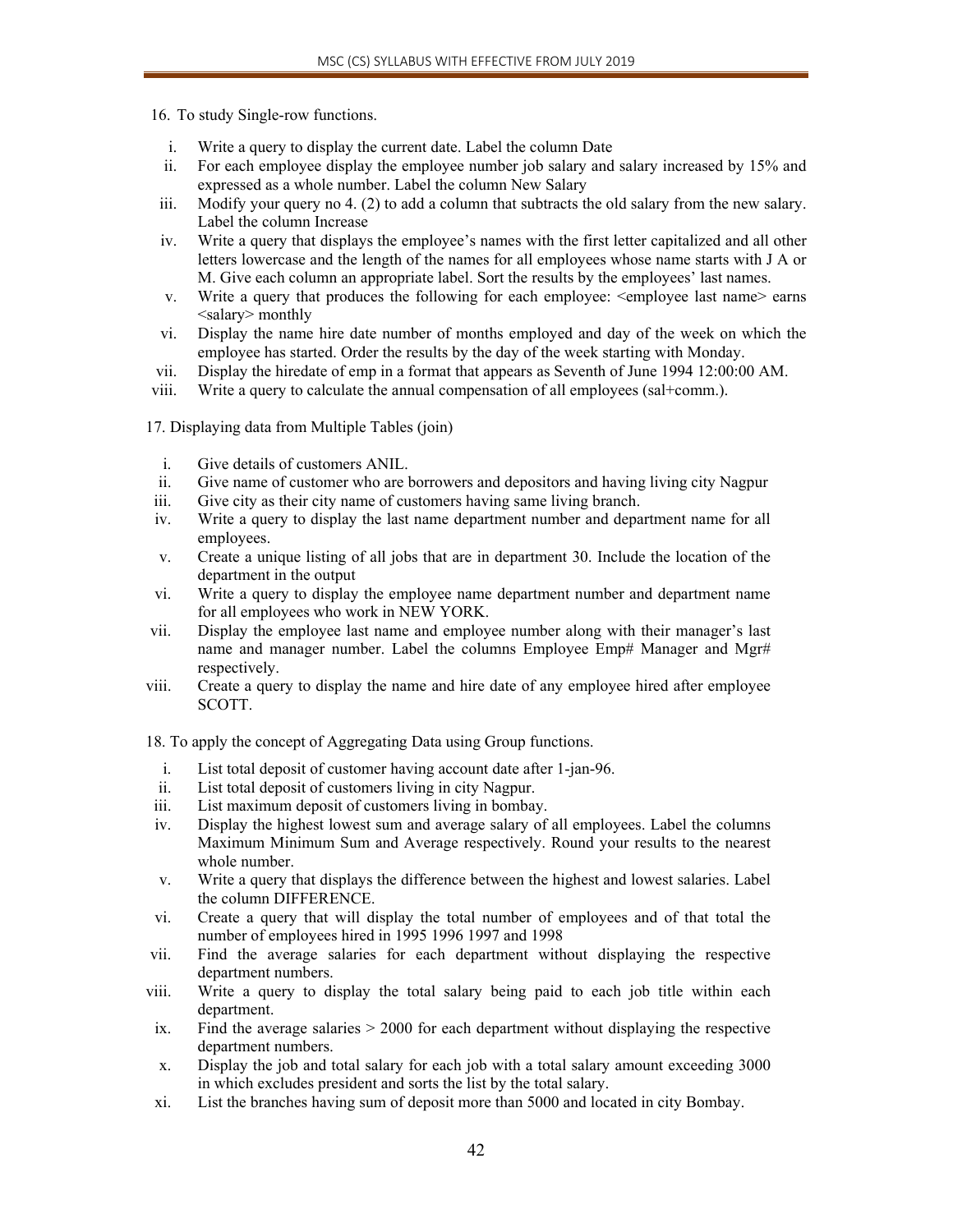16. To study Single-row functions.

    i. Write a query to display the current date. Label the column Date
    ii. For each employee display the employee number job salary and salary increased by 15% and expressed as a whole number. Label the column New Salary
    iii. Modify your query no 4. (2) to add a column that subtracts the old salary from the new salary. Label the column Increase
    iv. Write a query that displays the employee's names with the first letter capitalized and all other letters lowercase and the length of the names for all employees whose name starts with J A or M. Give each column an appropriate label. Sort the results by the employees' last names.
    v. Write a query that produces the following for each employee: <employee last name> earns <salary> monthly
    vi. Display the name hire date number of months employed and day of the week on which the employee has started. Order the results by the day of the week starting with Monday.
    vii. Display the hiredate of emp in a format that appears as Seventh of June 1994 12:00:00 AM.
    viii. Write a query to calculate the annual compensation of all employees (sal+comm.).

17. Displaying data from Multiple Tables (join)

    i. Give details of customers ANIL.
    ii. Give name of customer who are borrowers and depositors and having living city Nagpur
    iii. Give city as their city name of customers having same living branch.
    iv. Write a query to display the last name department number and department name for all employees.
    v. Create a unique listing of all jobs that are in department 30. Include the location of the department in the output
    vi. Write a query to display the employee name department number and department name for all employees who work in NEW YORK.
    vii. Display the employee last name and employee number along with their manager's last name and manager number. Label the columns Employee Emp# Manager and Mgr# respectively.
    viii. Create a query to display the name and hire date of any employee hired after employee SCOTT.

18. To apply the concept of Aggregating Data using Group functions.

    i. List total deposit of customer having account date after 1-jan-96.
    ii. List total deposit of customers living in city Nagpur.
    iii. List maximum deposit of customers living in bombay.
    iv. Display the highest lowest sum and average salary of all employees. Label the columns Maximum Minimum Sum and Average respectively. Round your results to the nearest whole number.
    v. Write a query that displays the difference between the highest and lowest salaries. Label the column DIFFERENCE.
    vi. Create a query that will display the total number of employees and of that total the number of employees hired in 1995 1996 1997 and 1998
    vii. Find the average salaries for each department without displaying the respective department numbers.
    viii. Write a query to display the total salary being paid to each job title within each department.
    ix. Find the average salaries > 2000 for each department without displaying the respective department numbers.
    x. Display the job and total salary for each job with a total salary amount exceeding 3000 in which excludes president and sorts the list by the total salary.
    xi. List the branches having sum of deposit more than 5000 and located in city Bombay.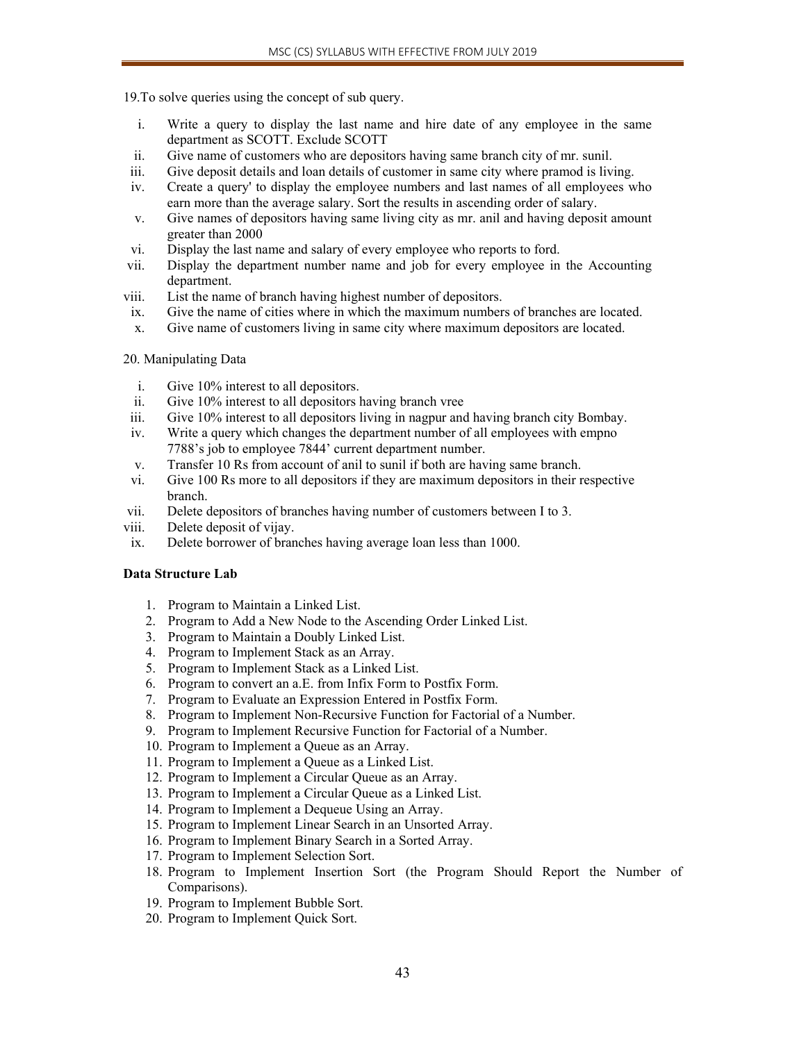19.To solve queries using the concept of sub query.

i. Write a query to display the last name and hire date of any employee in the same department as SCOTT. Exclude SCOTT
ii. Give name of customers who are depositors having same branch city of mr. sunil.
iii. Give deposit details and loan details of customer in same city where pramod is living.
iv. Create a query' to display the employee numbers and last names of all employees who earn more than the average salary. Sort the results in ascending order of salary.
v. Give names of depositors having same living city as mr. anil and having deposit amount greater than 2000
vi. Display the last name and salary of every employee who reports to ford.
vii. Display the department number name and job for every employee in the Accounting department.
viii. List the name of branch having highest number of depositors.
ix. Give the name of cities where in which the maximum numbers of branches are located.
x. Give name of customers living in same city where maximum depositors are located.

20. Manipulating Data

i. Give 10% interest to all depositors.
ii. Give 10% interest to all depositors having branch vree
iii. Give 10% interest to all depositors living in nagpur and having branch city Bombay.
iv. Write a query which changes the department number of all employees with empno 7788's job to employee 7844' current department number.
v. Transfer 10 Rs from account of anil to sunil if both are having same branch.
vi. Give 100 Rs more to all depositors if they are maximum depositors in their respective branch.
vii. Delete depositors of branches having number of customers between I to 3.
viii. Delete deposit of vijay.
ix. Delete borrower of branches having average loan less than 1000.

**Data Structure Lab**

1. Program to Maintain a Linked List.
2. Program to Add a New Node to the Ascending Order Linked List.
3. Program to Maintain a Doubly Linked List.
4. Program to Implement Stack as an Array.
5. Program to Implement Stack as a Linked List.
6. Program to convert an a.E. from Infix Form to Postfix Form.
7. Program to Evaluate an Expression Entered in Postfix Form.
8. Program to Implement Non-Recursive Function for Factorial of a Number.
9. Program to Implement Recursive Function for Factorial of a Number.
10. Program to Implement a Queue as an Array.
11. Program to Implement a Queue as a Linked List.
12. Program to Implement a Circular Queue as an Array.
13. Program to Implement a Circular Queue as a Linked List.
14. Program to Implement a Dequeue Using an Array.
15. Program to Implement Linear Search in an Unsorted Array.
16. Program to Implement Binary Search in a Sorted Array.
17. Program to Implement Selection Sort.
18. Program to Implement Insertion Sort (the Program Should Report the Number of Comparisons).
19. Program to Implement Bubble Sort.
20. Program to Implement Quick Sort.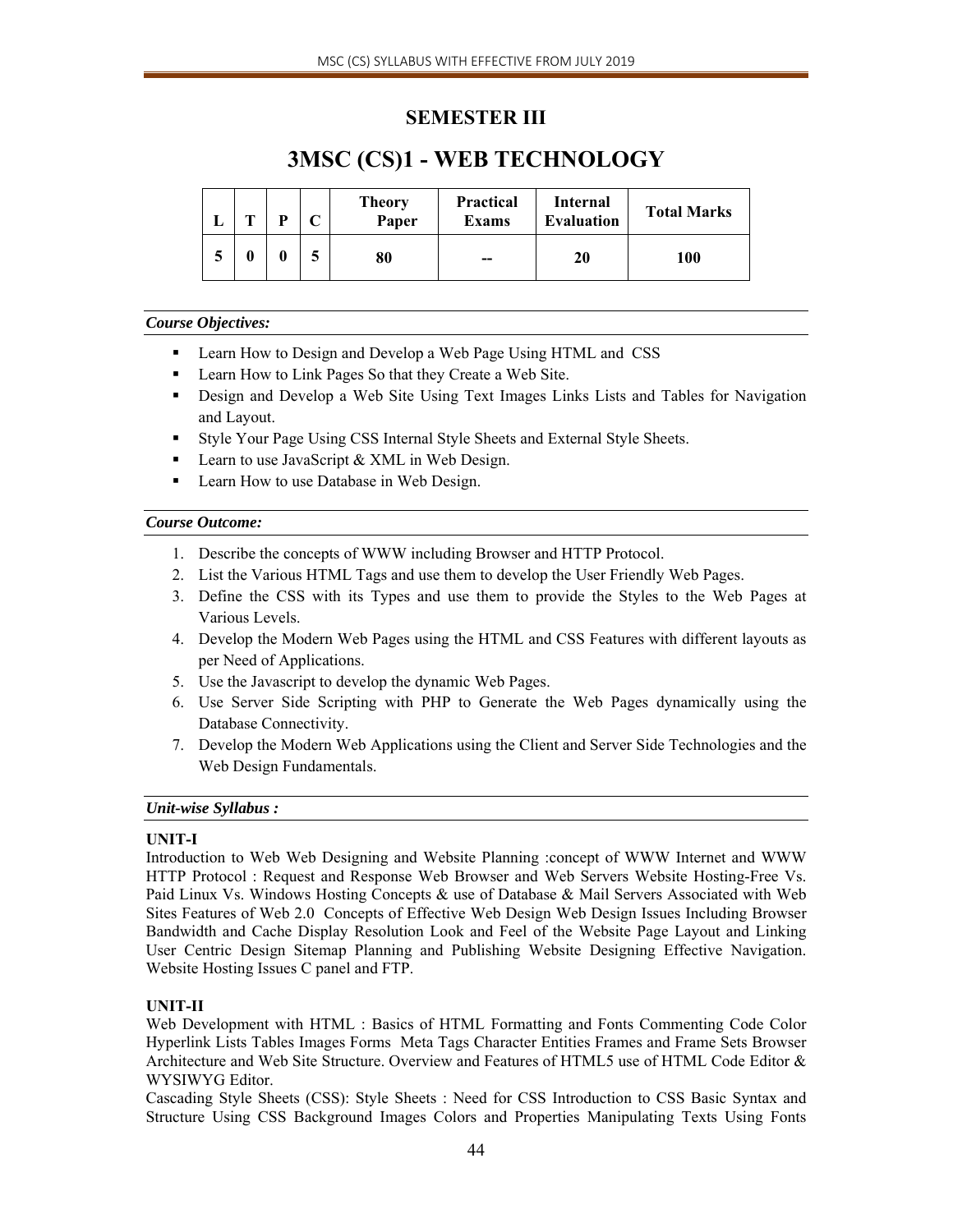## SEMESTER III

# 3MSC (CS)1 - WEB TECHNOLOGY

| L | T | P | C | Theory Paper | Practical Exams | Internal Evaluation | Total Marks |
|---|---|---|---|---|---|---|---|
| 5 | 0 | 0 | 5 | 80 | -- | 20 | 100 |

***Course Objectives:***

- Learn How to Design and Develop a Web Page Using HTML and CSS
- Learn How to Link Pages So that they Create a Web Site.
- Design and Develop a Web Site Using Text Images Links Lists and Tables for Navigation and Layout.
- Style Your Page Using CSS Internal Style Sheets and External Style Sheets.
- Learn to use JavaScript & XML in Web Design.
- Learn How to use Database in Web Design.

***Course Outcome:***

1. Describe the concepts of WWW including Browser and HTTP Protocol.
2. List the Various HTML Tags and use them to develop the User Friendly Web Pages.
3. Define the CSS with its Types and use them to provide the Styles to the Web Pages at Various Levels.
4. Develop the Modern Web Pages using the HTML and CSS Features with different layouts as per Need of Applications.
5. Use the Javascript to develop the dynamic Web Pages.
6. Use Server Side Scripting with PHP to Generate the Web Pages dynamically using the Database Connectivity.
7. Develop the Modern Web Applications using the Client and Server Side Technologies and the Web Design Fundamentals.

***Unit-wise Syllabus :***

**UNIT-I**

Introduction to Web Web Designing and Website Planning :concept of WWW Internet and WWW HTTP Protocol : Request and Response Web Browser and Web Servers Website Hosting-Free Vs. Paid Linux Vs. Windows Hosting Concepts & use of Database & Mail Servers Associated with Web Sites Features of Web 2.0 Concepts of Effective Web Design Web Design Issues Including Browser Bandwidth and Cache Display Resolution Look and Feel of the Website Page Layout and Linking User Centric Design Sitemap Planning and Publishing Website Designing Effective Navigation. Website Hosting Issues C panel and FTP.

**UNIT-II**

Web Development with HTML : Basics of HTML Formatting and Fonts Commenting Code Color Hyperlink Lists Tables Images Forms Meta Tags Character Entities Frames and Frame Sets Browser Architecture and Web Site Structure. Overview and Features of HTML5 use of HTML Code Editor & WYSIWYG Editor.

Cascading Style Sheets (CSS): Style Sheets : Need for CSS Introduction to CSS Basic Syntax and Structure Using CSS Background Images Colors and Properties Manipulating Texts Using Fonts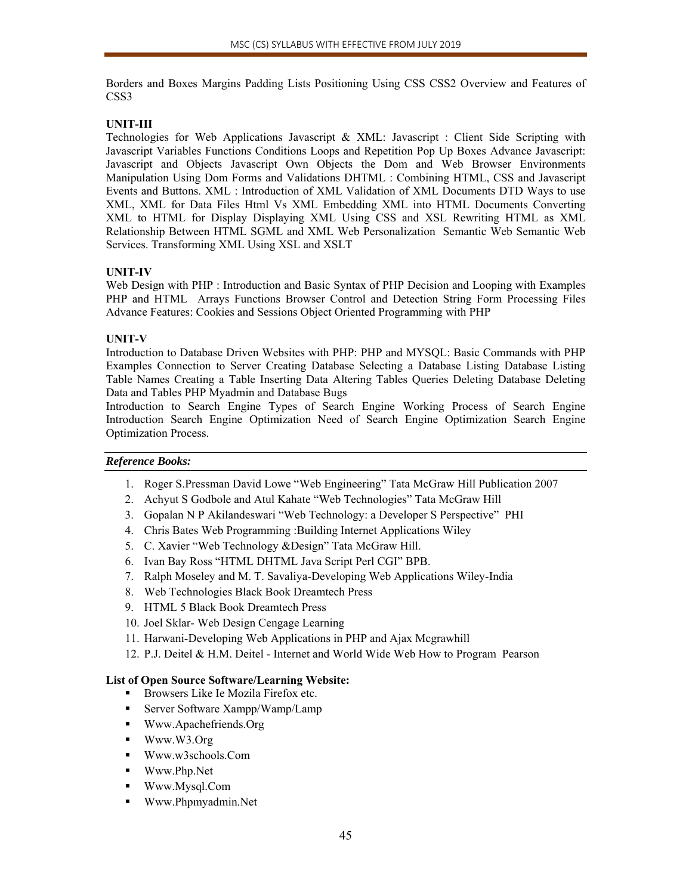Borders and Boxes Margins Padding Lists Positioning Using CSS CSS2 Overview and Features of CSS3

**UNIT-III**

Technologies for Web Applications Javascript & XML: Javascript : Client Side Scripting with Javascript Variables Functions Conditions Loops and Repetition Pop Up Boxes Advance Javascript: Javascript and Objects Javascript Own Objects the Dom and Web Browser Environments Manipulation Using Dom Forms and Validations DHTML : Combining HTML, CSS and Javascript Events and Buttons. XML : Introduction of XML Validation of XML Documents DTD Ways to use XML, XML for Data Files Html Vs XML Embedding XML into HTML Documents Converting XML to HTML for Display Displaying XML Using CSS and XSL Rewriting HTML as XML Relationship Between HTML SGML and XML Web Personalization Semantic Web Semantic Web Services. Transforming XML Using XSL and XSLT

**UNIT-IV**

Web Design with PHP : Introduction and Basic Syntax of PHP Decision and Looping with Examples PHP and HTML Arrays Functions Browser Control and Detection String Form Processing Files Advance Features: Cookies and Sessions Object Oriented Programming with PHP

**UNIT-V**

Introduction to Database Driven Websites with PHP: PHP and MYSQL: Basic Commands with PHP Examples Connection to Server Creating Database Selecting a Database Listing Database Listing Table Names Creating a Table Inserting Data Altering Tables Queries Deleting Database Deleting Data and Tables PHP Myadmin and Database Bugs

Introduction to Search Engine Types of Search Engine Working Process of Search Engine Introduction Search Engine Optimization Need of Search Engine Optimization Search Engine Optimization Process.

***Reference Books:***

1. Roger S.Pressman David Lowe "Web Engineering" Tata McGraw Hill Publication 2007
2. Achyut S Godbole and Atul Kahate "Web Technologies" Tata McGraw Hill
3. Gopalan N P Akilandeswari "Web Technology: a Developer S Perspective" PHI
4. Chris Bates Web Programming :Building Internet Applications Wiley
5. C. Xavier "Web Technology &Design" Tata McGraw Hill.
6. Ivan Bay Ross "HTML DHTML Java Script Perl CGI" BPB.
7. Ralph Moseley and M. T. Savaliya-Developing Web Applications Wiley-India
8. Web Technologies Black Book Dreamtech Press
9. HTML 5 Black Book Dreamtech Press
10. Joel Sklar- Web Design Cengage Learning
11. Harwani-Developing Web Applications in PHP and Ajax Mcgrawhill
12. P.J. Deitel & H.M. Deitel - Internet and World Wide Web How to Program Pearson

**List of Open Source Software/Learning Website:**

- Browsers Like Ie Mozila Firefox etc.
- Server Software Xampp/Wamp/Lamp
- Www.Apachefriends.Org
- Www.W3.Org
- Www.w3schools.Com
- Www.Php.Net
- Www.Mysql.Com
- Www.Phpmyadmin.Net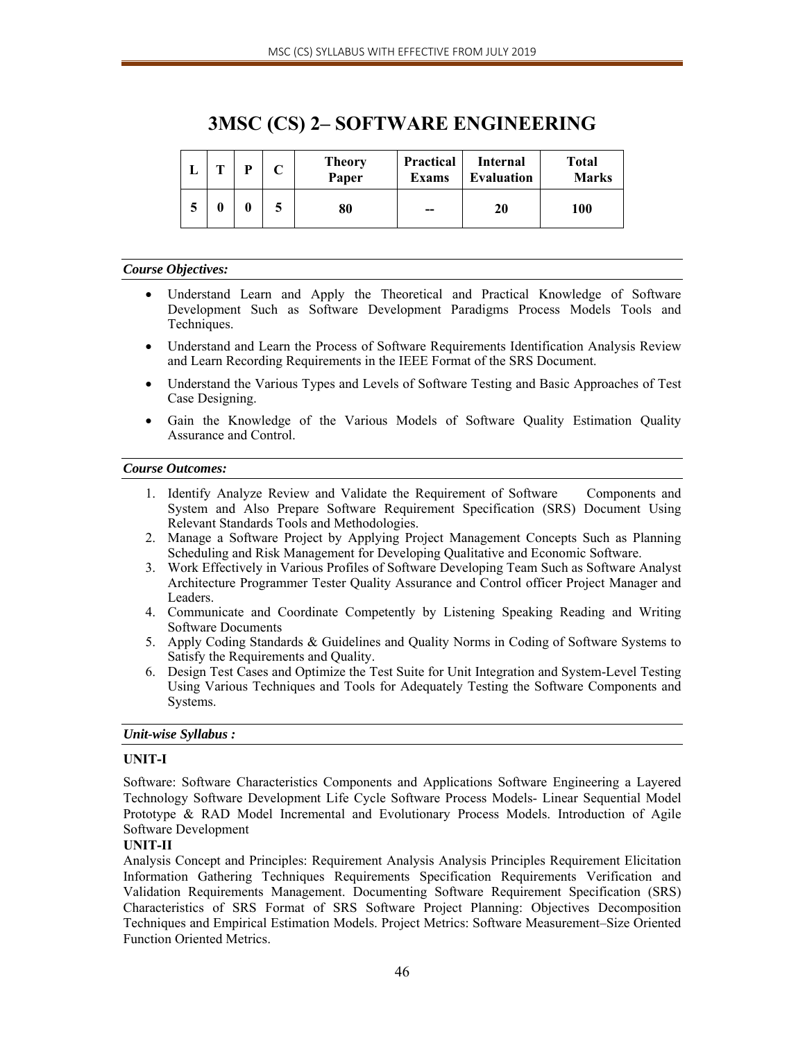# 3MSC (CS) 2– SOFTWARE ENGINEERING

| L | T | P | C | Theory Paper | Practical Exams | Internal Evaluation | Total Marks |
|---|---|---|---|---|---|---|---|
| 5 | 0 | 0 | 5 | 80 | -- | 20 | 100 |

***Course Objectives:***

- Understand Learn and Apply the Theoretical and Practical Knowledge of Software Development Such as Software Development Paradigms Process Models Tools and Techniques.
- Understand and Learn the Process of Software Requirements Identification Analysis Review and Learn Recording Requirements in the IEEE Format of the SRS Document.
- Understand the Various Types and Levels of Software Testing and Basic Approaches of Test Case Designing.
- Gain the Knowledge of the Various Models of Software Quality Estimation Quality Assurance and Control.

***Course Outcomes:***

1. Identify Analyze Review and Validate the Requirement of Software Components and System and Also Prepare Software Requirement Specification (SRS) Document Using Relevant Standards Tools and Methodologies.
2. Manage a Software Project by Applying Project Management Concepts Such as Planning Scheduling and Risk Management for Developing Qualitative and Economic Software.
3. Work Effectively in Various Profiles of Software Developing Team Such as Software Analyst Architecture Programmer Tester Quality Assurance and Control officer Project Manager and Leaders.
4. Communicate and Coordinate Competently by Listening Speaking Reading and Writing Software Documents
5. Apply Coding Standards & Guidelines and Quality Norms in Coding of Software Systems to Satisfy the Requirements and Quality.
6. Design Test Cases and Optimize the Test Suite for Unit Integration and System-Level Testing Using Various Techniques and Tools for Adequately Testing the Software Components and Systems.

***Unit-wise Syllabus :***

**UNIT-I**

Software: Software Characteristics Components and Applications Software Engineering a Layered Technology Software Development Life Cycle Software Process Models- Linear Sequential Model Prototype & RAD Model Incremental and Evolutionary Process Models. Introduction of Agile Software Development

**UNIT-II**

Analysis Concept and Principles: Requirement Analysis Analysis Principles Requirement Elicitation Information Gathering Techniques Requirements Specification Requirements Verification and Validation Requirements Management. Documenting Software Requirement Specification (SRS) Characteristics of SRS Format of SRS Software Project Planning: Objectives Decomposition Techniques and Empirical Estimation Models. Project Metrics: Software Measurement–Size Oriented Function Oriented Metrics.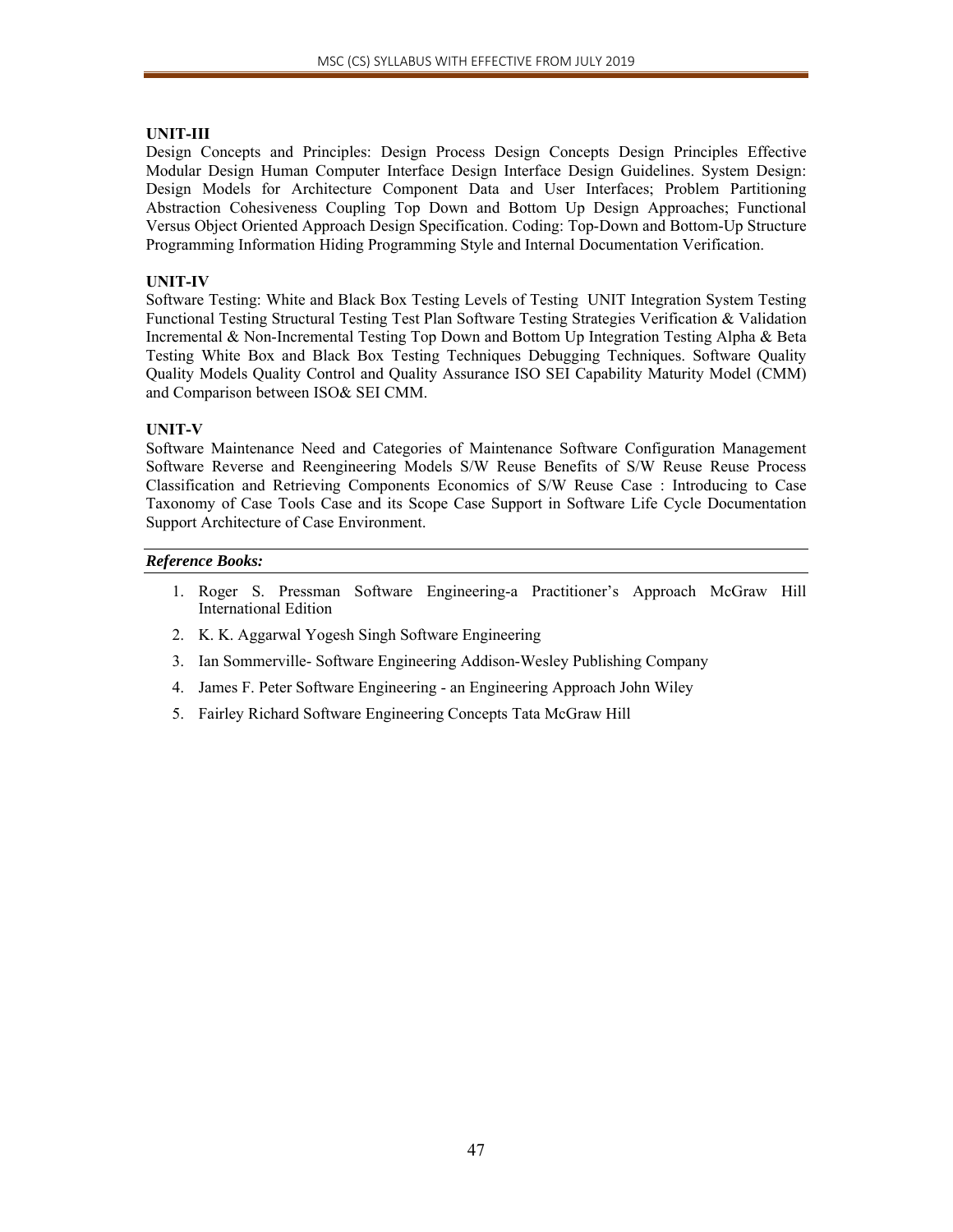**UNIT-III**

Design Concepts and Principles: Design Process Design Concepts Design Principles Effective Modular Design Human Computer Interface Design Interface Design Guidelines. System Design: Design Models for Architecture Component Data and User Interfaces; Problem Partitioning Abstraction Cohesiveness Coupling Top Down and Bottom Up Design Approaches; Functional Versus Object Oriented Approach Design Specification. Coding: Top-Down and Bottom-Up Structure Programming Information Hiding Programming Style and Internal Documentation Verification.

**UNIT-IV**

Software Testing: White and Black Box Testing Levels of Testing UNIT Integration System Testing Functional Testing Structural Testing Test Plan Software Testing Strategies Verification & Validation Incremental & Non-Incremental Testing Top Down and Bottom Up Integration Testing Alpha & Beta Testing White Box and Black Box Testing Techniques Debugging Techniques. Software Quality Quality Models Quality Control and Quality Assurance ISO SEI Capability Maturity Model (CMM) and Comparison between ISO& SEI CMM.

**UNIT-V**

Software Maintenance Need and Categories of Maintenance Software Configuration Management Software Reverse and Reengineering Models S/W Reuse Benefits of S/W Reuse Reuse Process Classification and Retrieving Components Economics of S/W Reuse Case : Introducing to Case Taxonomy of Case Tools Case and its Scope Case Support in Software Life Cycle Documentation Support Architecture of Case Environment.

***Reference Books:***

1. Roger S. Pressman Software Engineering-a Practitioner's Approach McGraw Hill International Edition
2. K. K. Aggarwal Yogesh Singh Software Engineering
3. Ian Sommerville- Software Engineering Addison-Wesley Publishing Company
4. James F. Peter Software Engineering - an Engineering Approach John Wiley
5. Fairley Richard Software Engineering Concepts Tata McGraw Hill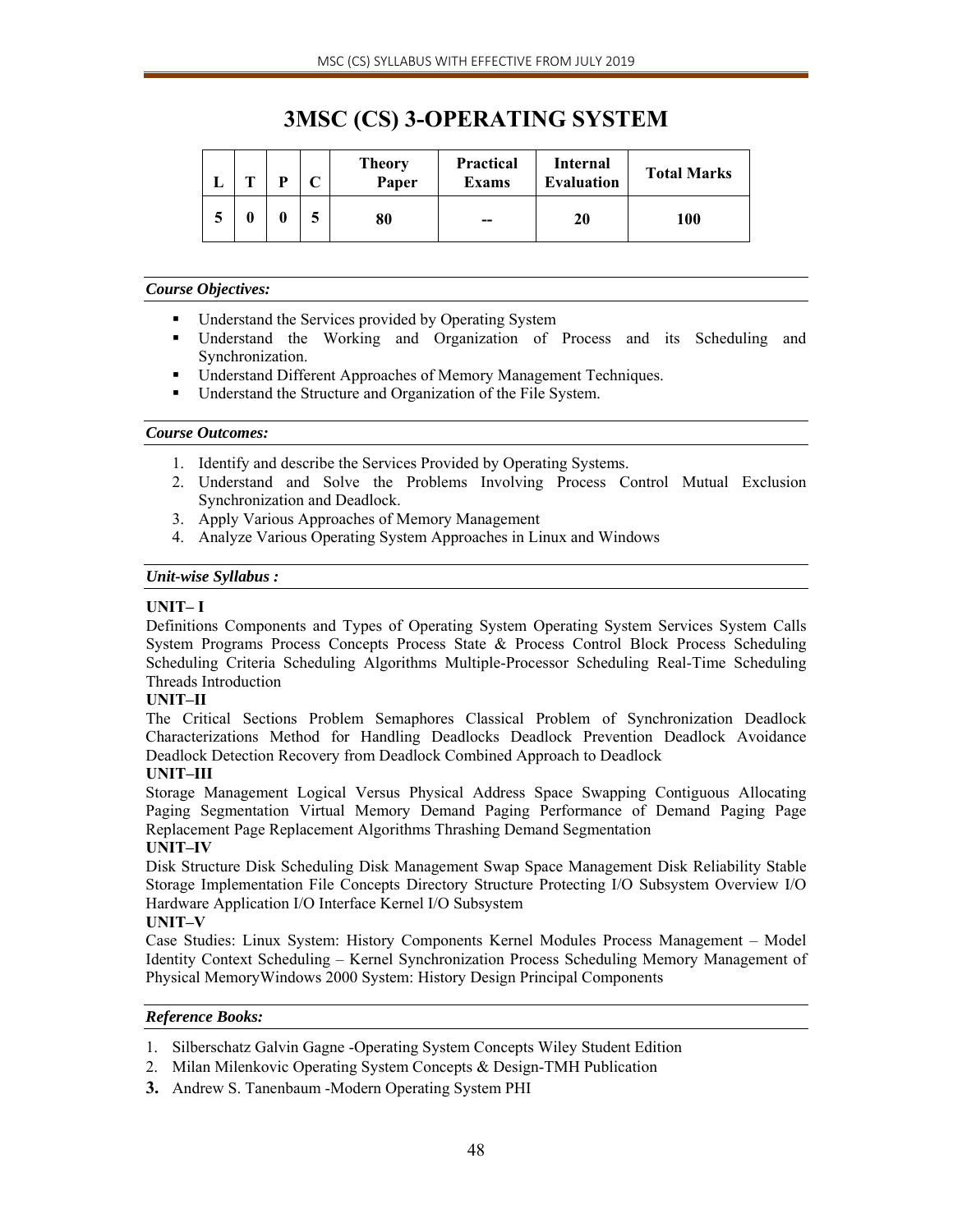# 3MSC (CS) 3-OPERATING SYSTEM

| L | T | P | C | Theory Paper | Practical Exams | Internal Evaluation | Total Marks |
|---|---|---|---|---|---|---|---|
| 5 | 0 | 0 | 5 | 80 | -- | 20 | 100 |

***Course Objectives:***

- Understand the Services provided by Operating System
- Understand the Working and Organization of Process and its Scheduling and Synchronization.
- Understand Different Approaches of Memory Management Techniques.
- Understand the Structure and Organization of the File System.

***Course Outcomes:***

1. Identify and describe the Services Provided by Operating Systems.
2. Understand and Solve the Problems Involving Process Control Mutual Exclusion Synchronization and Deadlock.
3. Apply Various Approaches of Memory Management
4. Analyze Various Operating System Approaches in Linux and Windows

***Unit-wise Syllabus :***

**UNIT– I**

Definitions Components and Types of Operating System Operating System Services System Calls System Programs Process Concepts Process State & Process Control Block Process Scheduling Scheduling Criteria Scheduling Algorithms Multiple-Processor Scheduling Real-Time Scheduling Threads Introduction

**UNIT–II**

The Critical Sections Problem Semaphores Classical Problem of Synchronization Deadlock Characterizations Method for Handling Deadlocks Deadlock Prevention Deadlock Avoidance Deadlock Detection Recovery from Deadlock Combined Approach to Deadlock

**UNIT–III**

Storage Management Logical Versus Physical Address Space Swapping Contiguous Allocating Paging Segmentation Virtual Memory Demand Paging Performance of Demand Paging Page Replacement Page Replacement Algorithms Thrashing Demand Segmentation

**UNIT–IV**

Disk Structure Disk Scheduling Disk Management Swap Space Management Disk Reliability Stable Storage Implementation File Concepts Directory Structure Protecting I/O Subsystem Overview I/O Hardware Application I/O Interface Kernel I/O Subsystem

**UNIT–V**

Case Studies: Linux System: History Components Kernel Modules Process Management – Model Identity Context Scheduling – Kernel Synchronization Process Scheduling Memory Management of Physical MemoryWindows 2000 System: History Design Principal Components

***Reference Books:***

1. Silberschatz Galvin Gagne -Operating System Concepts Wiley Student Edition
2. Milan Milenkovic Operating System Concepts & Design-TMH Publication
3. Andrew S. Tanenbaum -Modern Operating System PHI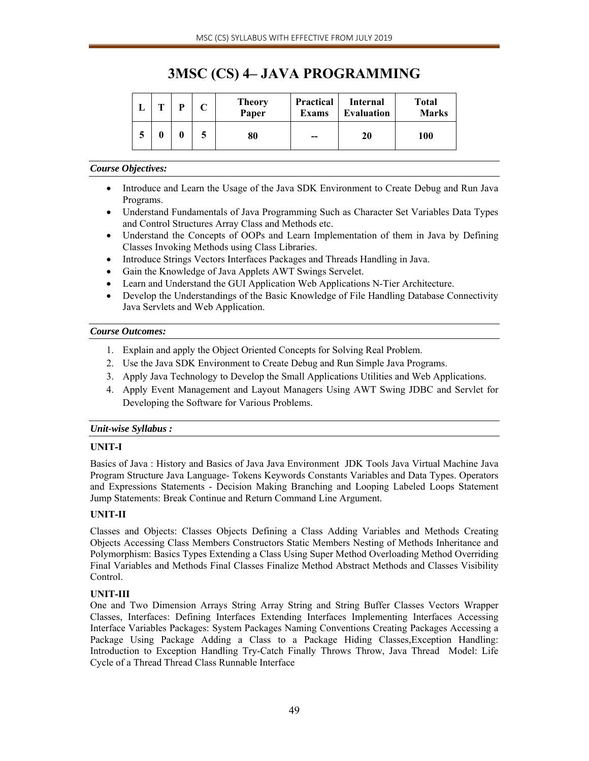# 3MSC (CS) 4– JAVA PROGRAMMING

| L | T | P | C | Theory Paper | Practical Exams | Internal Evaluation | Total Marks |
|---|---|---|---|---|---|---|---|
| 5 | 0 | 0 | 5 | 80 | -- | 20 | 100 |

***Course Objectives:***

- Introduce and Learn the Usage of the Java SDK Environment to Create Debug and Run Java Programs.
- Understand Fundamentals of Java Programming Such as Character Set Variables Data Types and Control Structures Array Class and Methods etc.
- Understand the Concepts of OOPs and Learn Implementation of them in Java by Defining Classes Invoking Methods using Class Libraries.
- Introduce Strings Vectors Interfaces Packages and Threads Handling in Java.
- Gain the Knowledge of Java Applets AWT Swings Servelet.
- Learn and Understand the GUI Application Web Applications N-Tier Architecture.
- Develop the Understandings of the Basic Knowledge of File Handling Database Connectivity Java Servlets and Web Application.

***Course Outcomes:***

1. Explain and apply the Object Oriented Concepts for Solving Real Problem.
2. Use the Java SDK Environment to Create Debug and Run Simple Java Programs.
3. Apply Java Technology to Develop the Small Applications Utilities and Web Applications.
4. Apply Event Management and Layout Managers Using AWT Swing JDBC and Servlet for Developing the Software for Various Problems.

***Unit-wise Syllabus :***

**UNIT-I**

Basics of Java : History and Basics of Java Java Environment JDK Tools Java Virtual Machine Java Program Structure Java Language- Tokens Keywords Constants Variables and Data Types. Operators and Expressions Statements - Decision Making Branching and Looping Labeled Loops Statement Jump Statements: Break Continue and Return Command Line Argument.

**UNIT-II**

Classes and Objects: Classes Objects Defining a Class Adding Variables and Methods Creating Objects Accessing Class Members Constructors Static Members Nesting of Methods Inheritance and Polymorphism: Basics Types Extending a Class Using Super Method Overloading Method Overriding Final Variables and Methods Final Classes Finalize Method Abstract Methods and Classes Visibility Control.

**UNIT-III**

One and Two Dimension Arrays String Array String and String Buffer Classes Vectors Wrapper Classes, Interfaces: Defining Interfaces Extending Interfaces Implementing Interfaces Accessing Interface Variables Packages: System Packages Naming Conventions Creating Packages Accessing a Package Using Package Adding a Class to a Package Hiding Classes,Exception Handling: Introduction to Exception Handling Try-Catch Finally Throws Throw, Java Thread Model: Life Cycle of a Thread Thread Class Runnable Interface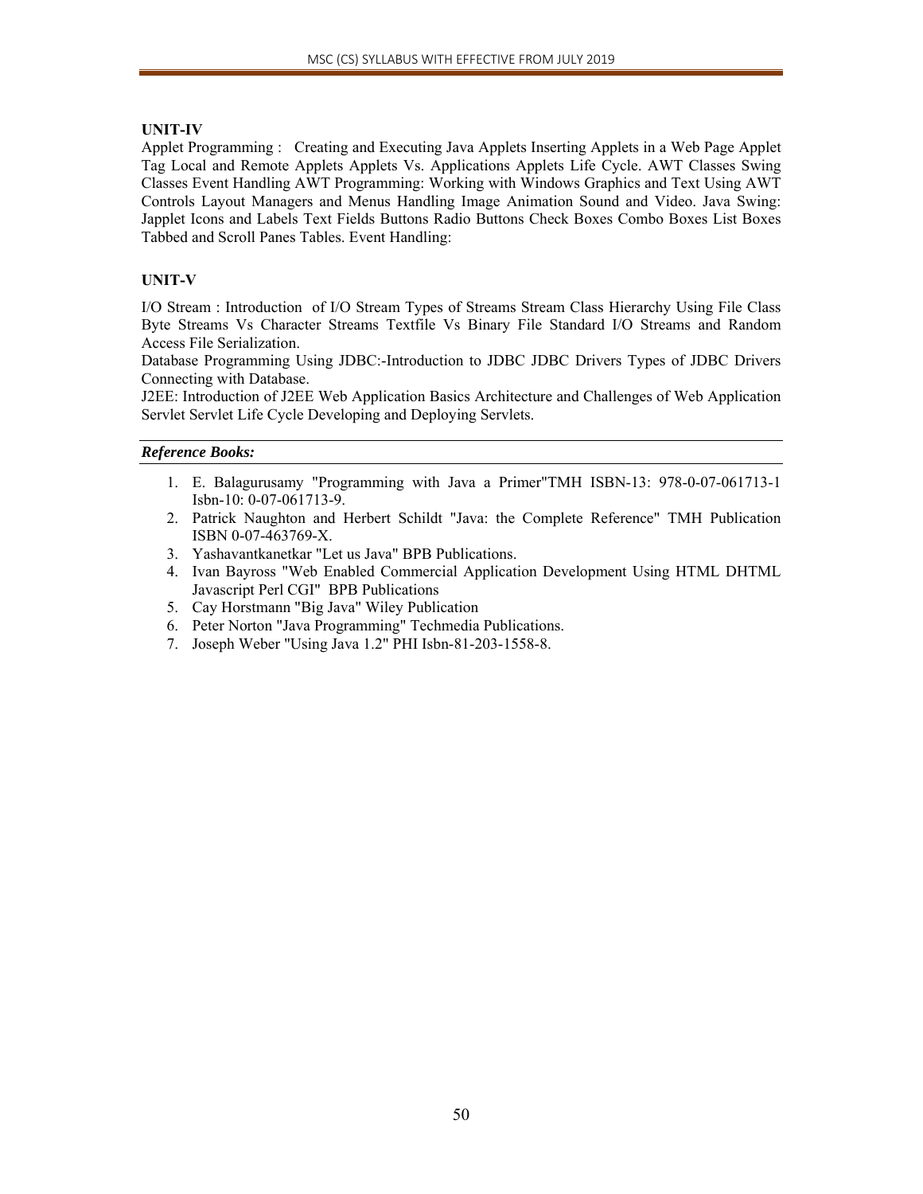### UNIT-IV

Applet Programming : Creating and Executing Java Applets Inserting Applets in a Web Page Applet Tag Local and Remote Applets Applets Vs. Applications Applets Life Cycle. AWT Classes Swing Classes Event Handling AWT Programming: Working with Windows Graphics and Text Using AWT Controls Layout Managers and Menus Handling Image Animation Sound and Video. Java Swing: Japplet Icons and Labels Text Fields Buttons Radio Buttons Check Boxes Combo Boxes List Boxes Tabbed and Scroll Panes Tables. Event Handling:

### UNIT-V

I/O Stream : Introduction of I/O Stream Types of Streams Stream Class Hierarchy Using File Class Byte Streams Vs Character Streams Textfile Vs Binary File Standard I/O Streams and Random Access File Serialization.

Database Programming Using JDBC:-Introduction to JDBC JDBC Drivers Types of JDBC Drivers Connecting with Database.

J2EE: Introduction of J2EE Web Application Basics Architecture and Challenges of Web Application Servlet Servlet Life Cycle Developing and Deploying Servlets.

***Reference Books:***

1. E. Balagurusamy "Programming with Java a Primer"TMH ISBN-13: 978-0-07-061713-1 Isbn-10: 0-07-061713-9.
2. Patrick Naughton and Herbert Schildt "Java: the Complete Reference" TMH Publication ISBN 0-07-463769-X.
3. Yashavantkanetkar "Let us Java" BPB Publications.
4. Ivan Bayross "Web Enabled Commercial Application Development Using HTML DHTML Javascript Perl CGI" BPB Publications
5. Cay Horstmann "Big Java" Wiley Publication
6. Peter Norton "Java Programming" Techmedia Publications.
7. Joseph Weber "Using Java 1.2" PHI Isbn-81-203-1558-8.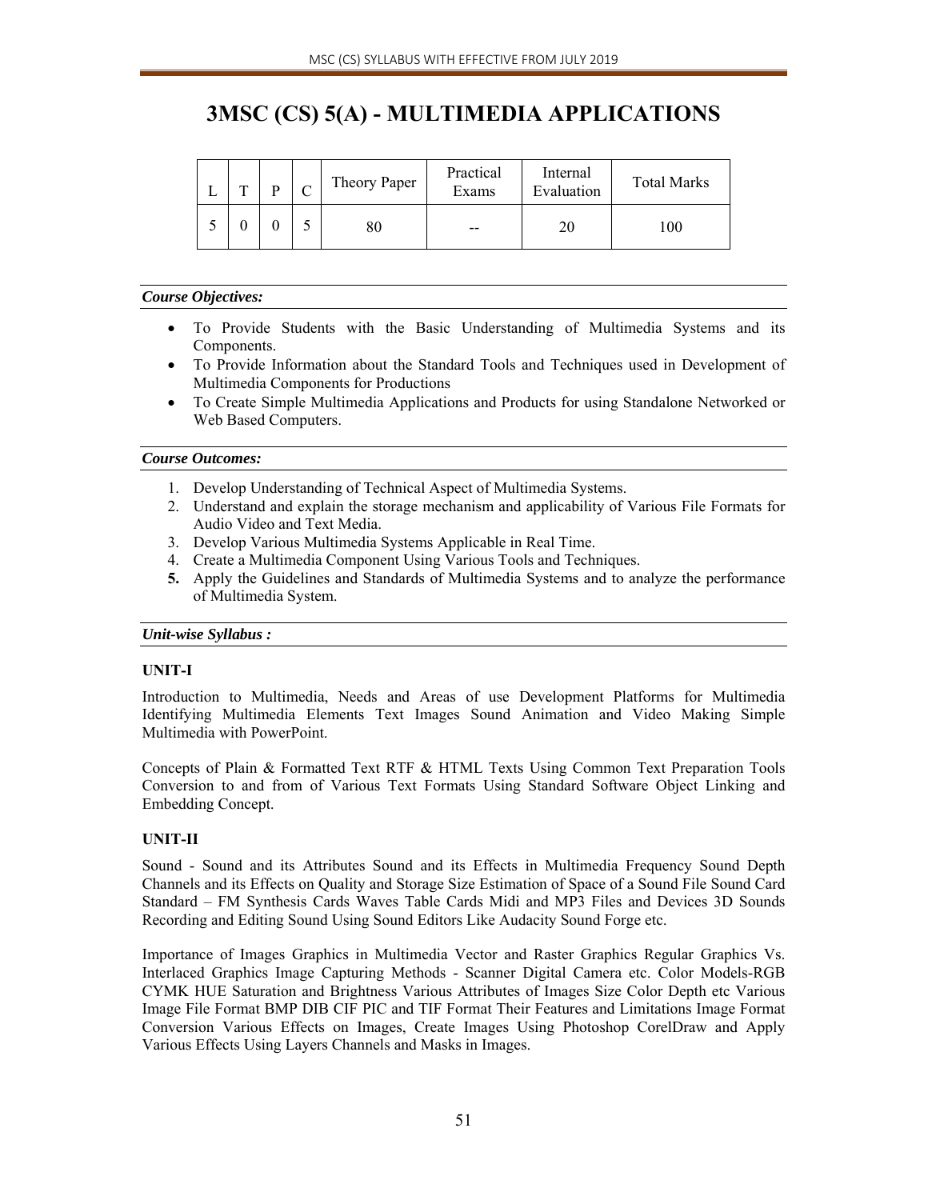# 3MSC (CS) 5(A) - MULTIMEDIA APPLICATIONS

| L | T | P | C | Theory Paper | Practical Exams | Internal Evaluation | Total Marks |
|---|---|---|---|---|---|---|---|
| 5 | 0 | 0 | 5 | 80 | -- | 20 | 100 |

***Course Objectives:***

- To Provide Students with the Basic Understanding of Multimedia Systems and its Components.
- To Provide Information about the Standard Tools and Techniques used in Development of Multimedia Components for Productions
- To Create Simple Multimedia Applications and Products for using Standalone Networked or Web Based Computers.

***Course Outcomes:***

1. Develop Understanding of Technical Aspect of Multimedia Systems.
2. Understand and explain the storage mechanism and applicability of Various File Formats for Audio Video and Text Media.
3. Develop Various Multimedia Systems Applicable in Real Time.
4. Create a Multimedia Component Using Various Tools and Techniques.
5. Apply the Guidelines and Standards of Multimedia Systems and to analyze the performance of Multimedia System.

***Unit-wise Syllabus :***

**UNIT-I**

Introduction to Multimedia, Needs and Areas of use Development Platforms for Multimedia Identifying Multimedia Elements Text Images Sound Animation and Video Making Simple Multimedia with PowerPoint.

Concepts of Plain & Formatted Text RTF & HTML Texts Using Common Text Preparation Tools Conversion to and from of Various Text Formats Using Standard Software Object Linking and Embedding Concept.

**UNIT-II**

Sound - Sound and its Attributes Sound and its Effects in Multimedia Frequency Sound Depth Channels and its Effects on Quality and Storage Size Estimation of Space of a Sound File Sound Card Standard – FM Synthesis Cards Waves Table Cards Midi and MP3 Files and Devices 3D Sounds Recording and Editing Sound Using Sound Editors Like Audacity Sound Forge etc.

Importance of Images Graphics in Multimedia Vector and Raster Graphics Regular Graphics Vs. Interlaced Graphics Image Capturing Methods - Scanner Digital Camera etc. Color Models-RGB CYMK HUE Saturation and Brightness Various Attributes of Images Size Color Depth etc Various Image File Format BMP DIB CIF PIC and TIF Format Their Features and Limitations Image Format Conversion Various Effects on Images, Create Images Using Photoshop CorelDraw and Apply Various Effects Using Layers Channels and Masks in Images.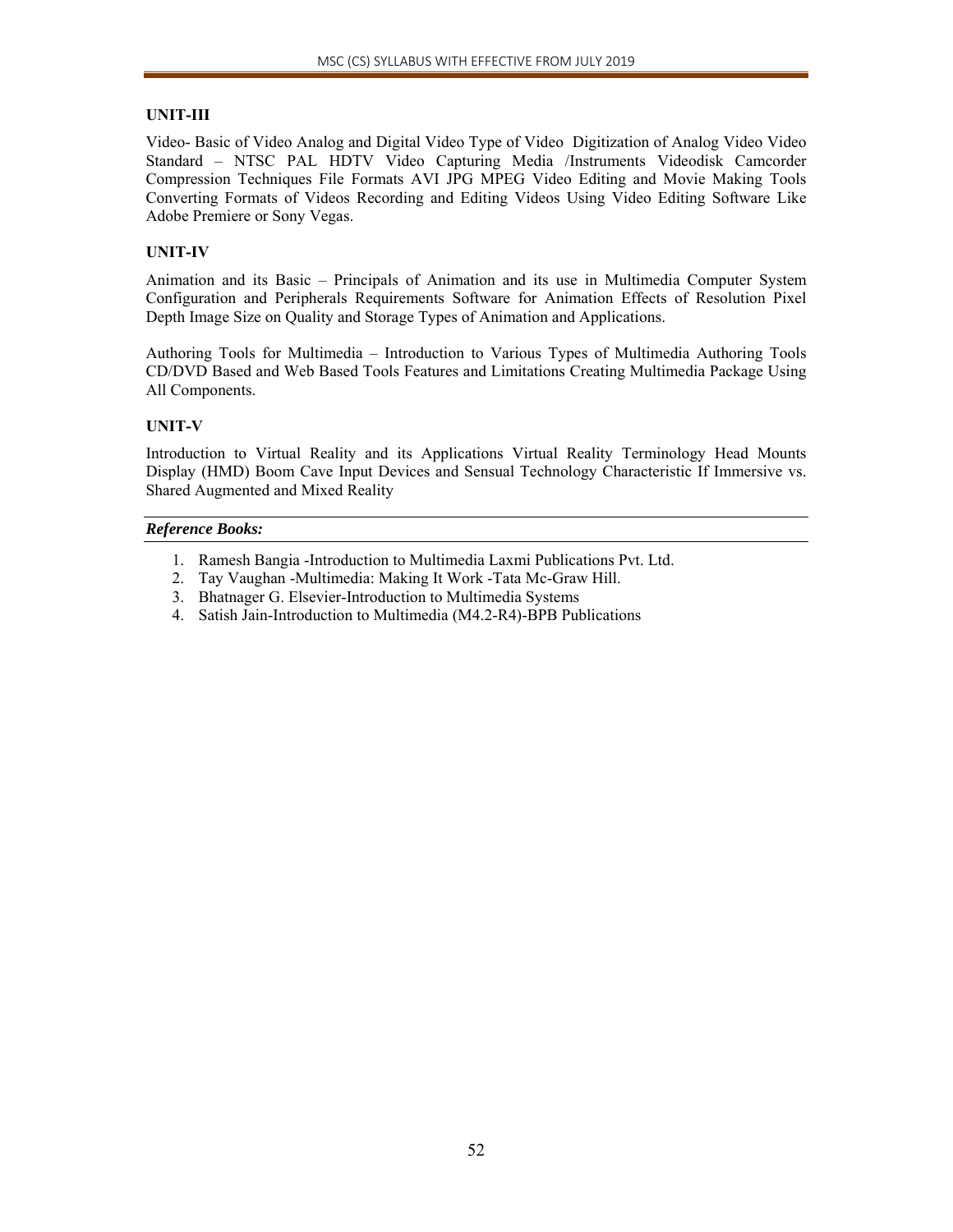### UNIT-III

Video- Basic of Video Analog and Digital Video Type of Video Digitization of Analog Video Video Standard – NTSC PAL HDTV Video Capturing Media /Instruments Videodisk Camcorder Compression Techniques File Formats AVI JPG MPEG Video Editing and Movie Making Tools Converting Formats of Videos Recording and Editing Videos Using Video Editing Software Like Adobe Premiere or Sony Vegas.

### UNIT-IV

Animation and its Basic – Principals of Animation and its use in Multimedia Computer System Configuration and Peripherals Requirements Software for Animation Effects of Resolution Pixel Depth Image Size on Quality and Storage Types of Animation and Applications.

Authoring Tools for Multimedia – Introduction to Various Types of Multimedia Authoring Tools CD/DVD Based and Web Based Tools Features and Limitations Creating Multimedia Package Using All Components.

### UNIT-V

Introduction to Virtual Reality and its Applications Virtual Reality Terminology Head Mounts Display (HMD) Boom Cave Input Devices and Sensual Technology Characteristic If Immersive vs. Shared Augmented and Mixed Reality

***Reference Books:***

1. Ramesh Bangia -Introduction to Multimedia Laxmi Publications Pvt. Ltd.
2. Tay Vaughan -Multimedia: Making It Work -Tata Mc-Graw Hill.
3. Bhatnager G. Elsevier-Introduction to Multimedia Systems
4. Satish Jain-Introduction to Multimedia (M4.2-R4)-BPB Publications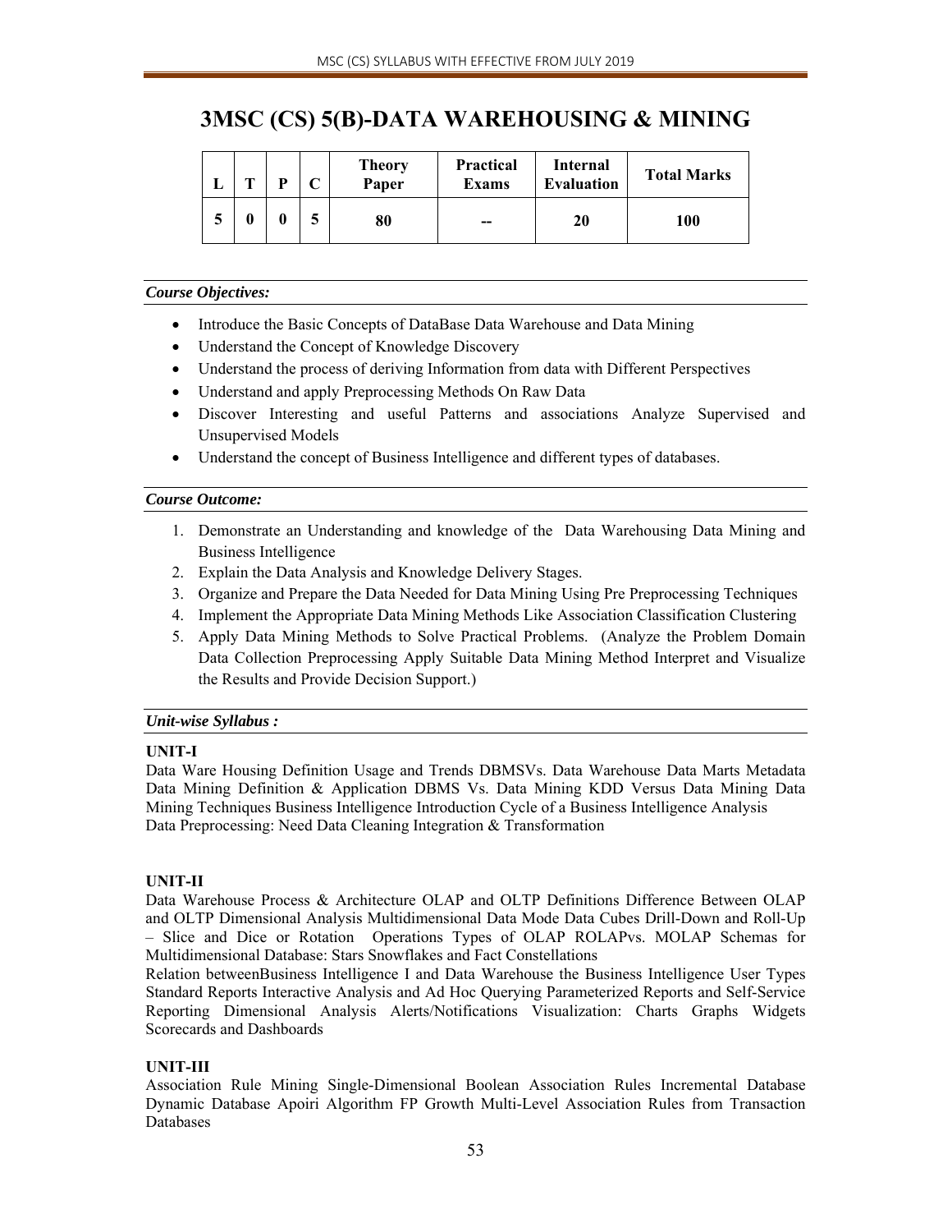# 3MSC (CS) 5(B)-DATA WAREHOUSING & MINING

| L | T | P | C | Theory Paper | Practical Exams | Internal Evaluation | Total Marks |
|---|---|---|---|---|---|---|---|
| 5 | 0 | 0 | 5 | 80 | -- | 20 | 100 |

***Course Objectives:***

- Introduce the Basic Concepts of DataBase Data Warehouse and Data Mining
- Understand the Concept of Knowledge Discovery
- Understand the process of deriving Information from data with Different Perspectives
- Understand and apply Preprocessing Methods On Raw Data
- Discover Interesting and useful Patterns and associations Analyze Supervised and Unsupervised Models
- Understand the concept of Business Intelligence and different types of databases.

***Course Outcome:***

1. Demonstrate an Understanding and knowledge of the Data Warehousing Data Mining and Business Intelligence
2. Explain the Data Analysis and Knowledge Delivery Stages.
3. Organize and Prepare the Data Needed for Data Mining Using Pre Preprocessing Techniques
4. Implement the Appropriate Data Mining Methods Like Association Classification Clustering
5. Apply Data Mining Methods to Solve Practical Problems. (Analyze the Problem Domain Data Collection Preprocessing Apply Suitable Data Mining Method Interpret and Visualize the Results and Provide Decision Support.)

***Unit-wise Syllabus :***

**UNIT-I**

Data Ware Housing Definition Usage and Trends DBMSVs. Data Warehouse Data Marts Metadata Data Mining Definition & Application DBMS Vs. Data Mining KDD Versus Data Mining Data Mining Techniques Business Intelligence Introduction Cycle of a Business Intelligence Analysis
Data Preprocessing: Need Data Cleaning Integration & Transformation

**UNIT-II**

Data Warehouse Process & Architecture OLAP and OLTP Definitions Difference Between OLAP and OLTP Dimensional Analysis Multidimensional Data Mode Data Cubes Drill-Down and Roll-Up – Slice and Dice or Rotation Operations Types of OLAP ROLAPvs. MOLAP Schemas for Multidimensional Database: Stars Snowflakes and Fact Constellations
Relation betweenBusiness Intelligence I and Data Warehouse the Business Intelligence User Types Standard Reports Interactive Analysis and Ad Hoc Querying Parameterized Reports and Self-Service Reporting Dimensional Analysis Alerts/Notifications Visualization: Charts Graphs Widgets Scorecards and Dashboards

**UNIT-III**

Association Rule Mining Single-Dimensional Boolean Association Rules Incremental Database Dynamic Database Apoiri Algorithm FP Growth Multi-Level Association Rules from Transaction Databases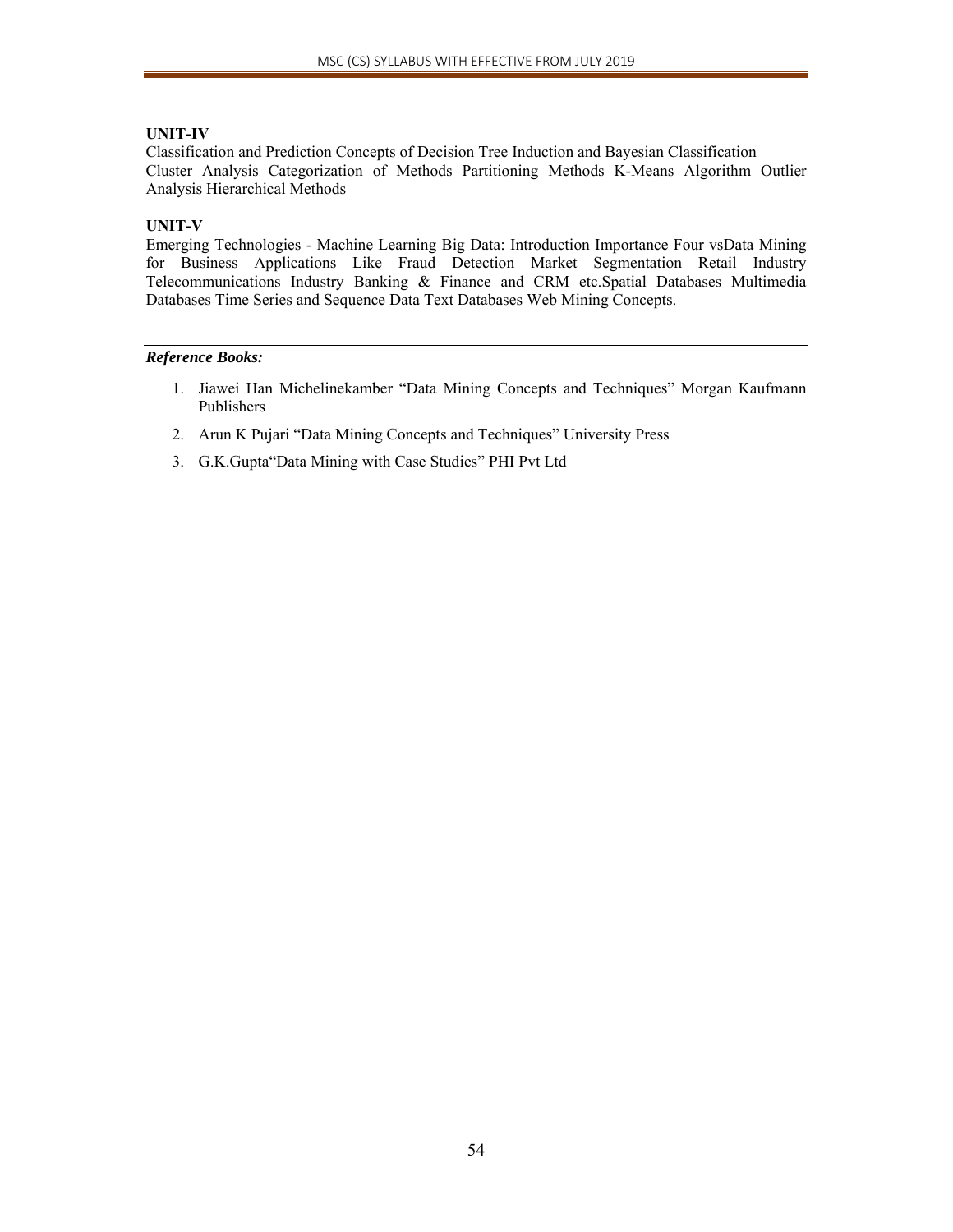**UNIT-IV**

Classification and Prediction Concepts of Decision Tree Induction and Bayesian Classification
Cluster Analysis Categorization of Methods Partitioning Methods K-Means Algorithm Outlier Analysis Hierarchical Methods

**UNIT-V**

Emerging Technologies - Machine Learning Big Data: Introduction Importance Four vsData Mining for Business Applications Like Fraud Detection Market Segmentation Retail Industry Telecommunications Industry Banking & Finance and CRM etc.Spatial Databases Multimedia Databases Time Series and Sequence Data Text Databases Web Mining Concepts.

***Reference Books:***

1. Jiawei Han Michelinekamber "Data Mining Concepts and Techniques" Morgan Kaufmann Publishers
2. Arun K Pujari "Data Mining Concepts and Techniques" University Press
3. G.K.Gupta"Data Mining with Case Studies" PHI Pvt Ltd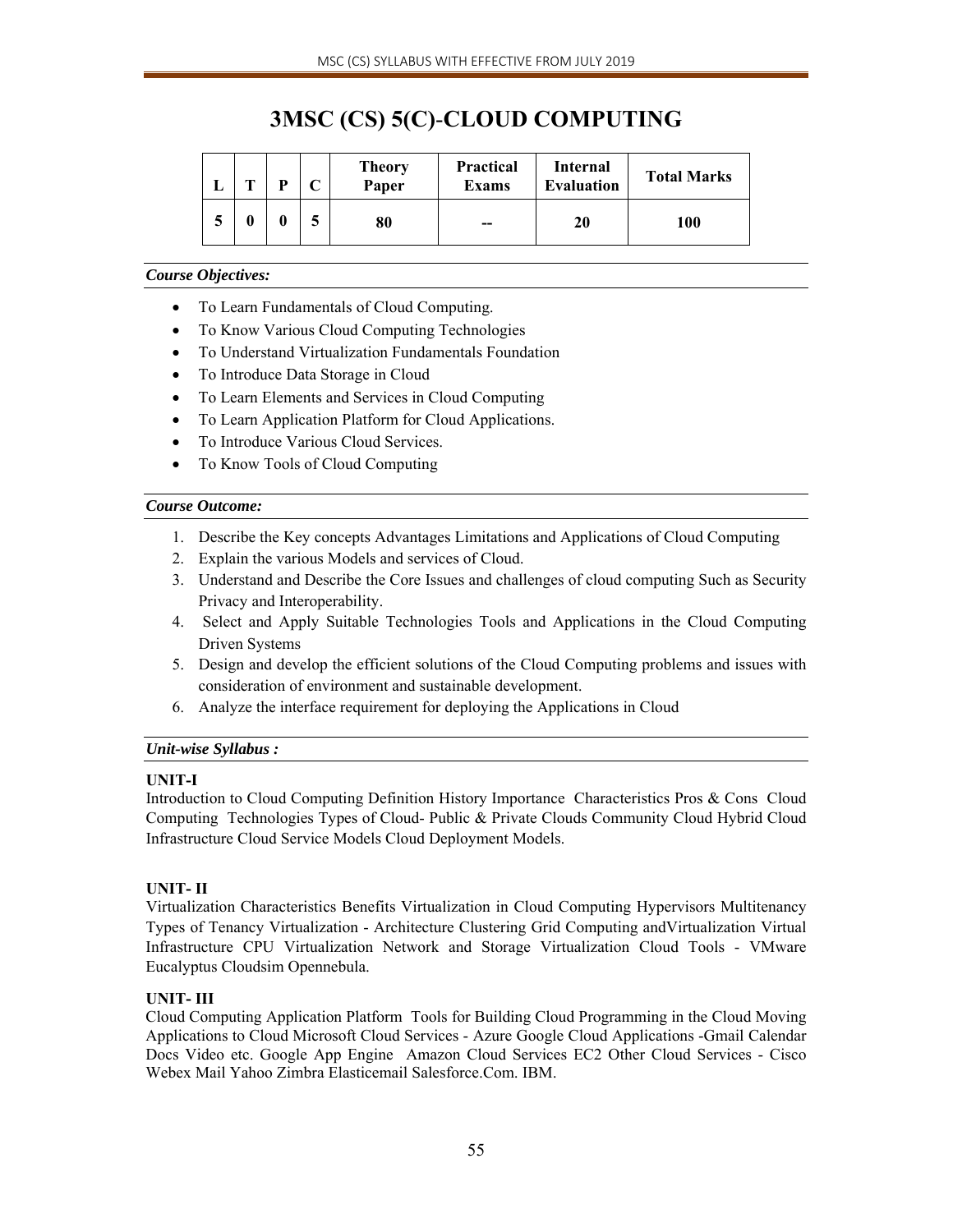# 3MSC (CS) 5(C)-CLOUD COMPUTING

| L | T | P | C | Theory Paper | Practical Exams | Internal Evaluation | Total Marks |
|---|---|---|---|---|---|---|---|
| 5 | 0 | 0 | 5 | 80 | -- | 20 | 100 |

***Course Objectives:***

- To Learn Fundamentals of Cloud Computing.
- To Know Various Cloud Computing Technologies
- To Understand Virtualization Fundamentals Foundation
- To Introduce Data Storage in Cloud
- To Learn Elements and Services in Cloud Computing
- To Learn Application Platform for Cloud Applications.
- To Introduce Various Cloud Services.
- To Know Tools of Cloud Computing

***Course Outcome:***

1. Describe the Key concepts Advantages Limitations and Applications of Cloud Computing
2. Explain the various Models and services of Cloud.
3. Understand and Describe the Core Issues and challenges of cloud computing Such as Security Privacy and Interoperability.
4. Select and Apply Suitable Technologies Tools and Applications in the Cloud Computing Driven Systems
5. Design and develop the efficient solutions of the Cloud Computing problems and issues with consideration of environment and sustainable development.
6. Analyze the interface requirement for deploying the Applications in Cloud

***Unit-wise Syllabus :***

**UNIT-I**

Introduction to Cloud Computing Definition History Importance Characteristics Pros & Cons Cloud Computing Technologies Types of Cloud- Public & Private Clouds Community Cloud Hybrid Cloud Infrastructure Cloud Service Models Cloud Deployment Models.

**UNIT- II**

Virtualization Characteristics Benefits Virtualization in Cloud Computing Hypervisors Multitenancy Types of Tenancy Virtualization - Architecture Clustering Grid Computing andVirtualization Virtual Infrastructure CPU Virtualization Network and Storage Virtualization Cloud Tools - VMware Eucalyptus Cloudsim Opennebula.

**UNIT- III**

Cloud Computing Application Platform Tools for Building Cloud Programming in the Cloud Moving Applications to Cloud Microsoft Cloud Services - Azure Google Cloud Applications -Gmail Calendar Docs Video etc. Google App Engine Amazon Cloud Services EC2 Other Cloud Services - Cisco Webex Mail Yahoo Zimbra Elasticemail Salesforce.Com. IBM.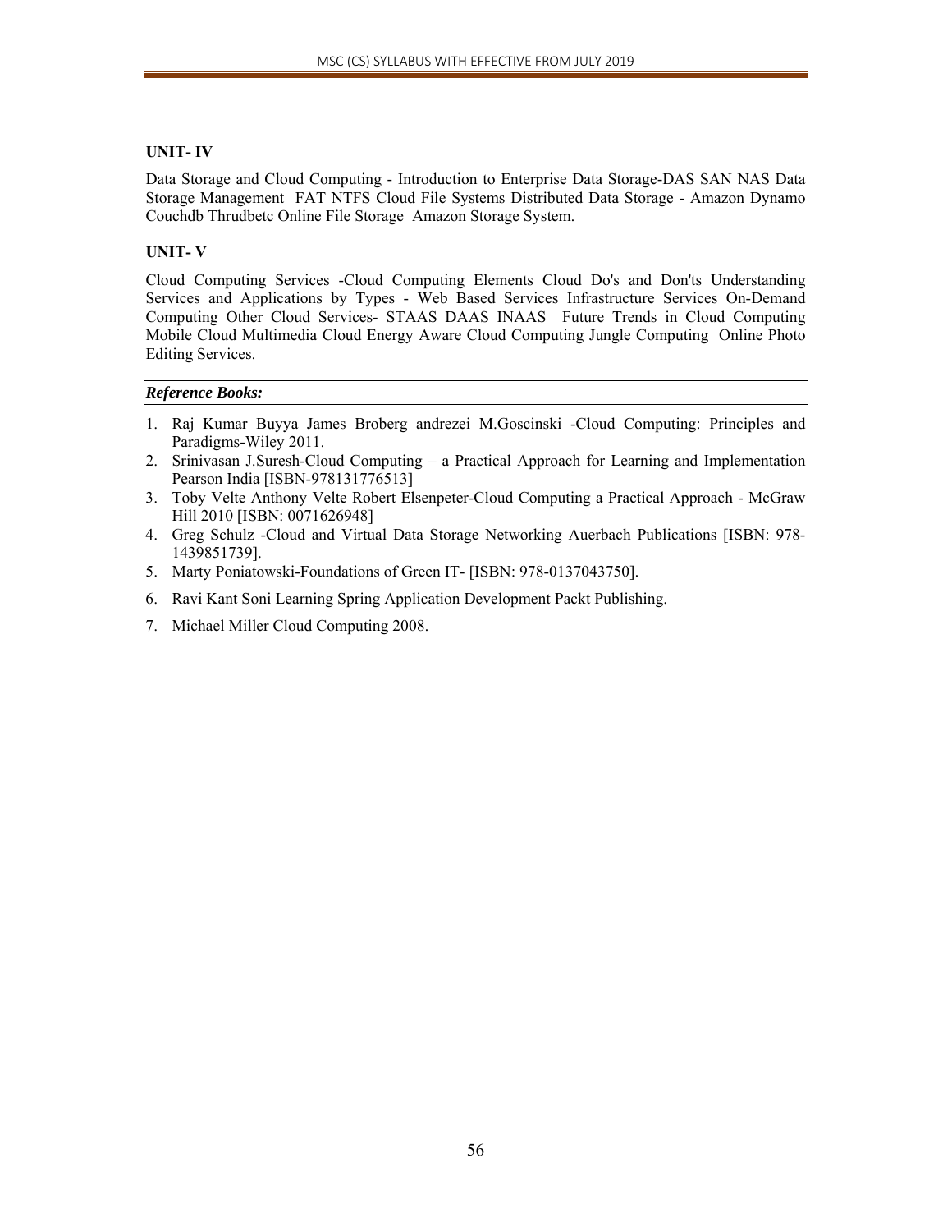### UNIT- IV

Data Storage and Cloud Computing - Introduction to Enterprise Data Storage-DAS SAN NAS Data Storage Management FAT NTFS Cloud File Systems Distributed Data Storage - Amazon Dynamo Couchdb Thrudbetc Online File Storage Amazon Storage System.

### UNIT- V

Cloud Computing Services -Cloud Computing Elements Cloud Do's and Don'ts Understanding Services and Applications by Types - Web Based Services Infrastructure Services On-Demand Computing Other Cloud Services- STAAS DAAS INAAS Future Trends in Cloud Computing Mobile Cloud Multimedia Cloud Energy Aware Cloud Computing Jungle Computing Online Photo Editing Services.

***Reference Books:***

1. Raj Kumar Buyya James Broberg andrezei M.Goscinski -Cloud Computing: Principles and Paradigms-Wiley 2011.
2. Srinivasan J.Suresh-Cloud Computing – a Practical Approach for Learning and Implementation Pearson India [ISBN-978131776513]
3. Toby Velte Anthony Velte Robert Elsenpeter-Cloud Computing a Practical Approach - McGraw Hill 2010 [ISBN: 0071626948]
4. Greg Schulz -Cloud and Virtual Data Storage Networking Auerbach Publications [ISBN: 978-1439851739].
5. Marty Poniatowski-Foundations of Green IT- [ISBN: 978-0137043750].
6. Ravi Kant Soni Learning Spring Application Development Packt Publishing.
7. Michael Miller Cloud Computing 2008.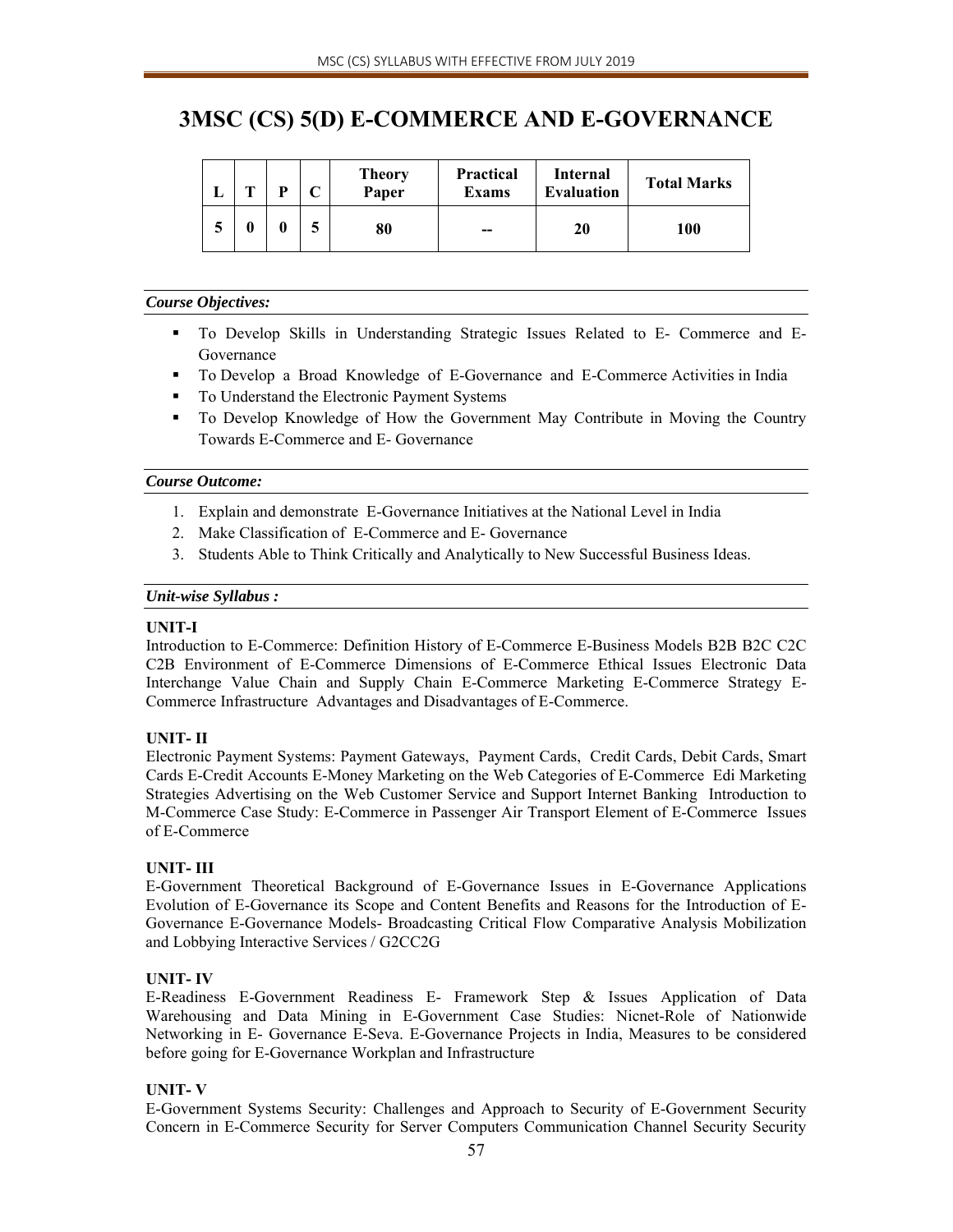# 3MSC (CS) 5(D) E-COMMERCE AND E-GOVERNANCE

| L | T | P | C | Theory Paper | Practical Exams | Internal Evaluation | Total Marks |
|---|---|---|---|---|---|---|---|
| 5 | 0 | 0 | 5 | 80 | -- | 20 | 100 |

***Course Objectives:***

- To Develop Skills in Understanding Strategic Issues Related to E- Commerce and E-Governance
- To Develop a Broad Knowledge of E-Governance and E-Commerce Activities in India
- To Understand the Electronic Payment Systems
- To Develop Knowledge of How the Government May Contribute in Moving the Country Towards E-Commerce and E- Governance

***Course Outcome:***

1. Explain and demonstrate E-Governance Initiatives at the National Level in India
2. Make Classification of E-Commerce and E- Governance
3. Students Able to Think Critically and Analytically to New Successful Business Ideas.

***Unit-wise Syllabus :***

**UNIT-I**

Introduction to E-Commerce: Definition History of E-Commerce E-Business Models B2B B2C C2C C2B Environment of E-Commerce Dimensions of E-Commerce Ethical Issues Electronic Data Interchange Value Chain and Supply Chain E-Commerce Marketing E-Commerce Strategy E-Commerce Infrastructure Advantages and Disadvantages of E-Commerce.

**UNIT- II**

Electronic Payment Systems: Payment Gateways, Payment Cards, Credit Cards, Debit Cards, Smart Cards E-Credit Accounts E-Money Marketing on the Web Categories of E-Commerce Edi Marketing Strategies Advertising on the Web Customer Service and Support Internet Banking Introduction to M-Commerce Case Study: E-Commerce in Passenger Air Transport Element of E-Commerce Issues of E-Commerce

**UNIT- III**

E-Government Theoretical Background of E-Governance Issues in E-Governance Applications Evolution of E-Governance its Scope and Content Benefits and Reasons for the Introduction of E-Governance E-Governance Models- Broadcasting Critical Flow Comparative Analysis Mobilization and Lobbying Interactive Services / G2CC2G

**UNIT- IV**

E-Readiness E-Government Readiness E- Framework Step & Issues Application of Data Warehousing and Data Mining in E-Government Case Studies: Nicnet-Role of Nationwide Networking in E- Governance E-Seva. E-Governance Projects in India, Measures to be considered before going for E-Governance Workplan and Infrastructure

**UNIT- V**

E-Government Systems Security: Challenges and Approach to Security of E-Government Security Concern in E-Commerce Security for Server Computers Communication Channel Security Security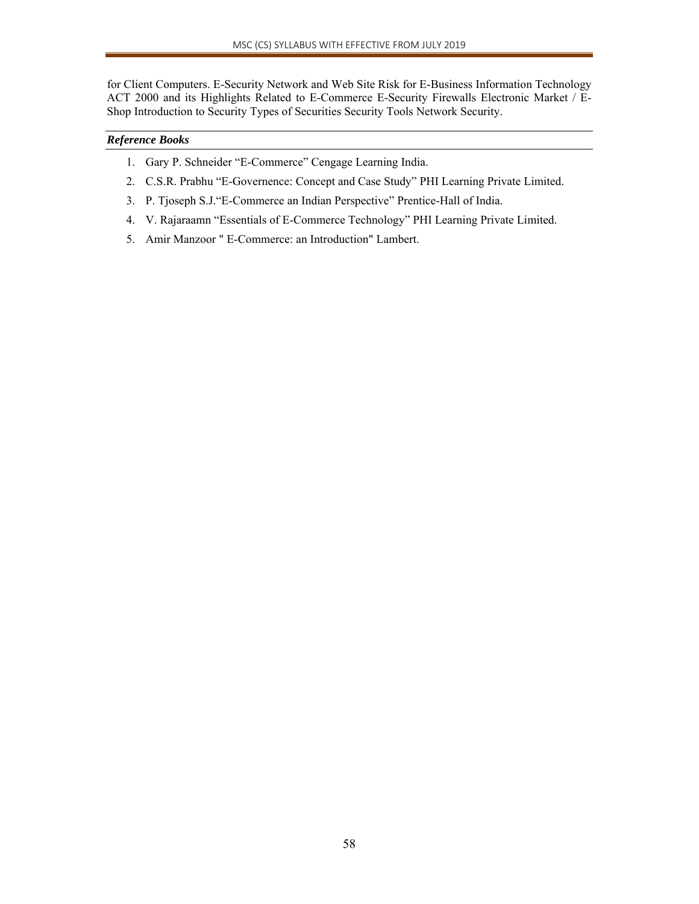for Client Computers. E-Security Network and Web Site Risk for E-Business Information Technology ACT 2000 and its Highlights Related to E-Commerce E-Security Firewalls Electronic Market / E-Shop Introduction to Security Types of Securities Security Tools Network Security.

***Reference Books***

1. Gary P. Schneider "E-Commerce" Cengage Learning India.
2. C.S.R. Prabhu "E-Governence: Concept and Case Study" PHI Learning Private Limited.
3. P. Tjoseph S.J."E-Commerce an Indian Perspective" Prentice-Hall of India.
4. V. Rajaraamn "Essentials of E-Commerce Technology" PHI Learning Private Limited.
5. Amir Manzoor " E-Commerce: an Introduction" Lambert.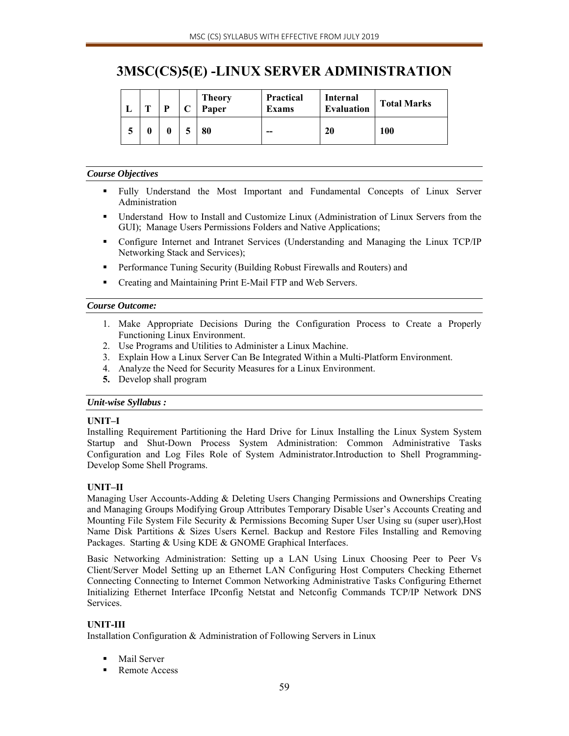# 3MSC(CS)5(E) -LINUX SERVER ADMINISTRATION

| L | T | P | C | Theory Paper | Practical Exams | Internal Evaluation | Total Marks |
|---|---|---|---|---|---|---|---|
| 5 | 0 | 0 | 5 | 80 | -- | 20 | 100 |

***Course Objectives***

- Fully Understand the Most Important and Fundamental Concepts of Linux Server Administration
- Understand How to Install and Customize Linux (Administration of Linux Servers from the GUI); Manage Users Permissions Folders and Native Applications;
- Configure Internet and Intranet Services (Understanding and Managing the Linux TCP/IP Networking Stack and Services);
- Performance Tuning Security (Building Robust Firewalls and Routers) and
- Creating and Maintaining Print E-Mail FTP and Web Servers.

***Course Outcome:***

1. Make Appropriate Decisions During the Configuration Process to Create a Properly Functioning Linux Environment.
2. Use Programs and Utilities to Administer a Linux Machine.
3. Explain How a Linux Server Can Be Integrated Within a Multi-Platform Environment.
4. Analyze the Need for Security Measures for a Linux Environment.
5. Develop shall program

***Unit-wise Syllabus :***

**UNIT–I**

Installing Requirement Partitioning the Hard Drive for Linux Installing the Linux System System Startup and Shut-Down Process System Administration: Common Administrative Tasks Configuration and Log Files Role of System Administrator.Introduction to Shell Programming- Develop Some Shell Programs.

**UNIT–II**

Managing User Accounts-Adding & Deleting Users Changing Permissions and Ownerships Creating and Managing Groups Modifying Group Attributes Temporary Disable User's Accounts Creating and Mounting File System File Security & Permissions Becoming Super User Using su (super user),Host Name Disk Partitions & Sizes Users Kernel. Backup and Restore Files Installing and Removing Packages. Starting & Using KDE & GNOME Graphical Interfaces.

Basic Networking Administration: Setting up a LAN Using Linux Choosing Peer to Peer Vs Client/Server Model Setting up an Ethernet LAN Configuring Host Computers Checking Ethernet Connecting Connecting to Internet Common Networking Administrative Tasks Configuring Ethernet Initializing Ethernet Interface IPconfig Netstat and Netconfig Commands TCP/IP Network DNS Services.

**UNIT-III**

Installation Configuration & Administration of Following Servers in Linux

- Mail Server
- Remote Access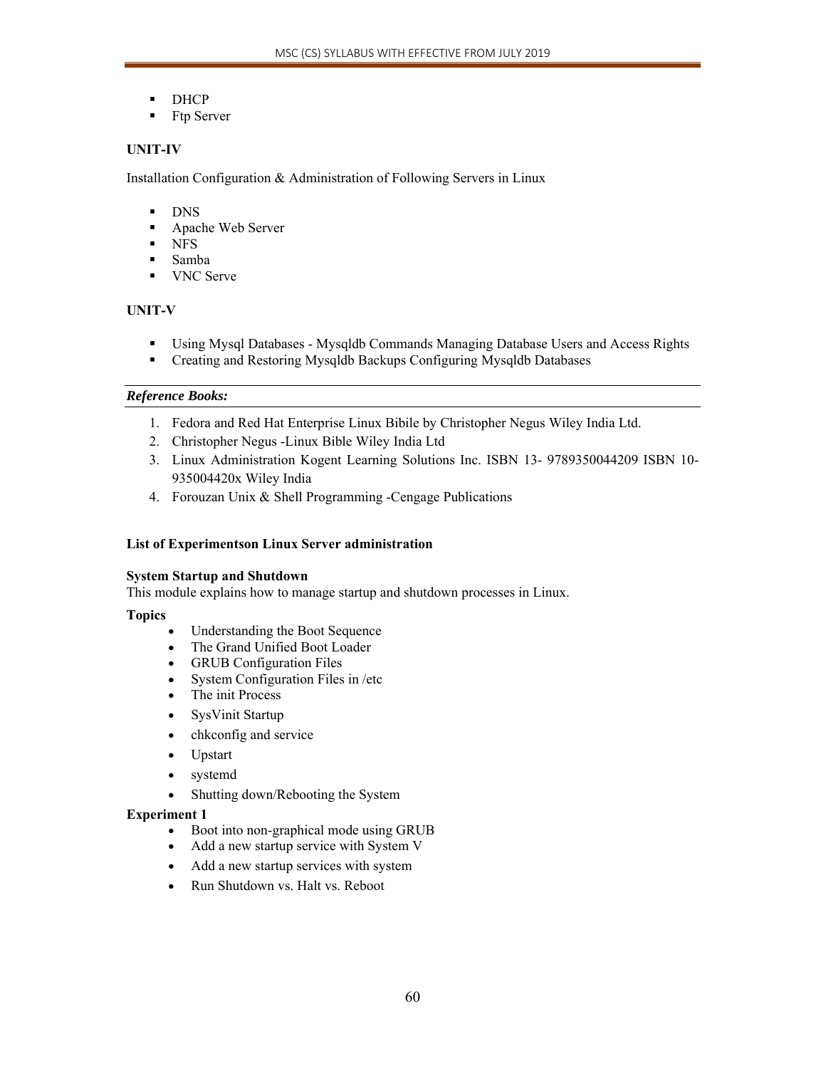- DHCP
- Ftp Server

**UNIT-IV**

Installation Configuration & Administration of Following Servers in Linux

- DNS
- Apache Web Server
- NFS
- Samba
- VNC Serve

**UNIT-V**

- Using Mysql Databases - Mysqldb Commands Managing Database Users and Access Rights
- Creating and Restoring Mysqldb Backups Configuring Mysqldb Databases

***Reference Books:***

1. Fedora and Red Hat Enterprise Linux Bibile by Christopher Negus Wiley India Ltd.
2. Christopher Negus -Linux Bible Wiley India Ltd
3. Linux Administration Kogent Learning Solutions Inc. ISBN 13- 9789350044209 ISBN 10-935004420x Wiley India
4. Forouzan Unix & Shell Programming -Cengage Publications

**List of Experimentson Linux Server administration**

**System Startup and Shutdown**
This module explains how to manage startup and shutdown processes in Linux.

**Topics**

- Understanding the Boot Sequence
- The Grand Unified Boot Loader
- GRUB Configuration Files
- System Configuration Files in /etc
- The init Process
- SysVinit Startup
- chkconfig and service
- Upstart
- systemd
- Shutting down/Rebooting the System

**Experiment 1**

- Boot into non-graphical mode using GRUB
- Add a new startup service with System V
- Add a new startup services with system
- Run Shutdown vs. Halt vs. Reboot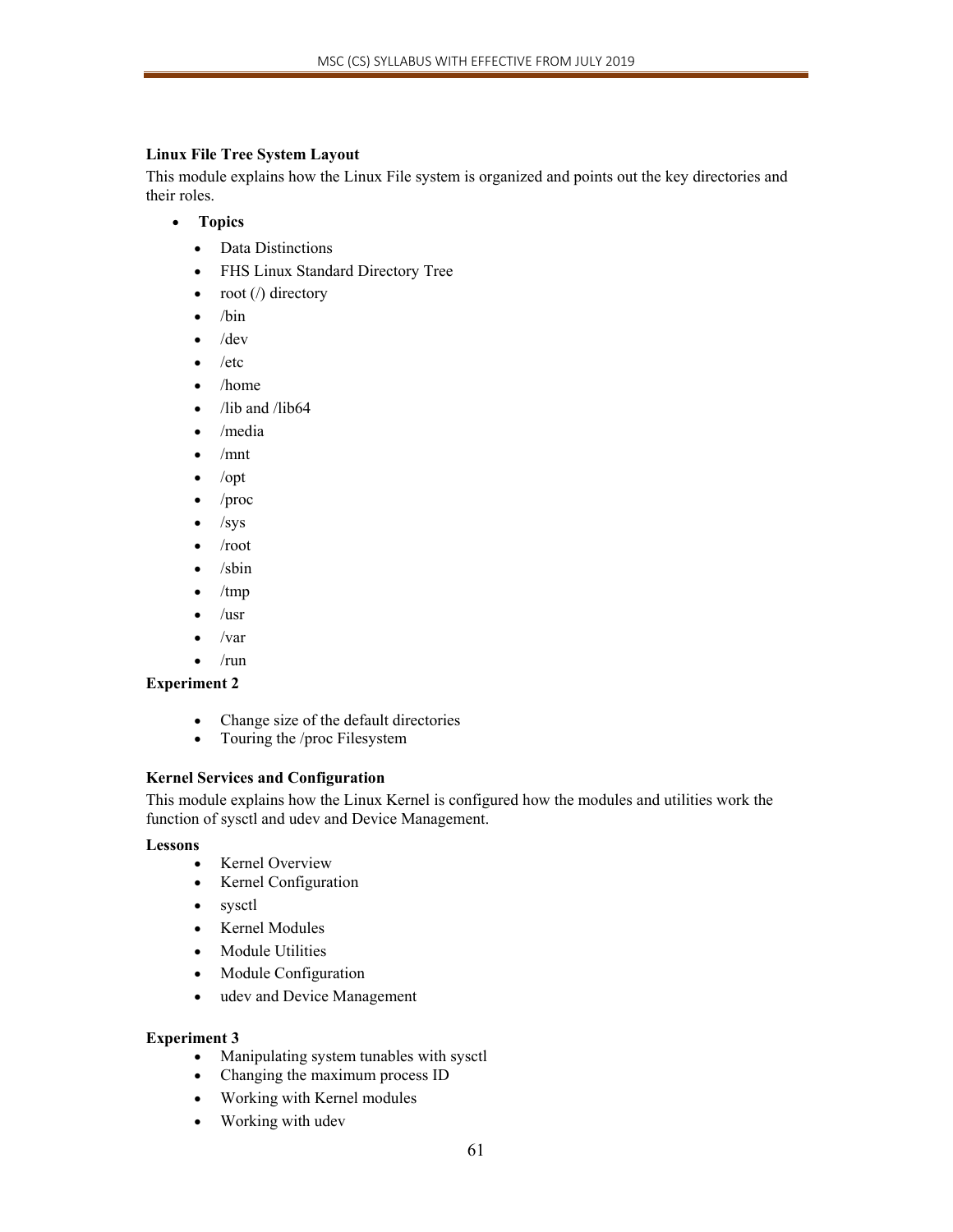**Linux File Tree System Layout**

This module explains how the Linux File system is organized and points out the key directories and their roles.

- **Topics**
    - Data Distinctions
    - FHS Linux Standard Directory Tree
    - root (/) directory
    - /bin
    - /dev
    - /etc
    - /home
    - /lib and /lib64
    - /media
    - /mnt
    - /opt
    - /proc
    - /sys
    - /root
    - /sbin
    - /tmp
    - /usr
    - /var
    - /run

**Experiment 2**

- Change size of the default directories
- Touring the /proc Filesystem

**Kernel Services and Configuration**

This module explains how the Linux Kernel is configured how the modules and utilities work the function of sysctl and udev and Device Management.

**Lessons**

- Kernel Overview
- Kernel Configuration
- sysctl
- Kernel Modules
- Module Utilities
- Module Configuration
- udev and Device Management

**Experiment 3**

- Manipulating system tunables with sysctl
- Changing the maximum process ID
- Working with Kernel modules
- Working with udev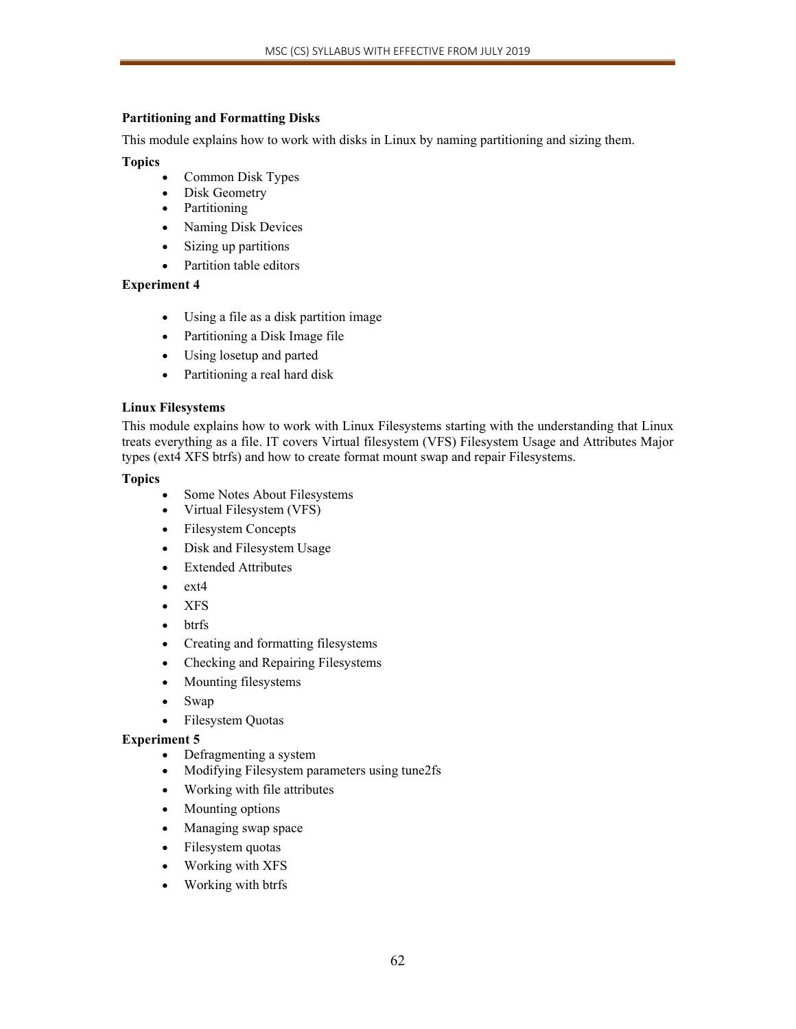**Partitioning and Formatting Disks**

This module explains how to work with disks in Linux by naming partitioning and sizing them.

**Topics**

- Common Disk Types
- Disk Geometry
- Partitioning
- Naming Disk Devices
- Sizing up partitions
- Partition table editors

**Experiment 4**

- Using a file as a disk partition image
- Partitioning a Disk Image file
- Using losetup and parted
- Partitioning a real hard disk

**Linux Filesystems**

This module explains how to work with Linux Filesystems starting with the understanding that Linux treats everything as a file. IT covers Virtual filesystem (VFS) Filesystem Usage and Attributes Major types (ext4 XFS btrfs) and how to create format mount swap and repair Filesystems.

**Topics**

- Some Notes About Filesystems
- Virtual Filesystem (VFS)
- Filesystem Concepts
- Disk and Filesystem Usage
- Extended Attributes
- ext4
- XFS
- btrfs
- Creating and formatting filesystems
- Checking and Repairing Filesystems
- Mounting filesystems
- Swap
- Filesystem Quotas

**Experiment 5**

- Defragmenting a system
- Modifying Filesystem parameters using tune2fs
- Working with file attributes
- Mounting options
- Managing swap space
- Filesystem quotas
- Working with XFS
- Working with btrfs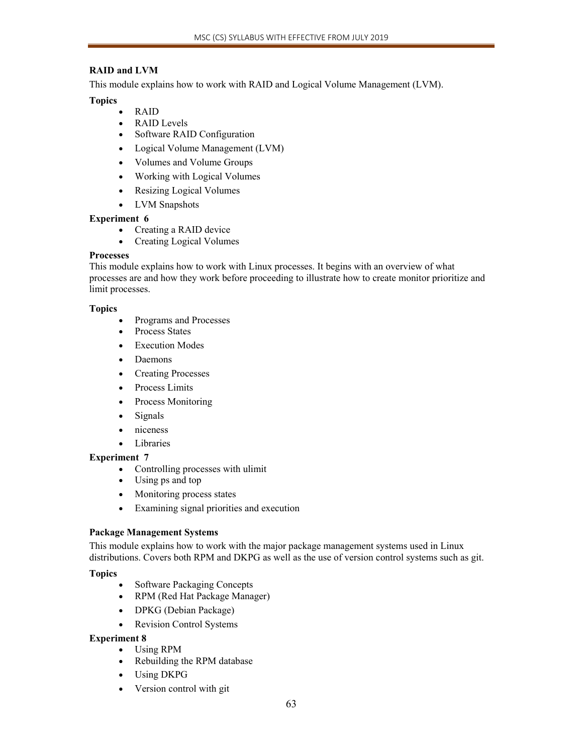**RAID and LVM**

This module explains how to work with RAID and Logical Volume Management (LVM).

**Topics**

- RAID
- RAID Levels
- Software RAID Configuration
- Logical Volume Management (LVM)
- Volumes and Volume Groups
- Working with Logical Volumes
- Resizing Logical Volumes
- LVM Snapshots

**Experiment 6**

- Creating a RAID device
- Creating Logical Volumes

**Processes**

This module explains how to work with Linux processes. It begins with an overview of what processes are and how they work before proceeding to illustrate how to create monitor prioritize and limit processes.

**Topics**

- Programs and Processes
- Process States
- Execution Modes
- Daemons
- Creating Processes
- Process Limits
- Process Monitoring
- Signals
- niceness
- Libraries

**Experiment 7**

- Controlling processes with ulimit
- Using ps and top
- Monitoring process states
- Examining signal priorities and execution

**Package Management Systems**

This module explains how to work with the major package management systems used in Linux distributions. Covers both RPM and DKPG as well as the use of version control systems such as git.

**Topics**

- Software Packaging Concepts
- RPM (Red Hat Package Manager)
- DPKG (Debian Package)
- Revision Control Systems

**Experiment 8**

- Using RPM
- Rebuilding the RPM database
- Using DKPG
- Version control with git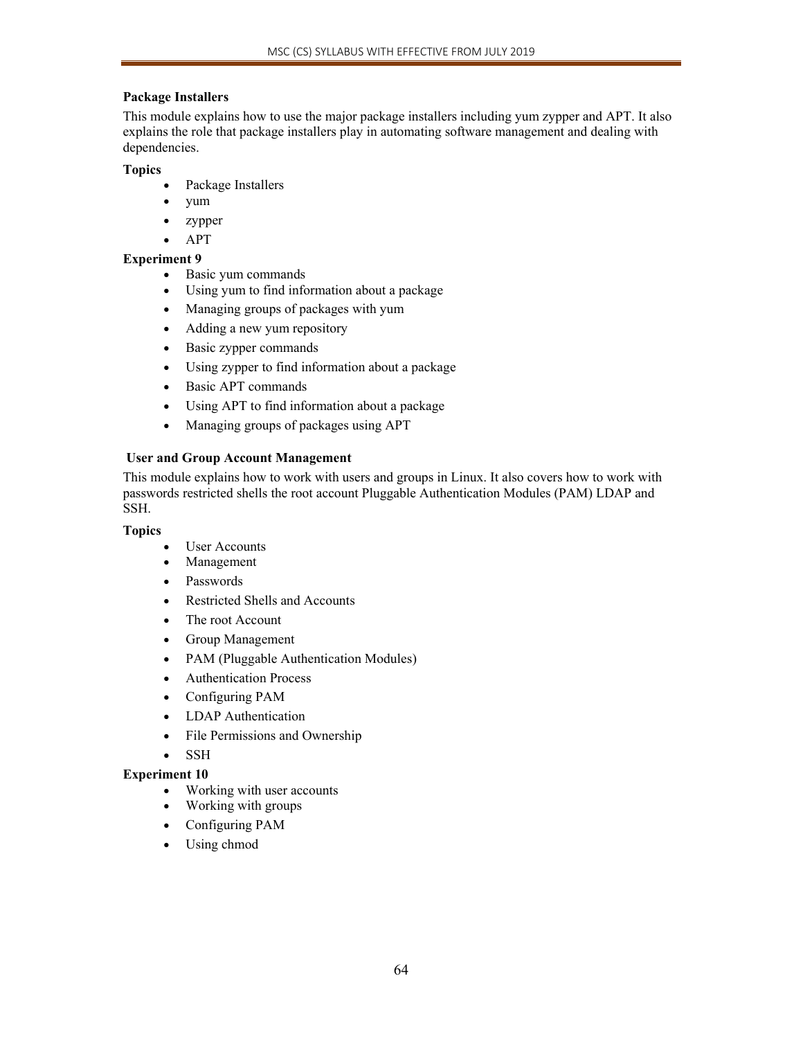**Package Installers**

This module explains how to use the major package installers including yum zypper and APT. It also explains the role that package installers play in automating software management and dealing with dependencies.

**Topics**

- Package Installers
- yum
- zypper
- APT

**Experiment 9**

- Basic yum commands
- Using yum to find information about a package
- Managing groups of packages with yum
- Adding a new yum repository
- Basic zypper commands
- Using zypper to find information about a package
- Basic APT commands
- Using APT to find information about a package
- Managing groups of packages using APT

**User and Group Account Management**

This module explains how to work with users and groups in Linux. It also covers how to work with passwords restricted shells the root account Pluggable Authentication Modules (PAM) LDAP and SSH.

**Topics**

- User Accounts
- Management
- Passwords
- Restricted Shells and Accounts
- The root Account
- Group Management
- PAM (Pluggable Authentication Modules)
- Authentication Process
- Configuring PAM
- LDAP Authentication
- File Permissions and Ownership
- SSH

**Experiment 10**

- Working with user accounts
- Working with groups
- Configuring PAM
- Using chmod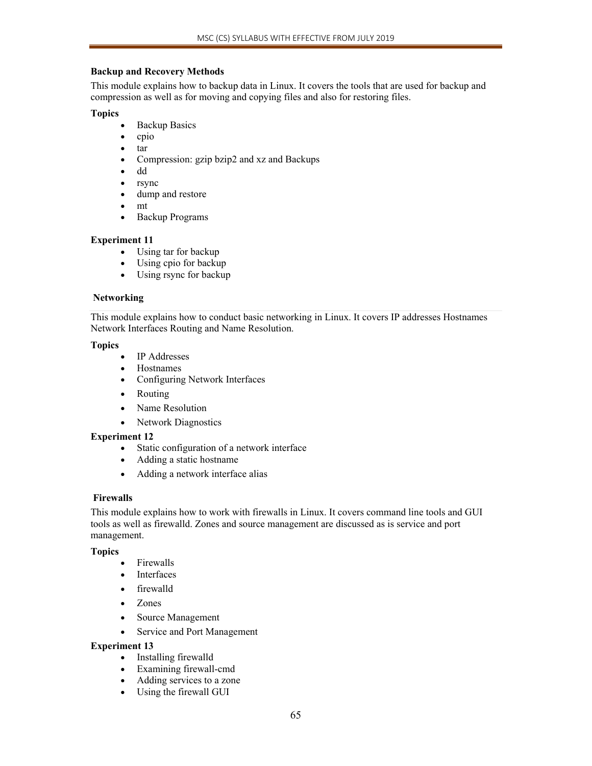**Backup and Recovery Methods**

This module explains how to backup data in Linux. It covers the tools that are used for backup and compression as well as for moving and copying files and also for restoring files.

**Topics**

- Backup Basics
- cpio
- tar
- Compression: gzip bzip2 and xz and Backups
- dd
- rsync
- dump and restore
- mt
- Backup Programs

**Experiment 11**

- Using tar for backup
- Using cpio for backup
- Using rsync for backup

**Networking**

This module explains how to conduct basic networking in Linux. It covers IP addresses Hostnames Network Interfaces Routing and Name Resolution.

**Topics**

- IP Addresses
- Hostnames
- Configuring Network Interfaces
- Routing
- Name Resolution
- Network Diagnostics

**Experiment 12**

- Static configuration of a network interface
- Adding a static hostname
- Adding a network interface alias

**Firewalls**

This module explains how to work with firewalls in Linux. It covers command line tools and GUI tools as well as firewalld. Zones and source management are discussed as is service and port management.

**Topics**

- Firewalls
- Interfaces
- firewalld
- Zones
- Source Management
- Service and Port Management

**Experiment 13**

- Installing firewalld
- Examining firewall-cmd
- Adding services to a zone
- Using the firewall GUI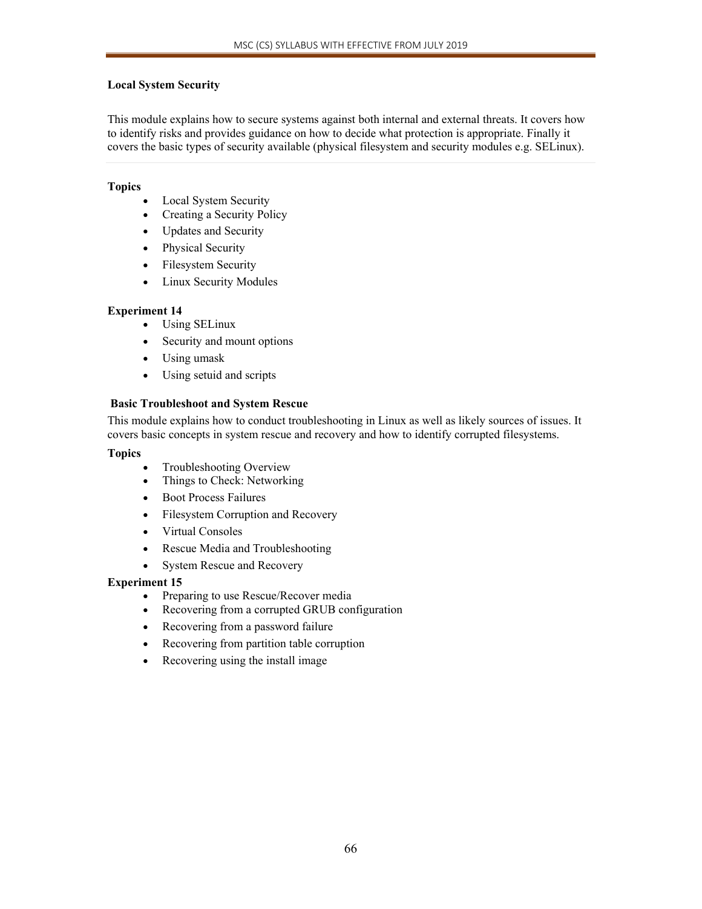**Local System Security**

This module explains how to secure systems against both internal and external threats. It covers how to identify risks and provides guidance on how to decide what protection is appropriate. Finally it covers the basic types of security available (physical filesystem and security modules e.g. SELinux).

**Topics**

- Local System Security
- Creating a Security Policy
- Updates and Security
- Physical Security
- Filesystem Security
- Linux Security Modules

**Experiment 14**

- Using SELinux
- Security and mount options
- Using umask
- Using setuid and scripts

**Basic Troubleshoot and System Rescue**

This module explains how to conduct troubleshooting in Linux as well as likely sources of issues. It covers basic concepts in system rescue and recovery and how to identify corrupted filesystems.

**Topics**

- Troubleshooting Overview
- Things to Check: Networking
- Boot Process Failures
- Filesystem Corruption and Recovery
- Virtual Consoles
- Rescue Media and Troubleshooting
- System Rescue and Recovery

**Experiment 15**

- Preparing to use Rescue/Recover media
- Recovering from a corrupted GRUB configuration
- Recovering from a password failure
- Recovering from partition table corruption
- Recovering using the install image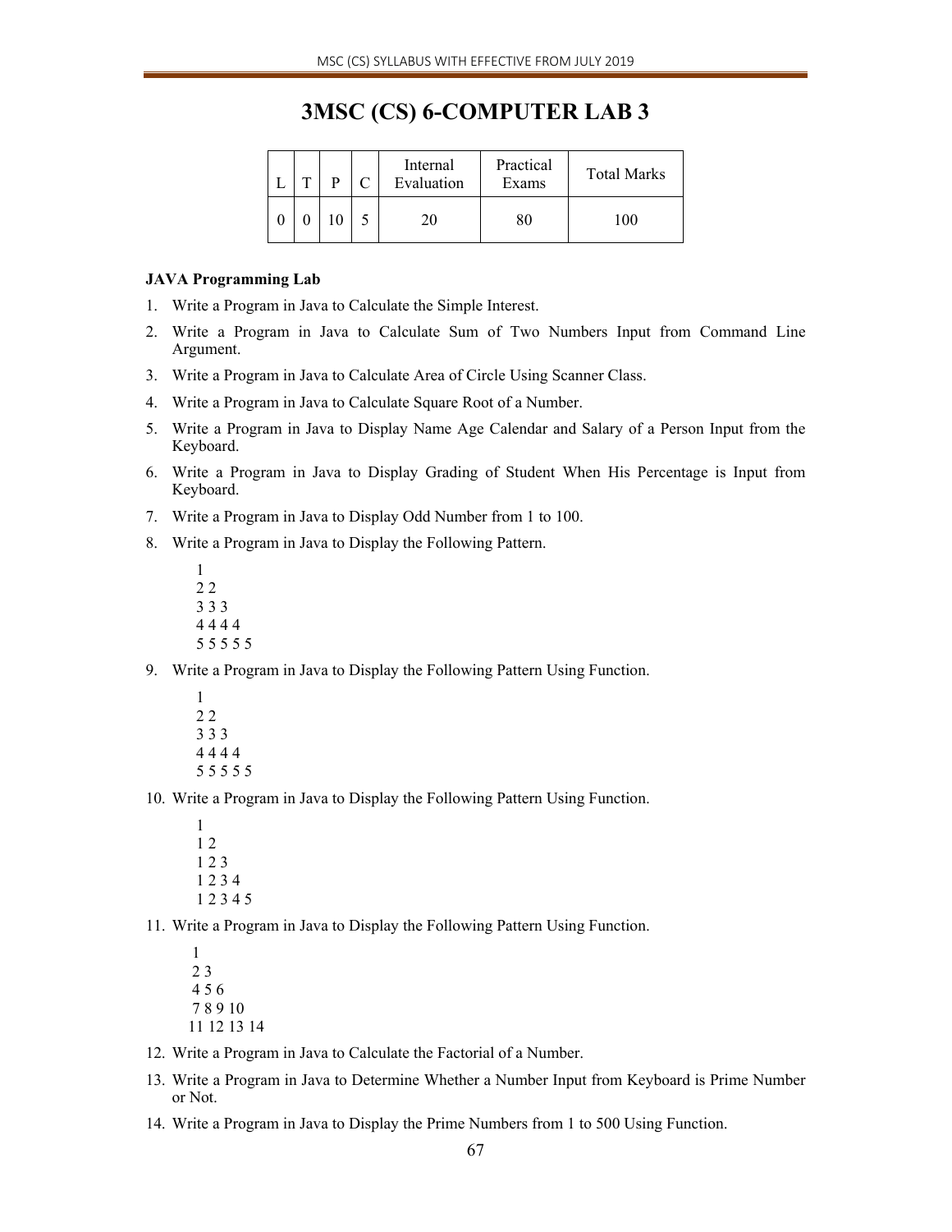# 3MSC (CS) 6-COMPUTER LAB 3

| L | T | P | C | Internal Evaluation | Practical Exams | Total Marks |
|---|---|---|---|---|---|---|
| 0 | 0 | 10 | 5 | 20 | 80 | 100 |

**JAVA Programming Lab**

1. Write a Program in Java to Calculate the Simple Interest.
2. Write a Program in Java to Calculate Sum of Two Numbers Input from Command Line Argument.
3. Write a Program in Java to Calculate Area of Circle Using Scanner Class.
4. Write a Program in Java to Calculate Square Root of a Number.
5. Write a Program in Java to Display Name Age Calendar and Salary of a Person Input from the Keyboard.
6. Write a Program in Java to Display Grading of Student When His Percentage is Input from Keyboard.
7. Write a Program in Java to Display Odd Number from 1 to 100.
8. Write a Program in Java to Display the Following Pattern.

```
1
2 2
3 3 3
4 4 4 4
5 5 5 5 5
```

9. Write a Program in Java to Display the Following Pattern Using Function.

```
1
2 2
3 3 3
4 4 4 4
5 5 5 5 5
```

10. Write a Program in Java to Display the Following Pattern Using Function.

```
1
1 2
1 2 3
1 2 3 4
1 2 3 4 5
```

11. Write a Program in Java to Display the Following Pattern Using Function.

```
1
2 3
4 5 6
7 8 9 10
11 12 13 14
```

12. Write a Program in Java to Calculate the Factorial of a Number.
13. Write a Program in Java to Determine Whether a Number Input from Keyboard is Prime Number or Not.
14. Write a Program in Java to Display the Prime Numbers from 1 to 500 Using Function.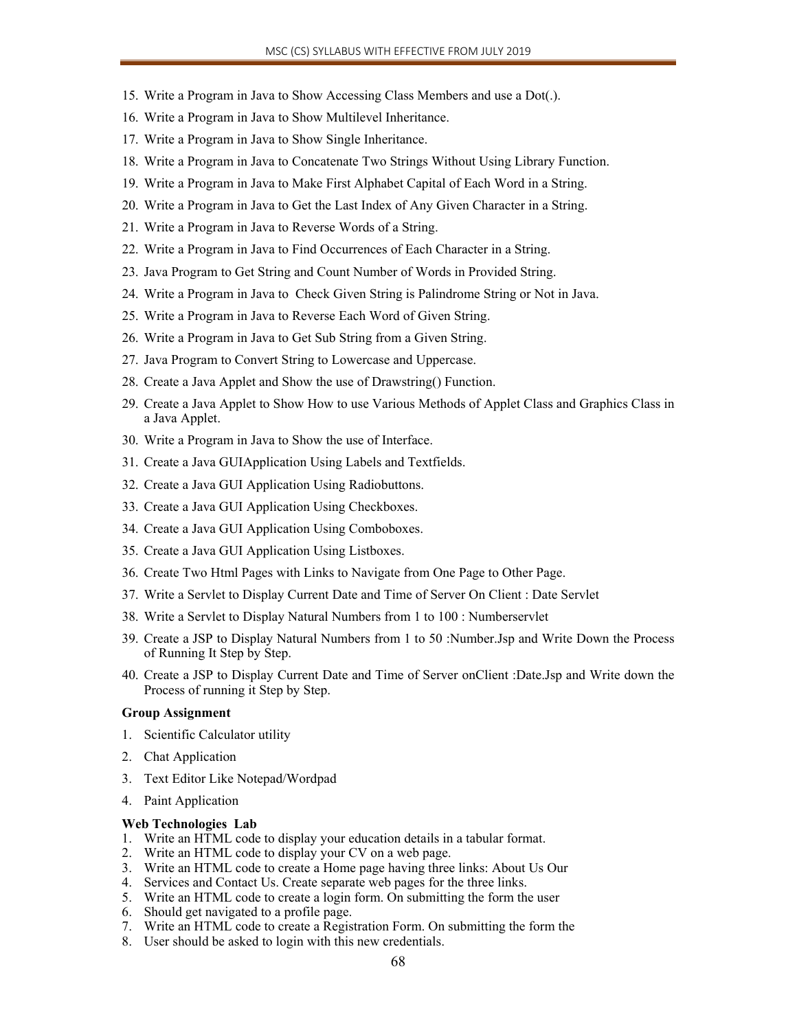15. Write a Program in Java to Show Accessing Class Members and use a Dot(.).
16. Write a Program in Java to Show Multilevel Inheritance.
17. Write a Program in Java to Show Single Inheritance.
18. Write a Program in Java to Concatenate Two Strings Without Using Library Function.
19. Write a Program in Java to Make First Alphabet Capital of Each Word in a String.
20. Write a Program in Java to Get the Last Index of Any Given Character in a String.
21. Write a Program in Java to Reverse Words of a String.
22. Write a Program in Java to Find Occurrences of Each Character in a String.
23. Java Program to Get String and Count Number of Words in Provided String.
24. Write a Program in Java to Check Given String is Palindrome String or Not in Java.
25. Write a Program in Java to Reverse Each Word of Given String.
26. Write a Program in Java to Get Sub String from a Given String.
27. Java Program to Convert String to Lowercase and Uppercase.
28. Create a Java Applet and Show the use of Drawstring() Function.
29. Create a Java Applet to Show How to use Various Methods of Applet Class and Graphics Class in a Java Applet.
30. Write a Program in Java to Show the use of Interface.
31. Create a Java GUIApplication Using Labels and Textfields.
32. Create a Java GUI Application Using Radiobuttons.
33. Create a Java GUI Application Using Checkboxes.
34. Create a Java GUI Application Using Comboboxes.
35. Create a Java GUI Application Using Listboxes.
36. Create Two Html Pages with Links to Navigate from One Page to Other Page.
37. Write a Servlet to Display Current Date and Time of Server On Client : Date Servlet
38. Write a Servlet to Display Natural Numbers from 1 to 100 : Numberservlet
39. Create a JSP to Display Natural Numbers from 1 to 50 :Number.Jsp and Write Down the Process of Running It Step by Step.
40. Create a JSP to Display Current Date and Time of Server onClient :Date.Jsp and Write down the Process of running it Step by Step.

**Group Assignment**

1. Scientific Calculator utility
2. Chat Application
3. Text Editor Like Notepad/Wordpad
4. Paint Application

**Web Technologies Lab**

1. Write an HTML code to display your education details in a tabular format.
2. Write an HTML code to display your CV on a web page.
3. Write an HTML code to create a Home page having three links: About Us Our
4. Services and Contact Us. Create separate web pages for the three links.
5. Write an HTML code to create a login form. On submitting the form the user
6. Should get navigated to a profile page.
7. Write an HTML code to create a Registration Form. On submitting the form the
8. User should be asked to login with this new credentials.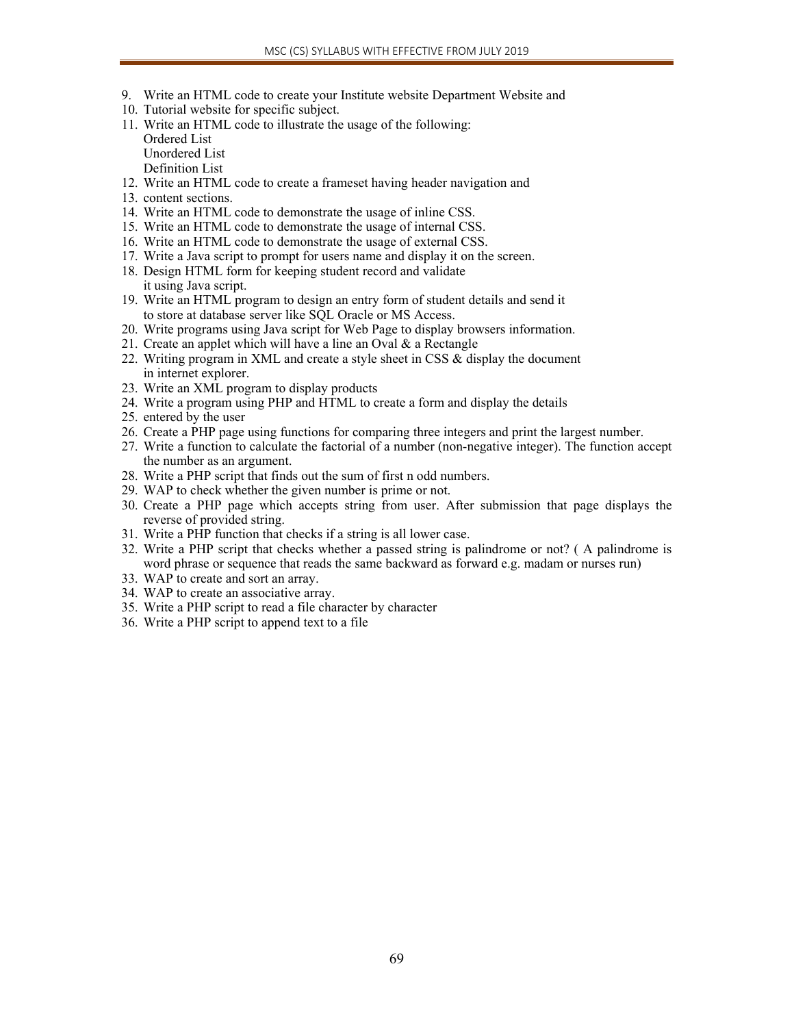9. Write an HTML code to create your Institute website Department Website and
10. Tutorial website for specific subject.
11. Write an HTML code to illustrate the usage of the following:
    Ordered List
    Unordered List
    Definition List
12. Write an HTML code to create a frameset having header navigation and
13. content sections.
14. Write an HTML code to demonstrate the usage of inline CSS.
15. Write an HTML code to demonstrate the usage of internal CSS.
16. Write an HTML code to demonstrate the usage of external CSS.
17. Write a Java script to prompt for users name and display it on the screen.
18. Design HTML form for keeping student record and validate
    it using Java script.
19. Write an HTML program to design an entry form of student details and send it
    to store at database server like SQL Oracle or MS Access.
20. Write programs using Java script for Web Page to display browsers information.
21. Create an applet which will have a line an Oval & a Rectangle
22. Writing program in XML and create a style sheet in CSS & display the document
    in internet explorer.
23. Write an XML program to display products
24. Write a program using PHP and HTML to create a form and display the details
25. entered by the user
26. Create a PHP page using functions for comparing three integers and print the largest number.
27. Write a function to calculate the factorial of a number (non-negative integer). The function accept the number as an argument.
28. Write a PHP script that finds out the sum of first n odd numbers.
29. WAP to check whether the given number is prime or not.
30. Create a PHP page which accepts string from user. After submission that page displays the reverse of provided string.
31. Write a PHP function that checks if a string is all lower case.
32. Write a PHP script that checks whether a passed string is palindrome or not? ( A palindrome is word phrase or sequence that reads the same backward as forward e.g. madam or nurses run)
33. WAP to create and sort an array.
34. WAP to create an associative array.
35. Write a PHP script to read a file character by character
36. Write a PHP script to append text to a file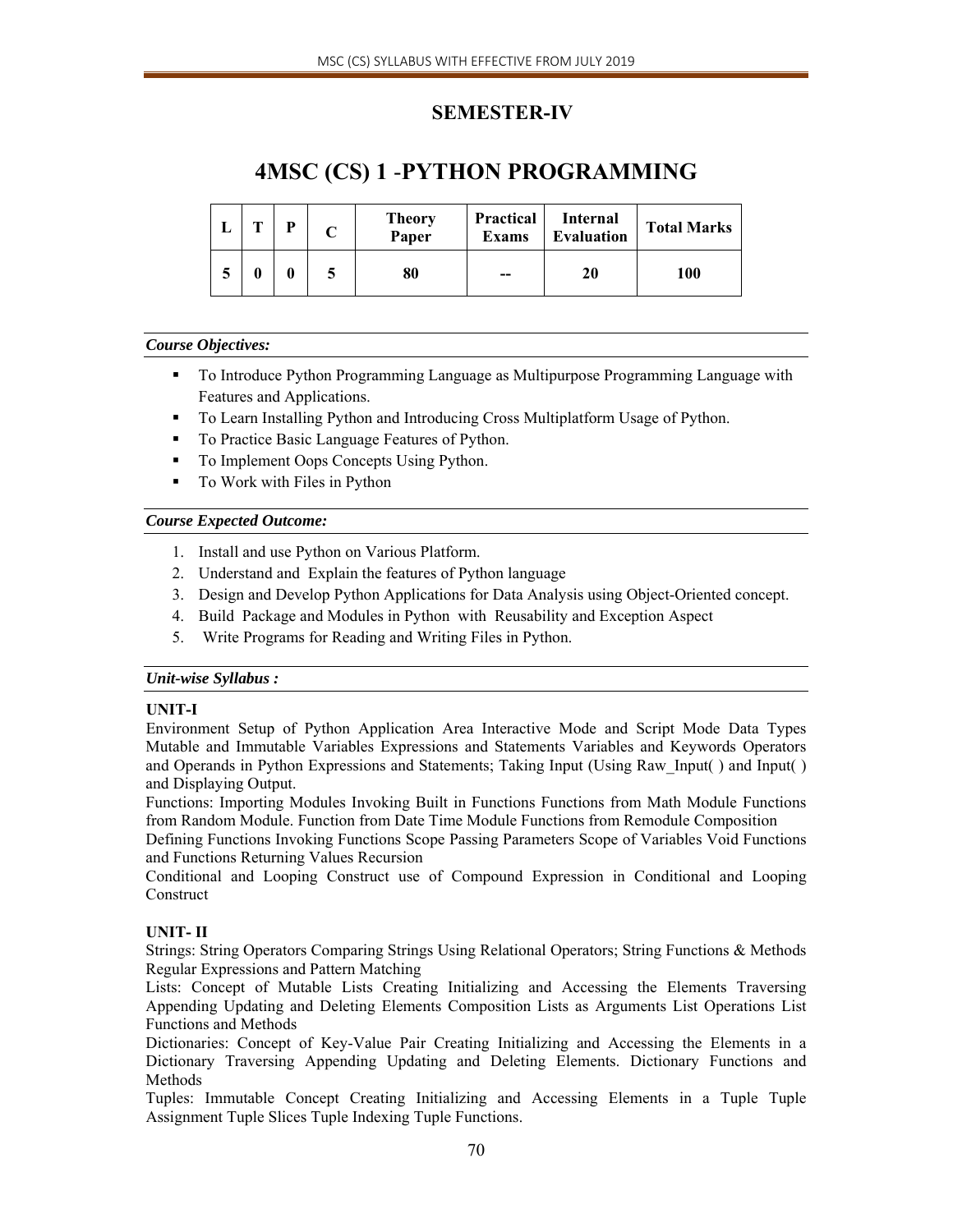## SEMESTER-IV

# 4MSC (CS) 1 -PYTHON PROGRAMMING

| L | T | P | C | Theory Paper | Practical Exams | Internal Evaluation | Total Marks |
|---|---|---|---|---|---|---|---|
| 5 | 0 | 0 | 5 | 80 | -- | 20 | 100 |

***Course Objectives:***

- To Introduce Python Programming Language as Multipurpose Programming Language with Features and Applications.
- To Learn Installing Python and Introducing Cross Multiplatform Usage of Python.
- To Practice Basic Language Features of Python.
- To Implement Oops Concepts Using Python.
- To Work with Files in Python

***Course Expected Outcome:***

1. Install and use Python on Various Platform.
2. Understand and Explain the features of Python language
3. Design and Develop Python Applications for Data Analysis using Object-Oriented concept.
4. Build Package and Modules in Python with Reusability and Exception Aspect
5. Write Programs for Reading and Writing Files in Python.

***Unit-wise Syllabus :***

**UNIT-I**

Environment Setup of Python Application Area Interactive Mode and Script Mode Data Types Mutable and Immutable Variables Expressions and Statements Variables and Keywords Operators and Operands in Python Expressions and Statements; Taking Input (Using Raw_Input( ) and Input( ) and Displaying Output.

Functions: Importing Modules Invoking Built in Functions Functions from Math Module Functions from Random Module. Function from Date Time Module Functions from Remodule Composition

Defining Functions Invoking Functions Scope Passing Parameters Scope of Variables Void Functions and Functions Returning Values Recursion

Conditional and Looping Construct use of Compound Expression in Conditional and Looping Construct

**UNIT- II**

Strings: String Operators Comparing Strings Using Relational Operators; String Functions & Methods Regular Expressions and Pattern Matching

Lists: Concept of Mutable Lists Creating Initializing and Accessing the Elements Traversing Appending Updating and Deleting Elements Composition Lists as Arguments List Operations List Functions and Methods

Dictionaries: Concept of Key-Value Pair Creating Initializing and Accessing the Elements in a Dictionary Traversing Appending Updating and Deleting Elements. Dictionary Functions and Methods

Tuples: Immutable Concept Creating Initializing and Accessing Elements in a Tuple Tuple Assignment Tuple Slices Tuple Indexing Tuple Functions.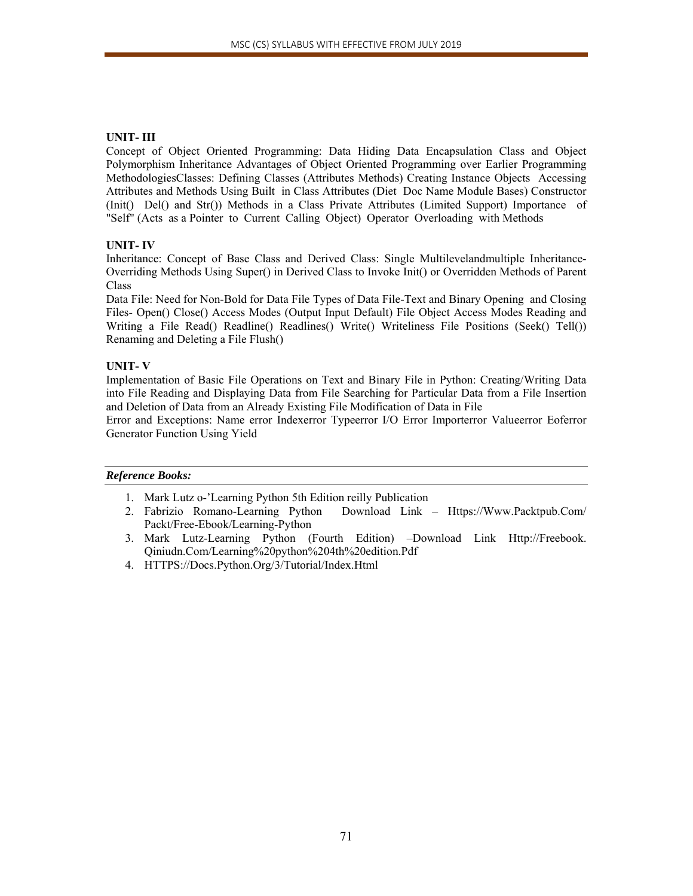**UNIT- III**

Concept of Object Oriented Programming: Data Hiding Data Encapsulation Class and Object Polymorphism Inheritance Advantages of Object Oriented Programming over Earlier Programming MethodologiesClasses: Defining Classes (Attributes Methods) Creating Instance Objects Accessing Attributes and Methods Using Built in Class Attributes (Diet Doc Name Module Bases) Constructor (Init() Del() and Str()) Methods in a Class Private Attributes (Limited Support) Importance of "Self" (Acts as a Pointer to Current Calling Object) Operator Overloading with Methods

**UNIT- IV**

Inheritance: Concept of Base Class and Derived Class: Single Multilevelandmultiple Inheritance-Overriding Methods Using Super() in Derived Class to Invoke Init() or Overridden Methods of Parent Class

Data File: Need for Non-Bold for Data File Types of Data File-Text and Binary Opening and Closing Files- Open() Close() Access Modes (Output Input Default) File Object Access Modes Reading and Writing a File Read() Readline() Readlines() Write() Writeliness File Positions (Seek() Tell()) Renaming and Deleting a File Flush()

**UNIT- V**

Implementation of Basic File Operations on Text and Binary File in Python: Creating/Writing Data into File Reading and Displaying Data from File Searching for Particular Data from a File Insertion and Deletion of Data from an Already Existing File Modification of Data in File

Error and Exceptions: Name error Indexerror Typeerror I/O Error Importerror Valueerror Eoferror Generator Function Using Yield

***Reference Books:***

1. Mark Lutz o-'Learning Python 5th Edition reilly Publication
2. Fabrizio Romano-Learning Python Download Link – Https://Www.Packtpub.Com/ Packt/Free-Ebook/Learning-Python
3. Mark Lutz-Learning Python (Fourth Edition) –Download Link Http://Freebook. Qiniudn.Com/Learning%20python%204th%20edition.Pdf
4. HTTPS://Docs.Python.Org/3/Tutorial/Index.Html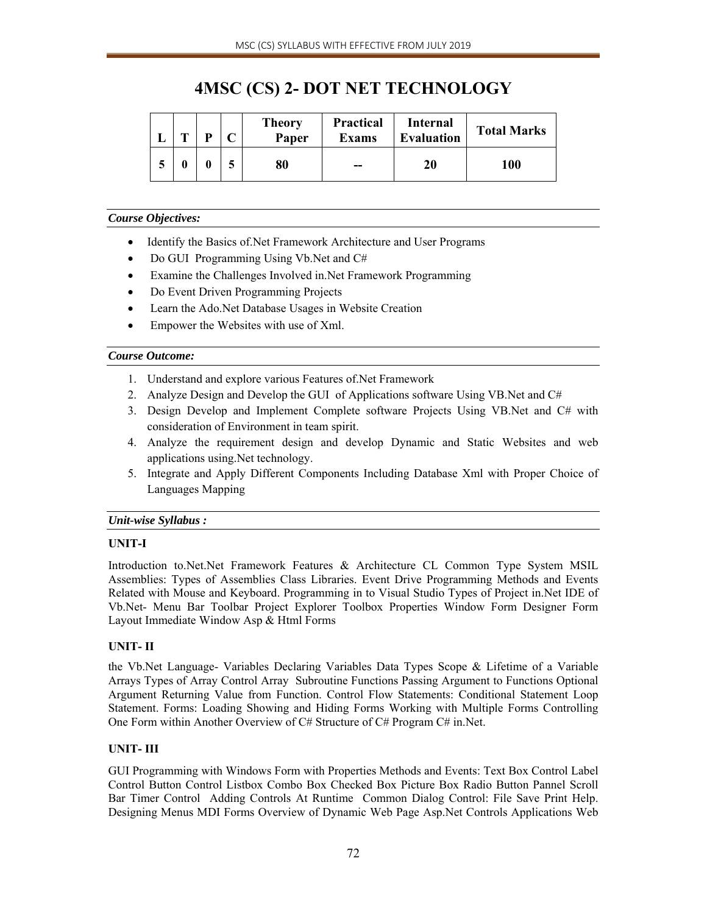# 4MSC (CS) 2- DOT NET TECHNOLOGY

| L | T | P | C | Theory Paper | Practical Exams | Internal Evaluation | Total Marks |
|---|---|---|---|---|---|---|---|
| 5 | 0 | 0 | 5 | 80 | -- | 20 | 100 |

***Course Objectives:***

- Identify the Basics of.Net Framework Architecture and User Programs
- Do GUI Programming Using Vb.Net and C#
- Examine the Challenges Involved in.Net Framework Programming
- Do Event Driven Programming Projects
- Learn the Ado.Net Database Usages in Website Creation
- Empower the Websites with use of Xml.

***Course Outcome:***

1. Understand and explore various Features of.Net Framework
2. Analyze Design and Develop the GUI of Applications software Using VB.Net and C#
3. Design Develop and Implement Complete software Projects Using VB.Net and C# with consideration of Environment in team spirit.
4. Analyze the requirement design and develop Dynamic and Static Websites and web applications using.Net technology.
5. Integrate and Apply Different Components Including Database Xml with Proper Choice of Languages Mapping

***Unit-wise Syllabus :***

**UNIT-I**

Introduction to.Net.Net Framework Features & Architecture CL Common Type System MSIL Assemblies: Types of Assemblies Class Libraries. Event Drive Programming Methods and Events Related with Mouse and Keyboard. Programming in to Visual Studio Types of Project in.Net IDE of Vb.Net- Menu Bar Toolbar Project Explorer Toolbox Properties Window Form Designer Form Layout Immediate Window Asp & Html Forms

**UNIT- II**

the Vb.Net Language- Variables Declaring Variables Data Types Scope & Lifetime of a Variable Arrays Types of Array Control Array Subroutine Functions Passing Argument to Functions Optional Argument Returning Value from Function. Control Flow Statements: Conditional Statement Loop Statement. Forms: Loading Showing and Hiding Forms Working with Multiple Forms Controlling One Form within Another Overview of C# Structure of C# Program C# in.Net.

**UNIT- III**

GUI Programming with Windows Form with Properties Methods and Events: Text Box Control Label Control Button Control Listbox Combo Box Checked Box Picture Box Radio Button Pannel Scroll Bar Timer Control Adding Controls At Runtime Common Dialog Control: File Save Print Help. Designing Menus MDI Forms Overview of Dynamic Web Page Asp.Net Controls Applications Web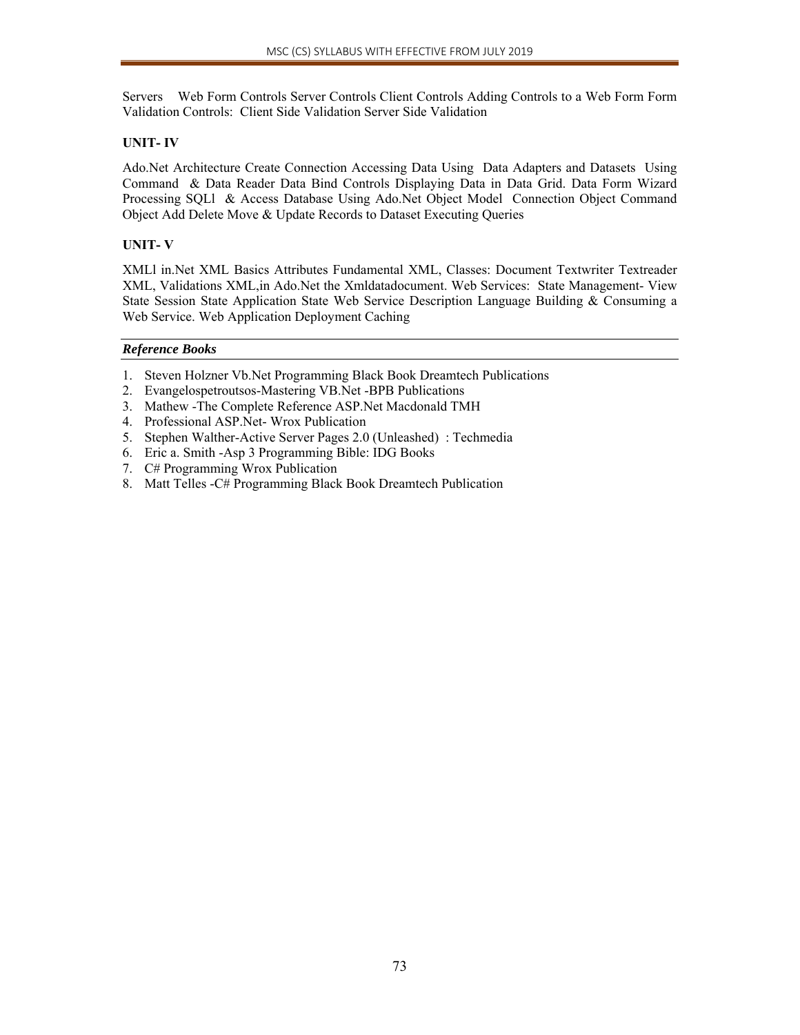Servers Web Form Controls Server Controls Client Controls Adding Controls to a Web Form Form Validation Controls: Client Side Validation Server Side Validation

**UNIT- IV**

Ado.Net Architecture Create Connection Accessing Data Using Data Adapters and Datasets Using Command & Data Reader Data Bind Controls Displaying Data in Data Grid. Data Form Wizard Processing SQLl & Access Database Using Ado.Net Object Model Connection Object Command Object Add Delete Move & Update Records to Dataset Executing Queries

**UNIT- V**

XMLl in.Net XML Basics Attributes Fundamental XML, Classes: Document Textwriter Textreader XML, Validations XML,in Ado.Net the Xmldatadocument. Web Services: State Management- View State Session State Application State Web Service Description Language Building & Consuming a Web Service. Web Application Deployment Caching

***Reference Books***

1. Steven Holzner Vb.Net Programming Black Book Dreamtech Publications
2. Evangelospetroutsos-Mastering VB.Net -BPB Publications
3. Mathew -The Complete Reference ASP.Net Macdonald TMH
4. Professional ASP.Net- Wrox Publication
5. Stephen Walther-Active Server Pages 2.0 (Unleashed) : Techmedia
6. Eric a. Smith -Asp 3 Programming Bible: IDG Books
7. C# Programming Wrox Publication
8. Matt Telles -C# Programming Black Book Dreamtech Publication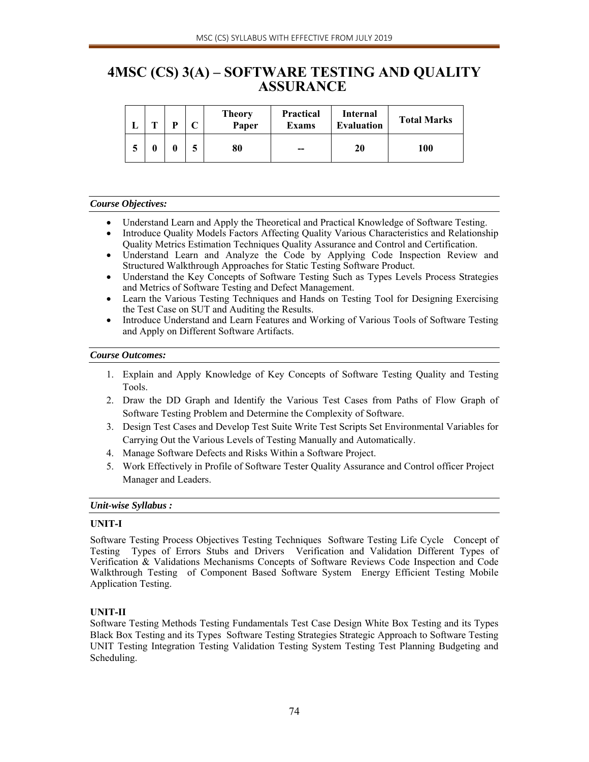# 4MSC (CS) 3(A) – SOFTWARE TESTING AND QUALITY ASSURANCE

| L | T | P | C | Theory Paper | Practical Exams | Internal Evaluation | Total Marks |
|---|---|---|---|---|---|---|---|
| 5 | 0 | 0 | 5 | 80 | -- | 20 | 100 |

***Course Objectives:***

- Understand Learn and Apply the Theoretical and Practical Knowledge of Software Testing.
- Introduce Quality Models Factors Affecting Quality Various Characteristics and Relationship Quality Metrics Estimation Techniques Quality Assurance and Control and Certification.
- Understand Learn and Analyze the Code by Applying Code Inspection Review and Structured Walkthrough Approaches for Static Testing Software Product.
- Understand the Key Concepts of Software Testing Such as Types Levels Process Strategies and Metrics of Software Testing and Defect Management.
- Learn the Various Testing Techniques and Hands on Testing Tool for Designing Exercising the Test Case on SUT and Auditing the Results.
- Introduce Understand and Learn Features and Working of Various Tools of Software Testing and Apply on Different Software Artifacts.

***Course Outcomes:***

1. Explain and Apply Knowledge of Key Concepts of Software Testing Quality and Testing Tools.
2. Draw the DD Graph and Identify the Various Test Cases from Paths of Flow Graph of Software Testing Problem and Determine the Complexity of Software.
3. Design Test Cases and Develop Test Suite Write Test Scripts Set Environmental Variables for Carrying Out the Various Levels of Testing Manually and Automatically.
4. Manage Software Defects and Risks Within a Software Project.
5. Work Effectively in Profile of Software Tester Quality Assurance and Control officer Project Manager and Leaders.

***Unit-wise Syllabus :***

**UNIT-I**

Software Testing Process Objectives Testing Techniques Software Testing Life Cycle Concept of Testing Types of Errors Stubs and Drivers Verification and Validation Different Types of Verification & Validations Mechanisms Concepts of Software Reviews Code Inspection and Code Walkthrough Testing of Component Based Software System Energy Efficient Testing Mobile Application Testing.

**UNIT-II**

Software Testing Methods Testing Fundamentals Test Case Design White Box Testing and its Types Black Box Testing and its Types Software Testing Strategies Strategic Approach to Software Testing UNIT Testing Integration Testing Validation Testing System Testing Test Planning Budgeting and Scheduling.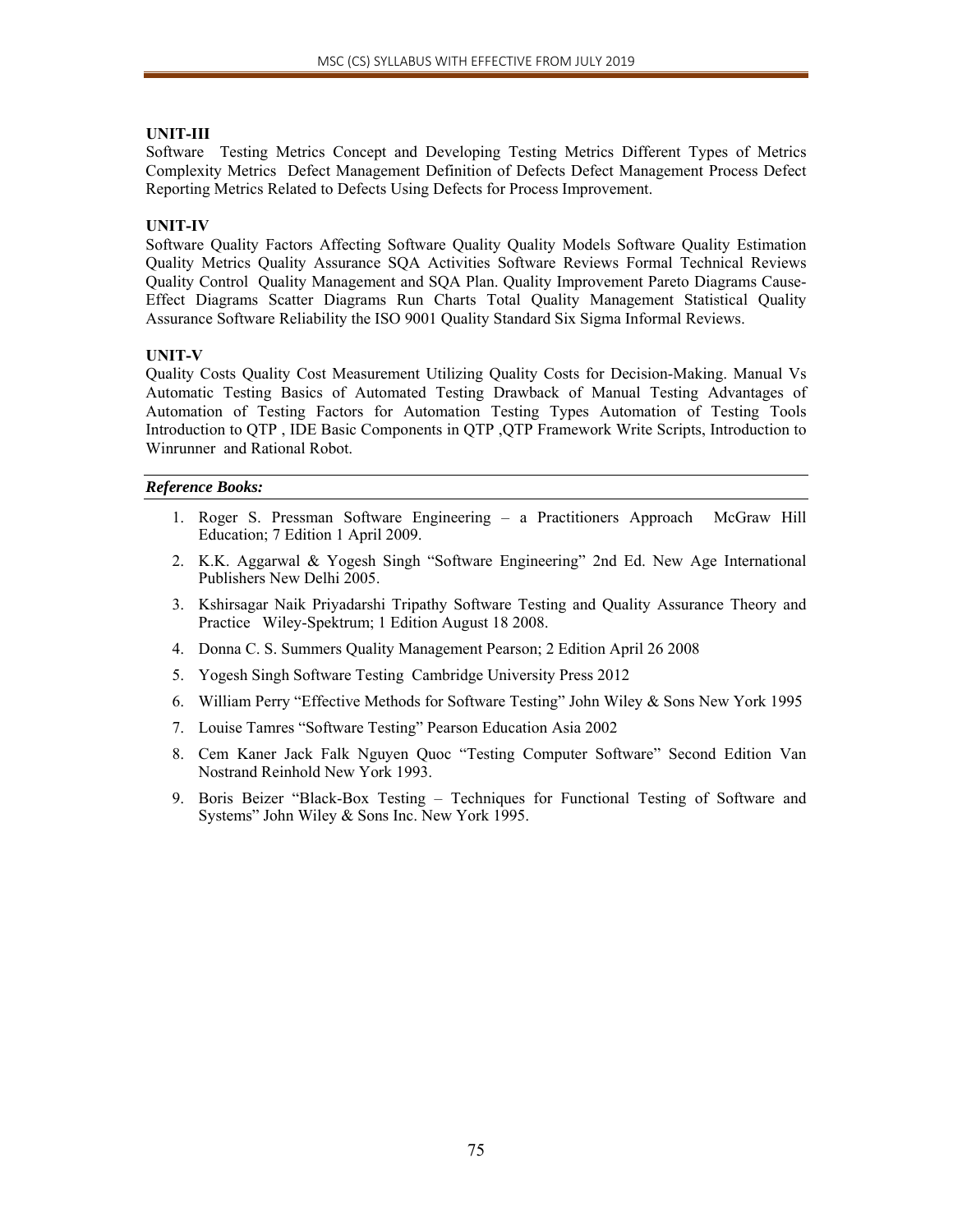### UNIT-III

Software Testing Metrics Concept and Developing Testing Metrics Different Types of Metrics Complexity Metrics Defect Management Definition of Defects Defect Management Process Defect Reporting Metrics Related to Defects Using Defects for Process Improvement.

### UNIT-IV

Software Quality Factors Affecting Software Quality Quality Models Software Quality Estimation Quality Metrics Quality Assurance SQA Activities Software Reviews Formal Technical Reviews Quality Control Quality Management and SQA Plan. Quality Improvement Pareto Diagrams Cause-Effect Diagrams Scatter Diagrams Run Charts Total Quality Management Statistical Quality Assurance Software Reliability the ISO 9001 Quality Standard Six Sigma Informal Reviews.

### UNIT-V

Quality Costs Quality Cost Measurement Utilizing Quality Costs for Decision-Making. Manual Vs Automatic Testing Basics of Automated Testing Drawback of Manual Testing Advantages of Automation of Testing Factors for Automation Testing Types Automation of Testing Tools Introduction to QTP , IDE Basic Components in QTP ,QTP Framework Write Scripts, Introduction to Winrunner and Rational Robot.

***Reference Books:***

1. Roger S. Pressman Software Engineering – a Practitioners Approach McGraw Hill Education; 7 Edition 1 April 2009.
2. K.K. Aggarwal & Yogesh Singh "Software Engineering" 2nd Ed. New Age International Publishers New Delhi 2005.
3. Kshirsagar Naik Priyadarshi Tripathy Software Testing and Quality Assurance Theory and Practice Wiley-Spektrum; 1 Edition August 18 2008.
4. Donna C. S. Summers Quality Management Pearson; 2 Edition April 26 2008
5. Yogesh Singh Software Testing Cambridge University Press 2012
6. William Perry "Effective Methods for Software Testing" John Wiley & Sons New York 1995
7. Louise Tamres "Software Testing" Pearson Education Asia 2002
8. Cem Kaner Jack Falk Nguyen Quoc "Testing Computer Software" Second Edition Van Nostrand Reinhold New York 1993.
9. Boris Beizer "Black-Box Testing – Techniques for Functional Testing of Software and Systems" John Wiley & Sons Inc. New York 1995.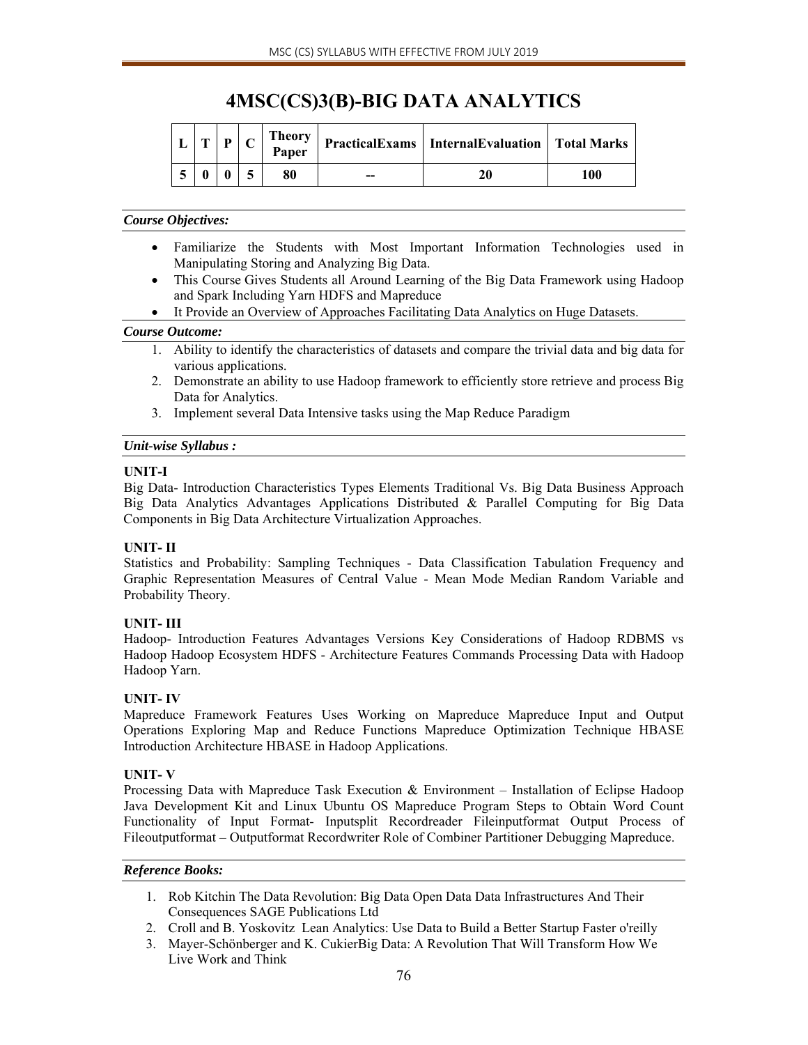# 4MSC(CS)3(B)-BIG DATA ANALYTICS

| L | T | P | C | Theory Paper | PracticalExams | InternalEvaluation | Total Marks |
|---|---|---|---|---|---|---|---|
| 5 | 0 | 0 | 5 | 80 | -- | 20 | 100 |

***Course Objectives:***

- Familiarize the Students with Most Important Information Technologies used in Manipulating Storing and Analyzing Big Data.
- This Course Gives Students all Around Learning of the Big Data Framework using Hadoop and Spark Including Yarn HDFS and Mapreduce
- It Provide an Overview of Approaches Facilitating Data Analytics on Huge Datasets.

***Course Outcome:***

1. Ability to identify the characteristics of datasets and compare the trivial data and big data for various applications.
2. Demonstrate an ability to use Hadoop framework to efficiently store retrieve and process Big Data for Analytics.
3. Implement several Data Intensive tasks using the Map Reduce Paradigm

***Unit-wise Syllabus :***

**UNIT-I**

Big Data- Introduction Characteristics Types Elements Traditional Vs. Big Data Business Approach Big Data Analytics Advantages Applications Distributed & Parallel Computing for Big Data Components in Big Data Architecture Virtualization Approaches.

**UNIT- II**

Statistics and Probability: Sampling Techniques - Data Classification Tabulation Frequency and Graphic Representation Measures of Central Value - Mean Mode Median Random Variable and Probability Theory.

**UNIT- III**

Hadoop- Introduction Features Advantages Versions Key Considerations of Hadoop RDBMS vs Hadoop Hadoop Ecosystem HDFS - Architecture Features Commands Processing Data with Hadoop Hadoop Yarn.

**UNIT- IV**

Mapreduce Framework Features Uses Working on Mapreduce Mapreduce Input and Output Operations Exploring Map and Reduce Functions Mapreduce Optimization Technique HBASE Introduction Architecture HBASE in Hadoop Applications.

**UNIT- V**

Processing Data with Mapreduce Task Execution & Environment – Installation of Eclipse Hadoop Java Development Kit and Linux Ubuntu OS Mapreduce Program Steps to Obtain Word Count Functionality of Input Format- Inputsplit Recordreader Fileinputformat Output Process of Fileoutputformat – Outputformat Recordwriter Role of Combiner Partitioner Debugging Mapreduce.

***Reference Books:***

1. Rob Kitchin The Data Revolution: Big Data Open Data Data Infrastructures And Their Consequences SAGE Publications Ltd
2. Croll and B. Yoskovitz Lean Analytics: Use Data to Build a Better Startup Faster o'reilly
3. Mayer-Schönberger and K. CukierBig Data: A Revolution That Will Transform How We Live Work and Think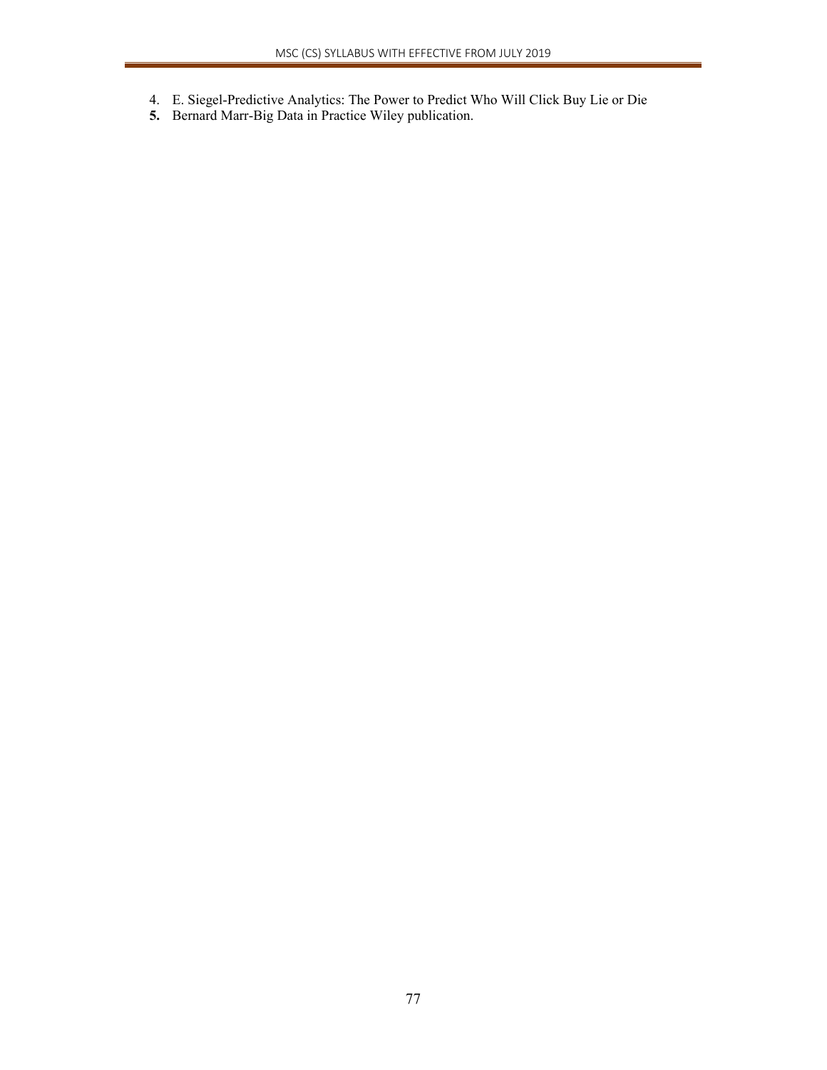4. E. Siegel-Predictive Analytics: The Power to Predict Who Will Click Buy Lie or Die
5. Bernard Marr-Big Data in Practice Wiley publication.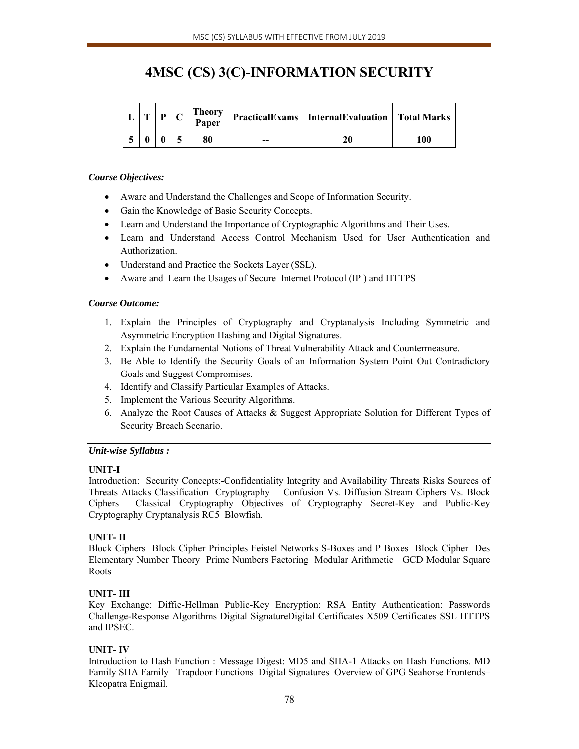# 4MSC (CS) 3(C)-INFORMATION SECURITY

| L | T | P | C | Theory Paper | PracticalExams | InternalEvaluation | Total Marks |
|---|---|---|---|---|---|---|---|
| 5 | 0 | 0 | 5 | 80 | -- | 20 | 100 |

***Course Objectives:***

- Aware and Understand the Challenges and Scope of Information Security.
- Gain the Knowledge of Basic Security Concepts.
- Learn and Understand the Importance of Cryptographic Algorithms and Their Uses.
- Learn and Understand Access Control Mechanism Used for User Authentication and Authorization.
- Understand and Practice the Sockets Layer (SSL).
- Aware and Learn the Usages of Secure Internet Protocol (IP ) and HTTPS

***Course Outcome:***

1. Explain the Principles of Cryptography and Cryptanalysis Including Symmetric and Asymmetric Encryption Hashing and Digital Signatures.
2. Explain the Fundamental Notions of Threat Vulnerability Attack and Countermeasure.
3. Be Able to Identify the Security Goals of an Information System Point Out Contradictory Goals and Suggest Compromises.
4. Identify and Classify Particular Examples of Attacks.
5. Implement the Various Security Algorithms.
6. Analyze the Root Causes of Attacks & Suggest Appropriate Solution for Different Types of Security Breach Scenario.

***Unit-wise Syllabus :***

**UNIT-I**

Introduction: Security Concepts:-Confidentiality Integrity and Availability Threats Risks Sources of Threats Attacks Classification Cryptography Confusion Vs. Diffusion Stream Ciphers Vs. Block Ciphers Classical Cryptography Objectives of Cryptography Secret-Key and Public-Key Cryptography Cryptanalysis RC5 Blowfish.

**UNIT- II**

Block Ciphers Block Cipher Principles Feistel Networks S-Boxes and P Boxes Block Cipher Des Elementary Number Theory Prime Numbers Factoring Modular Arithmetic GCD Modular Square Roots

**UNIT- III**

Key Exchange: Diffie-Hellman Public-Key Encryption: RSA Entity Authentication: Passwords Challenge-Response Algorithms Digital SignatureDigital Certificates X509 Certificates SSL HTTPS and IPSEC.

**UNIT- IV**

Introduction to Hash Function : Message Digest: MD5 and SHA-1 Attacks on Hash Functions. MD Family SHA Family Trapdoor Functions Digital Signatures Overview of GPG Seahorse Frontends– Kleopatra Enigmail.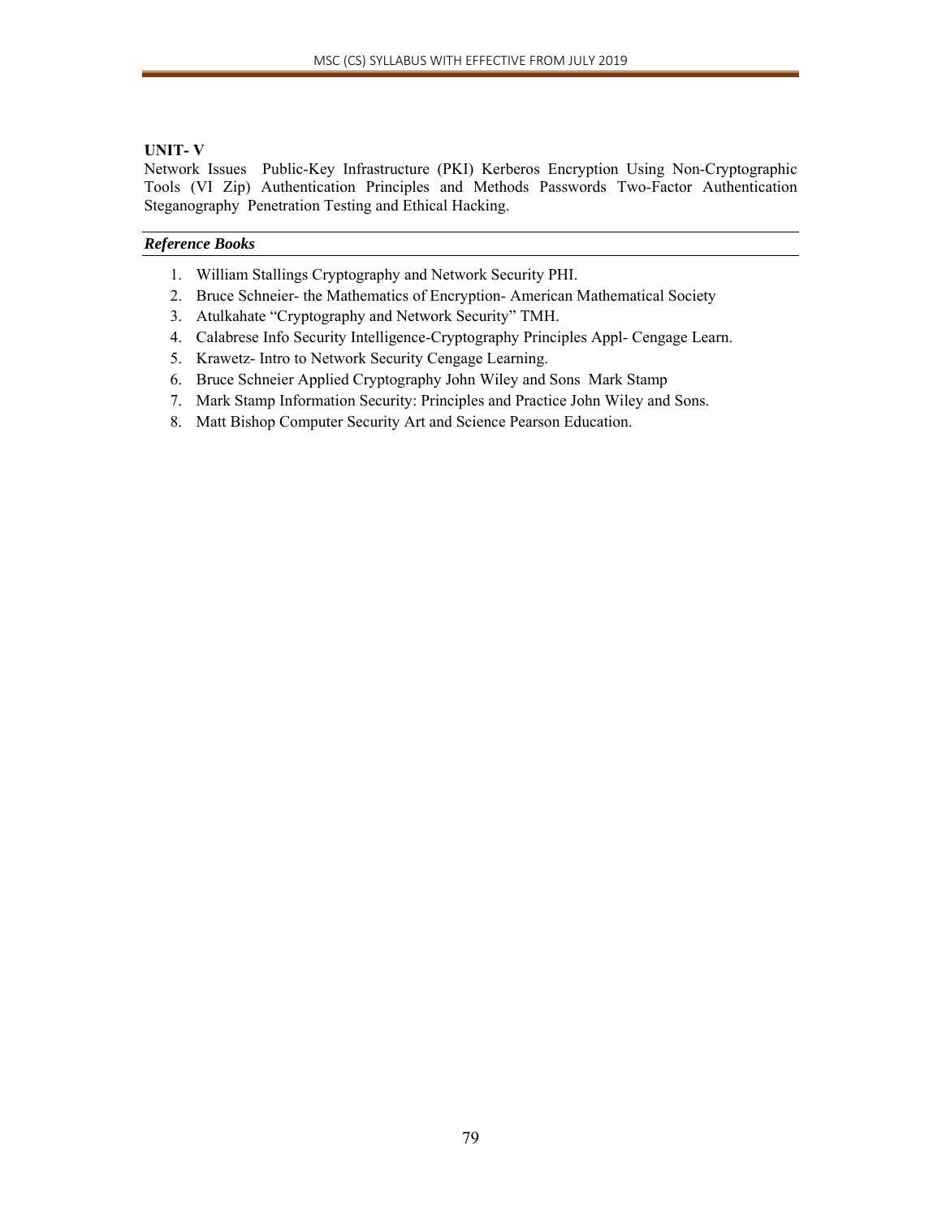**UNIT- V**

Network Issues Public-Key Infrastructure (PKI) Kerberos Encryption Using Non-Cryptographic Tools (VI Zip) Authentication Principles and Methods Passwords Two-Factor Authentication Steganography Penetration Testing and Ethical Hacking.

***Reference Books***

1. William Stallings Cryptography and Network Security PHI.
2. Bruce Schneier- the Mathematics of Encryption- American Mathematical Society
3. Atulkahate "Cryptography and Network Security" TMH.
4. Calabrese Info Security Intelligence-Cryptography Principles Appl- Cengage Learn.
5. Krawetz- Intro to Network Security Cengage Learning.
6. Bruce Schneier Applied Cryptography John Wiley and Sons Mark Stamp
7. Mark Stamp Information Security: Principles and Practice John Wiley and Sons.
8. Matt Bishop Computer Security Art and Science Pearson Education.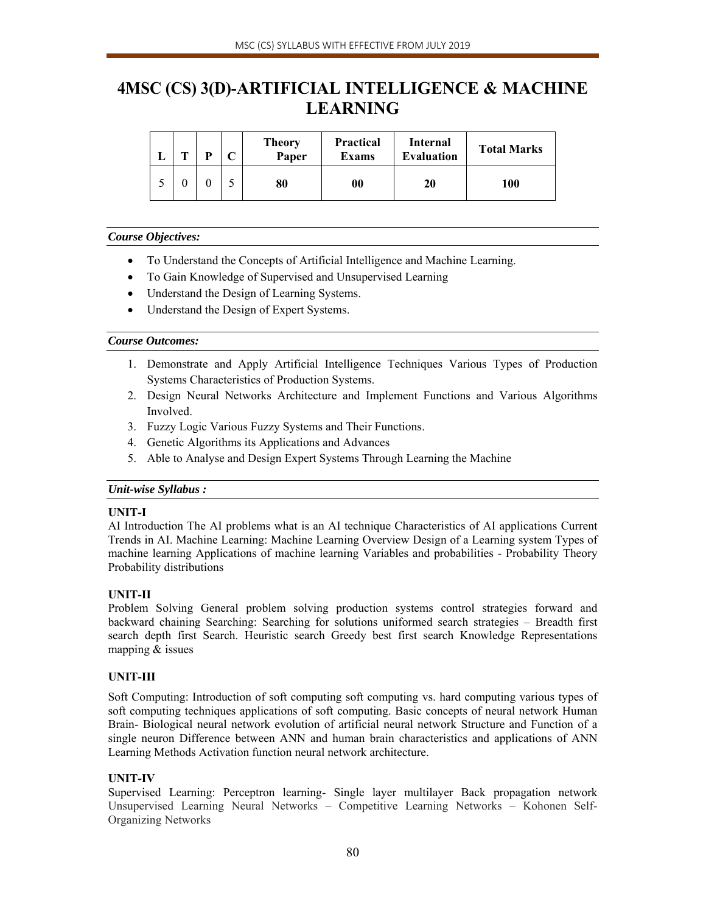# 4MSC (CS) 3(D)-ARTIFICIAL INTELLIGENCE & MACHINE LEARNING

| L | T | P | C | Theory Paper | Practical Exams | Internal Evaluation | Total Marks |
|---|---|---|---|---|---|---|---|
| 5 | 0 | 0 | 5 | **80** | **00** | **20** | **100** |

***Course Objectives:***

- To Understand the Concepts of Artificial Intelligence and Machine Learning.
- To Gain Knowledge of Supervised and Unsupervised Learning
- Understand the Design of Learning Systems.
- Understand the Design of Expert Systems.

***Course Outcomes:***

1. Demonstrate and Apply Artificial Intelligence Techniques Various Types of Production Systems Characteristics of Production Systems.
2. Design Neural Networks Architecture and Implement Functions and Various Algorithms Involved.
3. Fuzzy Logic Various Fuzzy Systems and Their Functions.
4. Genetic Algorithms its Applications and Advances
5. Able to Analyse and Design Expert Systems Through Learning the Machine

***Unit-wise Syllabus :***

**UNIT-I**

AI Introduction The AI problems what is an AI technique Characteristics of AI applications Current Trends in AI. Machine Learning: Machine Learning Overview Design of a Learning system Types of machine learning Applications of machine learning Variables and probabilities - Probability Theory Probability distributions

**UNIT-II**

Problem Solving General problem solving production systems control strategies forward and backward chaining Searching: Searching for solutions uniformed search strategies – Breadth first search depth first Search. Heuristic search Greedy best first search Knowledge Representations mapping & issues

**UNIT-III**

Soft Computing: Introduction of soft computing soft computing vs. hard computing various types of soft computing techniques applications of soft computing. Basic concepts of neural network Human Brain- Biological neural network evolution of artificial neural network Structure and Function of a single neuron Difference between ANN and human brain characteristics and applications of ANN Learning Methods Activation function neural network architecture.

**UNIT-IV**

Supervised Learning: Perceptron learning- Single layer multilayer Back propagation network Unsupervised Learning Neural Networks – Competitive Learning Networks – Kohonen Self-Organizing Networks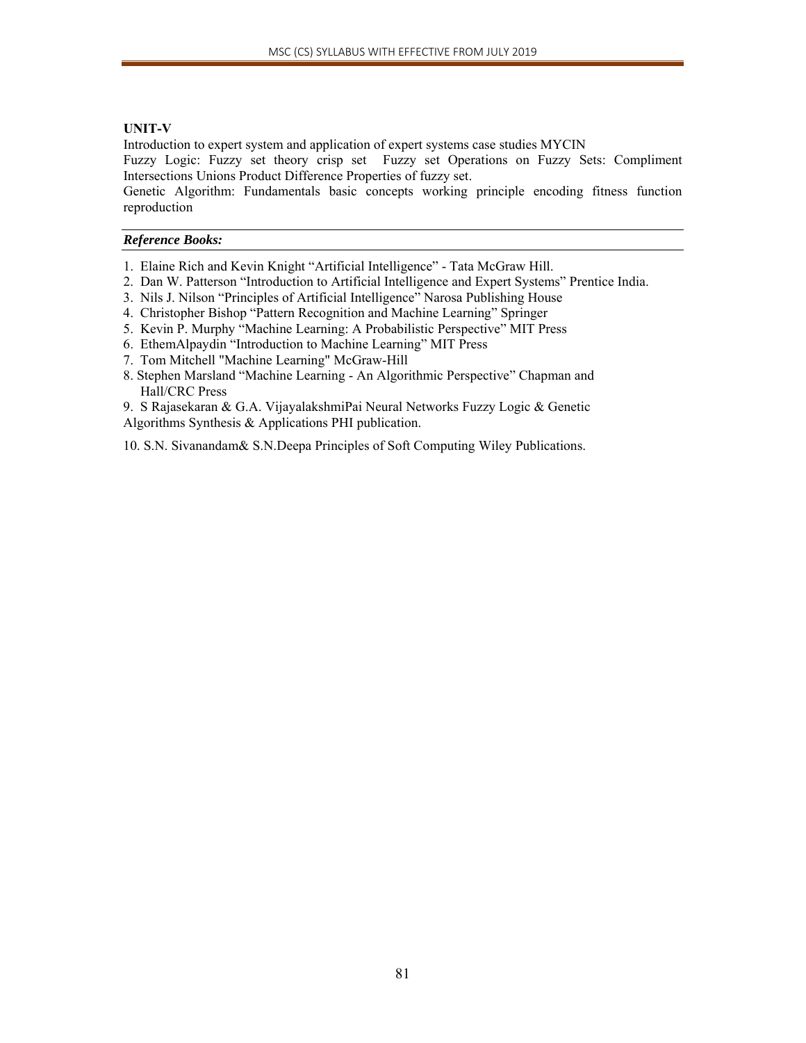**UNIT-V**

Introduction to expert system and application of expert systems case studies MYCIN

Fuzzy Logic: Fuzzy set theory crisp set Fuzzy set Operations on Fuzzy Sets: Compliment Intersections Unions Product Difference Properties of fuzzy set.

Genetic Algorithm: Fundamentals basic concepts working principle encoding fitness function reproduction

***Reference Books:***

1. Elaine Rich and Kevin Knight "Artificial Intelligence" - Tata McGraw Hill.
2. Dan W. Patterson "Introduction to Artificial Intelligence and Expert Systems" Prentice India.
3. Nils J. Nilson "Principles of Artificial Intelligence" Narosa Publishing House
4. Christopher Bishop "Pattern Recognition and Machine Learning" Springer
5. Kevin P. Murphy "Machine Learning: A Probabilistic Perspective" MIT Press
6. EthemAlpaydin "Introduction to Machine Learning" MIT Press
7. Tom Mitchell "Machine Learning" McGraw-Hill
8. Stephen Marsland "Machine Learning - An Algorithmic Perspective" Chapman and Hall/CRC Press
9. S Rajasekaran & G.A. VijayalakshmiPai Neural Networks Fuzzy Logic & Genetic Algorithms Synthesis & Applications PHI publication.
10. S.N. Sivanandam& S.N.Deepa Principles of Soft Computing Wiley Publications.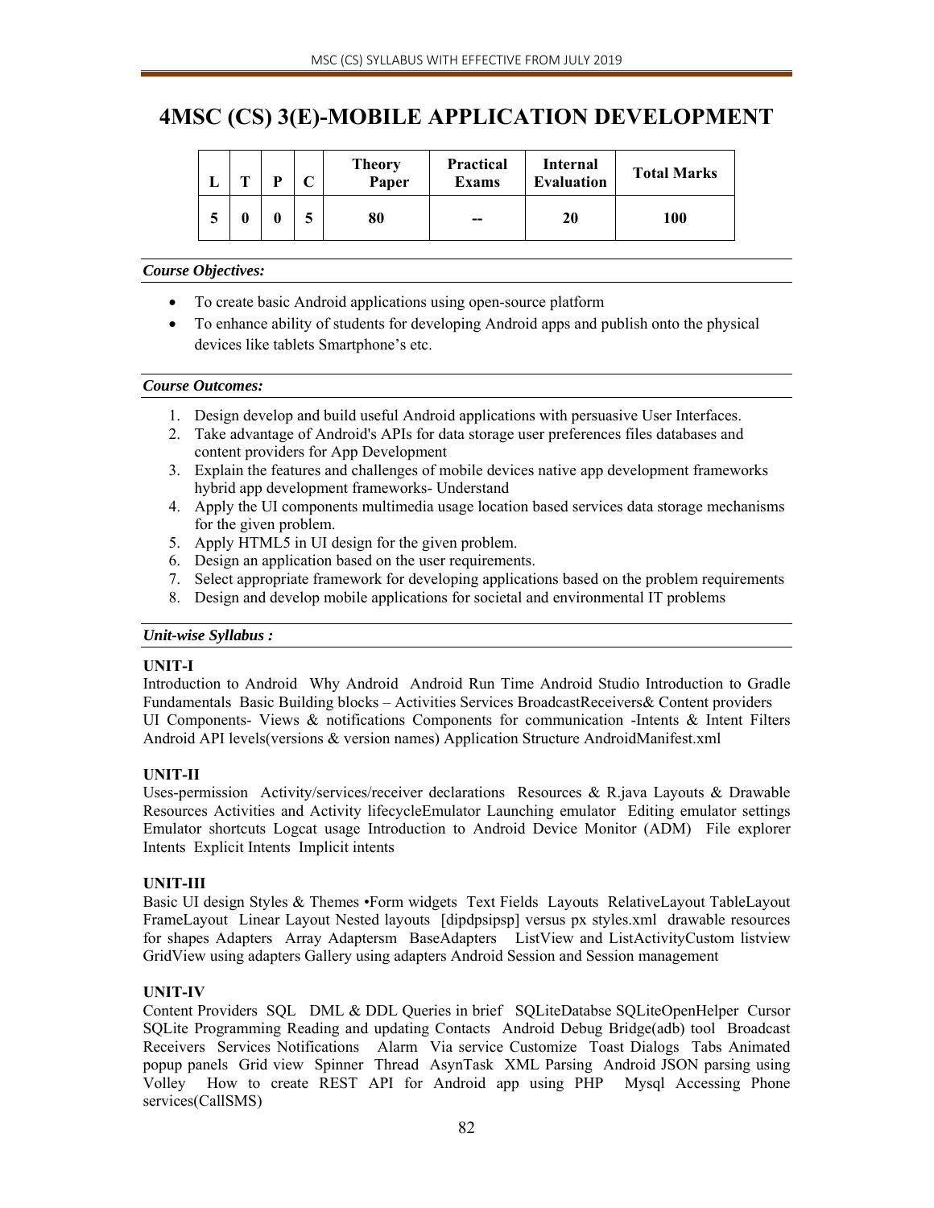# 4MSC (CS) 3(E)-MOBILE APPLICATION DEVELOPMENT

| L | T | P | C | Theory Paper | Practical Exams | Internal Evaluation | Total Marks |
|---|---|---|---|---|---|---|---|
| 5 | 0 | 0 | 5 | 80 | -- | 20 | 100 |

***Course Objectives:***

- To create basic Android applications using open-source platform
- To enhance ability of students for developing Android apps and publish onto the physical devices like tablets Smartphone's etc.

***Course Outcomes:***

1. Design develop and build useful Android applications with persuasive User Interfaces.
2. Take advantage of Android's APIs for data storage user preferences files databases and content providers for App Development
3. Explain the features and challenges of mobile devices native app development frameworks hybrid app development frameworks- Understand
4. Apply the UI components multimedia usage location based services data storage mechanisms for the given problem.
5. Apply HTML5 in UI design for the given problem.
6. Design an application based on the user requirements.
7. Select appropriate framework for developing applications based on the problem requirements
8. Design and develop mobile applications for societal and environmental IT problems

***Unit-wise Syllabus :***

**UNIT-I**

Introduction to Android Why Android Android Run Time Android Studio Introduction to Gradle Fundamentals Basic Building blocks – Activities Services BroadcastReceivers& Content providers UI Components- Views & notifications Components for communication -Intents & Intent Filters Android API levels(versions & version names) Application Structure AndroidManifest.xml

**UNIT-II**

Uses-permission Activity/services/receiver declarations Resources & R.java Layouts & Drawable Resources Activities and Activity lifecycleEmulator Launching emulator Editing emulator settings Emulator shortcuts Logcat usage Introduction to Android Device Monitor (ADM) File explorer Intents Explicit Intents Implicit intents

**UNIT-III**

Basic UI design Styles & Themes •Form widgets Text Fields Layouts RelativeLayout TableLayout FrameLayout Linear Layout Nested layouts [dipdpsipsp] versus px styles.xml drawable resources for shapes Adapters Array Adaptersm BaseAdapters ListView and ListActivityCustom listview GridView using adapters Gallery using adapters Android Session and Session management

**UNIT-IV**

Content Providers SQL DML & DDL Queries in brief SQLiteDatabse SQLiteOpenHelper Cursor SQLite Programming Reading and updating Contacts Android Debug Bridge(adb) tool Broadcast Receivers Services Notifications Alarm Via service Customize Toast Dialogs Tabs Animated popup panels Grid view Spinner Thread AsynTask XML Parsing Android JSON parsing using Volley How to create REST API for Android app using PHP Mysql Accessing Phone services(CallSMS)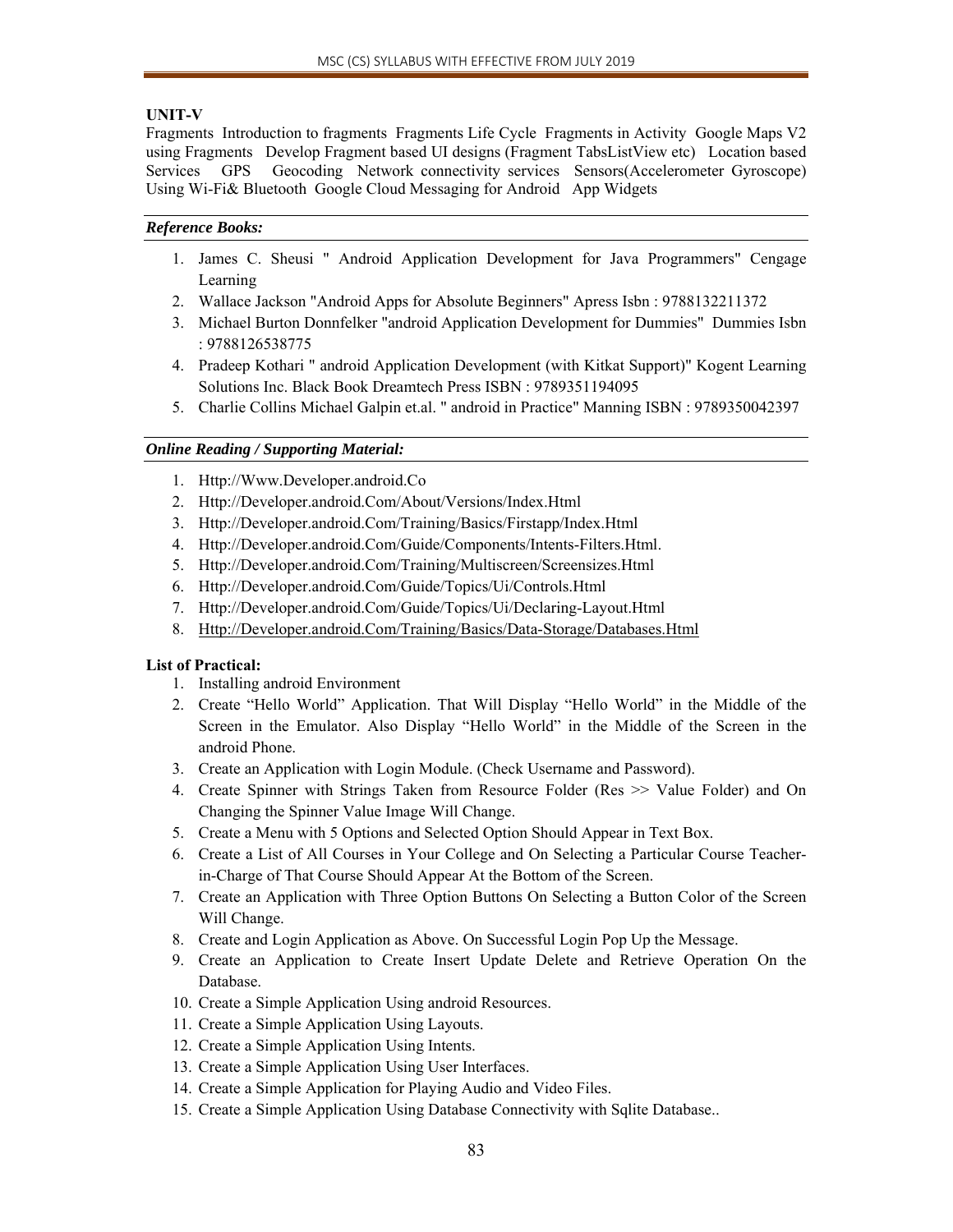**UNIT-V**

Fragments Introduction to fragments Fragments Life Cycle Fragments in Activity Google Maps V2 using Fragments Develop Fragment based UI designs (Fragment TabsListView etc) Location based Services GPS Geocoding Network connectivity services Sensors(Accelerometer Gyroscope) Using Wi-Fi& Bluetooth Google Cloud Messaging for Android App Widgets

***Reference Books:***

1. James C. Sheusi " Android Application Development for Java Programmers" Cengage Learning
2. Wallace Jackson "Android Apps for Absolute Beginners" Apress Isbn : 9788132211372
3. Michael Burton Donnfelker "android Application Development for Dummies" Dummies Isbn : 9788126538775
4. Pradeep Kothari " android Application Development (with Kitkat Support)" Kogent Learning Solutions Inc. Black Book Dreamtech Press ISBN : 9789351194095
5. Charlie Collins Michael Galpin et.al. " android in Practice" Manning ISBN : 9789350042397

***Online Reading / Supporting Material:***

1. Http://Www.Developer.android.Co
2. Http://Developer.android.Com/About/Versions/Index.Html
3. Http://Developer.android.Com/Training/Basics/Firstapp/Index.Html
4. Http://Developer.android.Com/Guide/Components/Intents-Filters.Html.
5. Http://Developer.android.Com/Training/Multiscreen/Screensizes.Html
6. Http://Developer.android.Com/Guide/Topics/Ui/Controls.Html
7. Http://Developer.android.Com/Guide/Topics/Ui/Declaring-Layout.Html
8. Http://Developer.android.Com/Training/Basics/Data-Storage/Databases.Html

**List of Practical:**

1. Installing android Environment
2. Create "Hello World" Application. That Will Display "Hello World" in the Middle of the Screen in the Emulator. Also Display "Hello World" in the Middle of the Screen in the android Phone.
3. Create an Application with Login Module. (Check Username and Password).
4. Create Spinner with Strings Taken from Resource Folder (Res >> Value Folder) and On Changing the Spinner Value Image Will Change.
5. Create a Menu with 5 Options and Selected Option Should Appear in Text Box.
6. Create a List of All Courses in Your College and On Selecting a Particular Course Teacher-in-Charge of That Course Should Appear At the Bottom of the Screen.
7. Create an Application with Three Option Buttons On Selecting a Button Color of the Screen Will Change.
8. Create and Login Application as Above. On Successful Login Pop Up the Message.
9. Create an Application to Create Insert Update Delete and Retrieve Operation On the Database.
10. Create a Simple Application Using android Resources.
11. Create a Simple Application Using Layouts.
12. Create a Simple Application Using Intents.
13. Create a Simple Application Using User Interfaces.
14. Create a Simple Application for Playing Audio and Video Files.
15. Create a Simple Application Using Database Connectivity with Sqlite Database..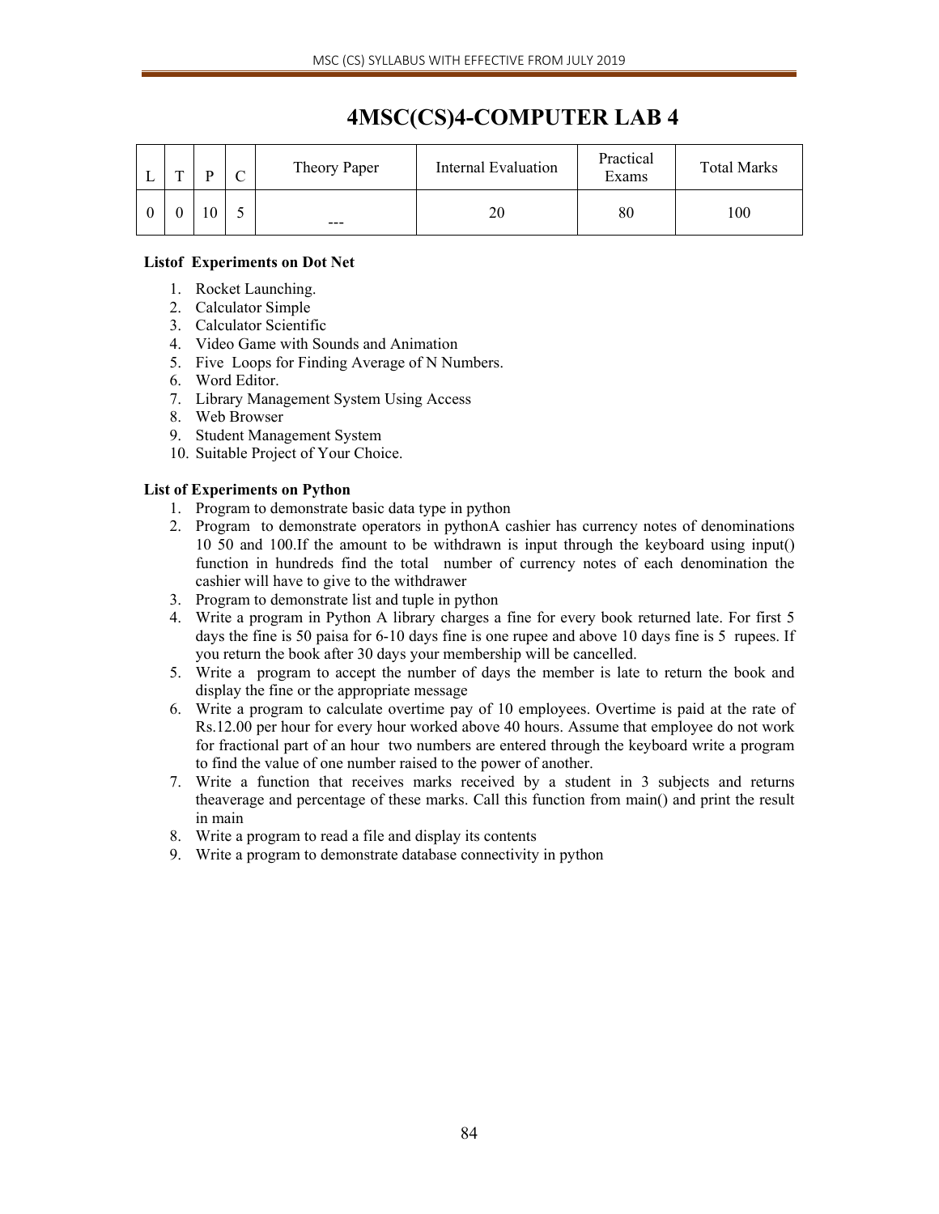# 4MSC(CS)4-COMPUTER LAB 4

| L | T | P | C | Theory Paper | Internal Evaluation | Practical Exams | Total Marks |
|---|---|---|---|---|---|---|---|
| 0 | 0 | 10 | 5 | --- | 20 | 80 | 100 |

**Listof Experiments on Dot Net**

1. Rocket Launching.
2. Calculator Simple
3. Calculator Scientific
4. Video Game with Sounds and Animation
5. Five Loops for Finding Average of N Numbers.
6. Word Editor.
7. Library Management System Using Access
8. Web Browser
9. Student Management System
10. Suitable Project of Your Choice.

**List of Experiments on Python**

1. Program to demonstrate basic data type in python
2. Program to demonstrate operators in pythonA cashier has currency notes of denominations 10 50 and 100.If the amount to be withdrawn is input through the keyboard using input() function in hundreds find the total number of currency notes of each denomination the cashier will have to give to the withdrawer
3. Program to demonstrate list and tuple in python
4. Write a program in Python A library charges a fine for every book returned late. For first 5 days the fine is 50 paisa for 6-10 days fine is one rupee and above 10 days fine is 5 rupees. If you return the book after 30 days your membership will be cancelled.
5. Write a program to accept the number of days the member is late to return the book and display the fine or the appropriate message
6. Write a program to calculate overtime pay of 10 employees. Overtime is paid at the rate of Rs.12.00 per hour for every hour worked above 40 hours. Assume that employee do not work for fractional part of an hour two numbers are entered through the keyboard write a program to find the value of one number raised to the power of another.
7. Write a function that receives marks received by a student in 3 subjects and returns theaverage and percentage of these marks. Call this function from main() and print the result in main
8. Write a program to read a file and display its contents
9. Write a program to demonstrate database connectivity in python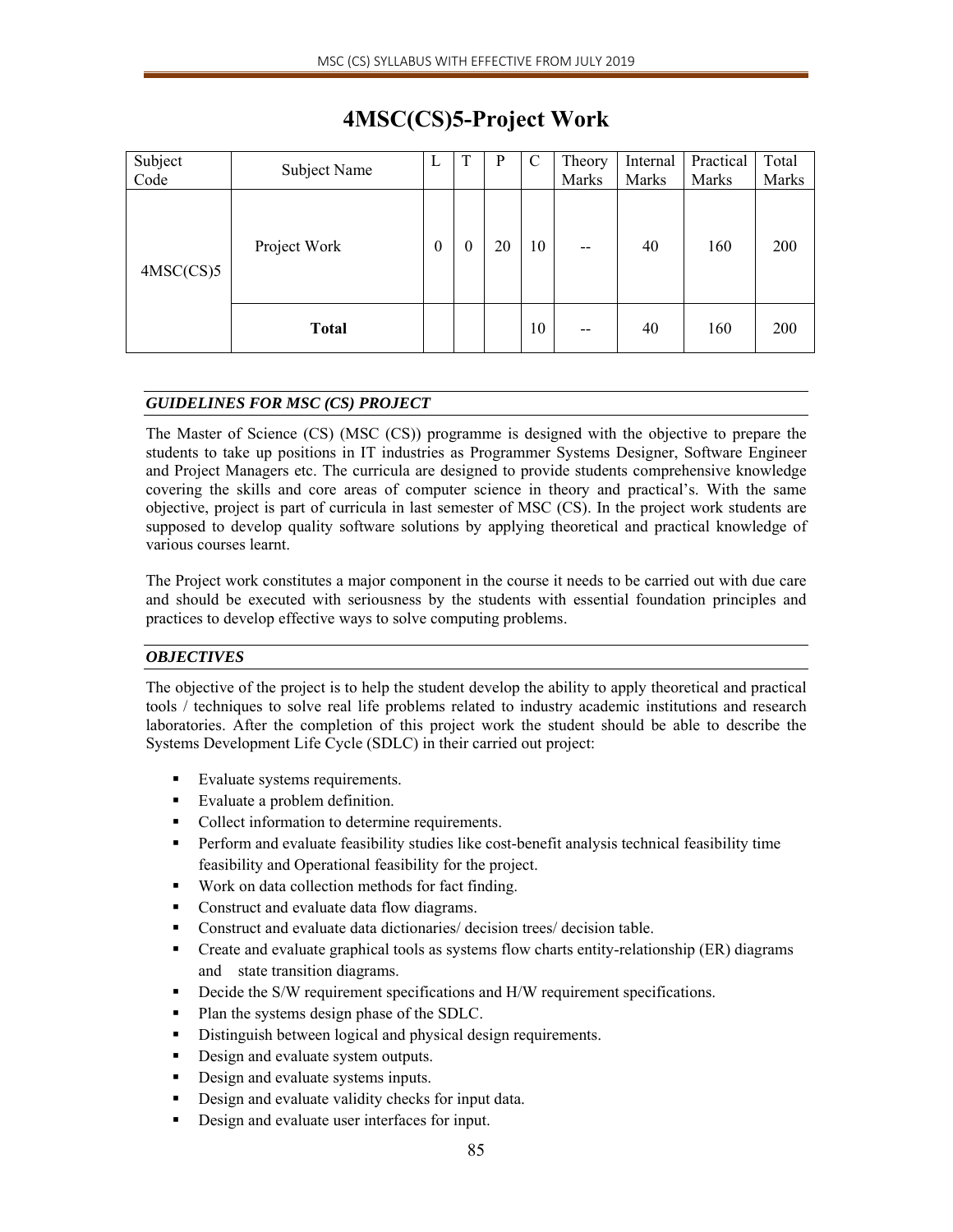# 4MSC(CS)5-Project Work

| Subject Code | Subject Name | L | T | P | C | Theory Marks | Internal Marks | Practical Marks | Total Marks |
|---|---|---|---|---|---|---|---|---|---|
| 4MSC(CS)5 | Project Work | 0 | 0 | 20 | 10 | -- | 40 | 160 | 200 |
| | **Total** | | | | 10 | -- | 40 | 160 | 200 |

### *GUIDELINES FOR MSC (CS) PROJECT*

The Master of Science (CS) (MSC (CS)) programme is designed with the objective to prepare the students to take up positions in IT industries as Programmer Systems Designer, Software Engineer and Project Managers etc. The curricula are designed to provide students comprehensive knowledge covering the skills and core areas of computer science in theory and practical's. With the same objective, project is part of curricula in last semester of MSC (CS). In the project work students are supposed to develop quality software solutions by applying theoretical and practical knowledge of various courses learnt.

The Project work constitutes a major component in the course it needs to be carried out with due care and should be executed with seriousness by the students with essential foundation principles and practices to develop effective ways to solve computing problems.

### *OBJECTIVES*

The objective of the project is to help the student develop the ability to apply theoretical and practical tools / techniques to solve real life problems related to industry academic institutions and research laboratories. After the completion of this project work the student should be able to describe the Systems Development Life Cycle (SDLC) in their carried out project:

- Evaluate systems requirements.
- Evaluate a problem definition.
- Collect information to determine requirements.
- Perform and evaluate feasibility studies like cost-benefit analysis technical feasibility time feasibility and Operational feasibility for the project.
- Work on data collection methods for fact finding.
- Construct and evaluate data flow diagrams.
- Construct and evaluate data dictionaries/ decision trees/ decision table.
- Create and evaluate graphical tools as systems flow charts entity-relationship (ER) diagrams and state transition diagrams.
- Decide the S/W requirement specifications and H/W requirement specifications.
- Plan the systems design phase of the SDLC.
- Distinguish between logical and physical design requirements.
- Design and evaluate system outputs.
- Design and evaluate systems inputs.
- Design and evaluate validity checks for input data.
- Design and evaluate user interfaces for input.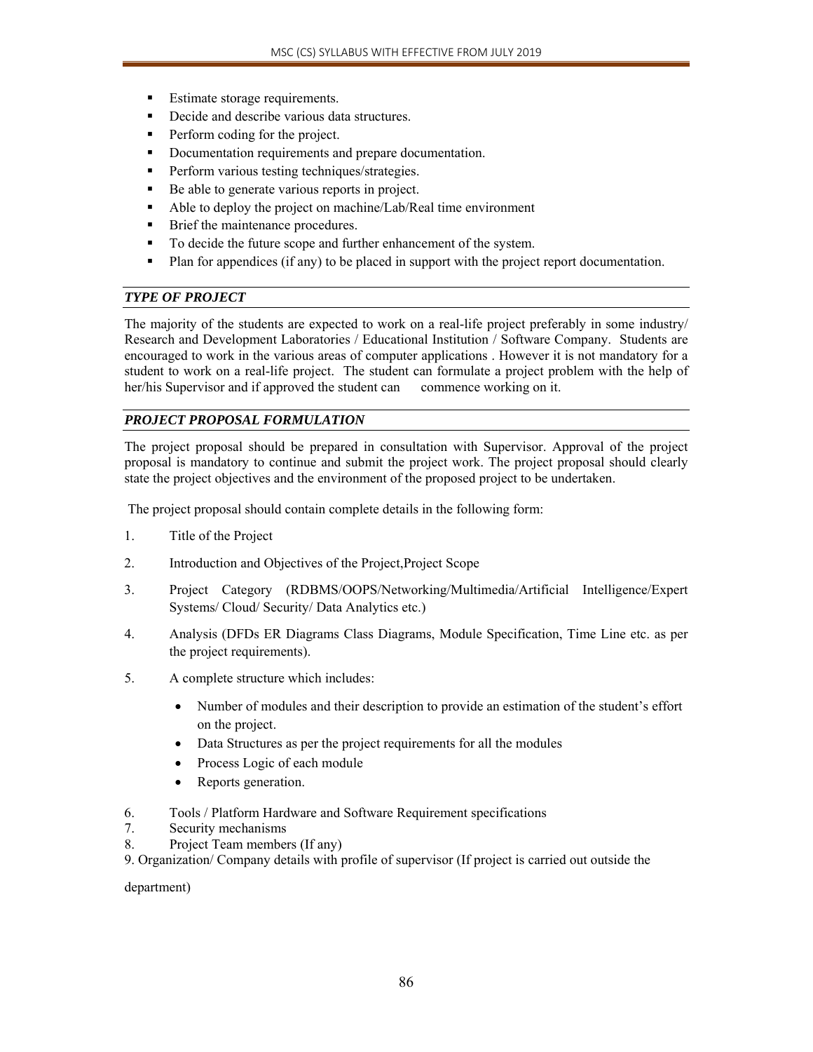- Estimate storage requirements.
- Decide and describe various data structures.
- Perform coding for the project.
- Documentation requirements and prepare documentation.
- Perform various testing techniques/strategies.
- Be able to generate various reports in project.
- Able to deploy the project on machine/Lab/Real time environment
- Brief the maintenance procedures.
- To decide the future scope and further enhancement of the system.
- Plan for appendices (if any) to be placed in support with the project report documentation.

### *TYPE OF PROJECT*

The majority of the students are expected to work on a real-life project preferably in some industry/ Research and Development Laboratories / Educational Institution / Software Company. Students are encouraged to work in the various areas of computer applications . However it is not mandatory for a student to work on a real-life project. The student can formulate a project problem with the help of her/his Supervisor and if approved the student can commence working on it.

### *PROJECT PROPOSAL FORMULATION*

The project proposal should be prepared in consultation with Supervisor. Approval of the project proposal is mandatory to continue and submit the project work. The project proposal should clearly state the project objectives and the environment of the proposed project to be undertaken.

The project proposal should contain complete details in the following form:

1. Title of the Project
2. Introduction and Objectives of the Project,Project Scope
3. Project Category (RDBMS/OOPS/Networking/Multimedia/Artificial Intelligence/Expert Systems/ Cloud/ Security/ Data Analytics etc.)
4. Analysis (DFDs ER Diagrams Class Diagrams, Module Specification, Time Line etc. as per the project requirements).
5. A complete structure which includes:
   - Number of modules and their description to provide an estimation of the student's effort on the project.
   - Data Structures as per the project requirements for all the modules
   - Process Logic of each module
   - Reports generation.
6. Tools / Platform Hardware and Software Requirement specifications
7. Security mechanisms
8. Project Team members (If any)
9. Organization/ Company details with profile of supervisor (If project is carried out outside the department)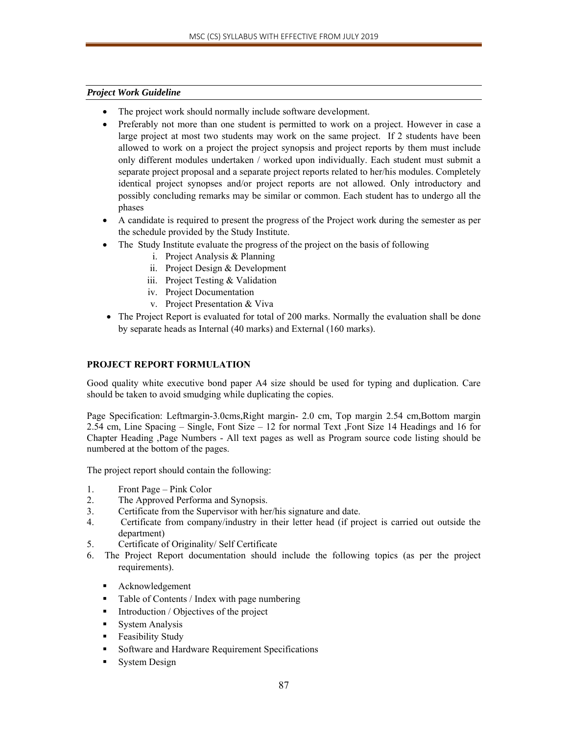***Project Work Guideline***

- The project work should normally include software development.
- Preferably not more than one student is permitted to work on a project. However in case a large project at most two students may work on the same project. If 2 students have been allowed to work on a project the project synopsis and project reports by them must include only different modules undertaken / worked upon individually. Each student must submit a separate project proposal and a separate project reports related to her/his modules. Completely identical project synopses and/or project reports are not allowed. Only introductory and possibly concluding remarks may be similar or common. Each student has to undergo all the phases
- A candidate is required to present the progress of the Project work during the semester as per the schedule provided by the Study Institute.
- The Study Institute evaluate the progress of the project on the basis of following
    i. Project Analysis & Planning
    ii. Project Design & Development
    iii. Project Testing & Validation
    iv. Project Documentation
    v. Project Presentation & Viva
- The Project Report is evaluated for total of 200 marks. Normally the evaluation shall be done by separate heads as Internal (40 marks) and External (160 marks).

**PROJECT REPORT FORMULATION**

Good quality white executive bond paper A4 size should be used for typing and duplication. Care should be taken to avoid smudging while duplicating the copies.

Page Specification: Leftmargin-3.0cms,Right margin- 2.0 cm, Top margin 2.54 cm,Bottom margin 2.54 cm, Line Spacing – Single, Font Size – 12 for normal Text ,Font Size 14 Headings and 16 for Chapter Heading ,Page Numbers - All text pages as well as Program source code listing should be numbered at the bottom of the pages.

The project report should contain the following:

1. Front Page – Pink Color
2. The Approved Performa and Synopsis.
3. Certificate from the Supervisor with her/his signature and date.
4. Certificate from company/industry in their letter head (if project is carried out outside the department)
5. Certificate of Originality/ Self Certificate
6. The Project Report documentation should include the following topics (as per the project requirements).
    - Acknowledgement
    - Table of Contents / Index with page numbering
    - Introduction / Objectives of the project
    - System Analysis
    - Feasibility Study
    - Software and Hardware Requirement Specifications
    - System Design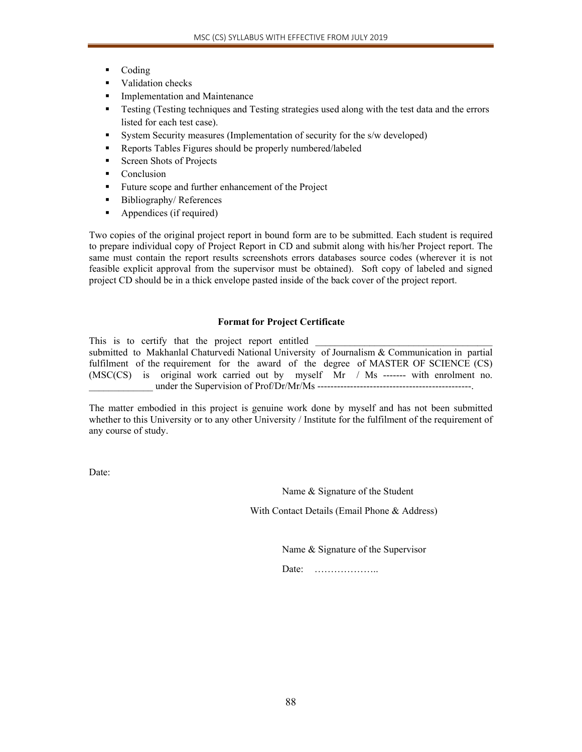- Coding
- Validation checks
- Implementation and Maintenance
- Testing (Testing techniques and Testing strategies used along with the test data and the errors listed for each test case).
- System Security measures (Implementation of security for the s/w developed)
- Reports Tables Figures should be properly numbered/labeled
- Screen Shots of Projects
- Conclusion
- Future scope and further enhancement of the Project
- Bibliography/ References
- Appendices (if required)

Two copies of the original project report in bound form are to be submitted. Each student is required to prepare individual copy of Project Report in CD and submit along with his/her Project report. The same must contain the report results screenshots errors databases source codes (wherever it is not feasible explicit approval from the supervisor must be obtained). Soft copy of labeled and signed project CD should be in a thick envelope pasted inside of the back cover of the project report.

**Format for Project Certificate**

This is to certify that the project report entitled ____________________________________ submitted to Makhanlal Chaturvedi National University of Journalism & Communication in partial fulfilment of the requirement for the award of the degree of MASTER OF SCIENCE (CS) (MSC(CS) is original work carried out by myself Mr / Ms ------- with enrolment no. _____________ under the Supervision of Prof/Dr/Mr/Ms -----------------------------------------------.

The matter embodied in this project is genuine work done by myself and has not been submitted whether to this University or to any other University / Institute for the fulfilment of the requirement of any course of study.

Date:

Name & Signature of the Student

With Contact Details (Email Phone & Address)

Name & Signature of the Supervisor

Date: ………………..